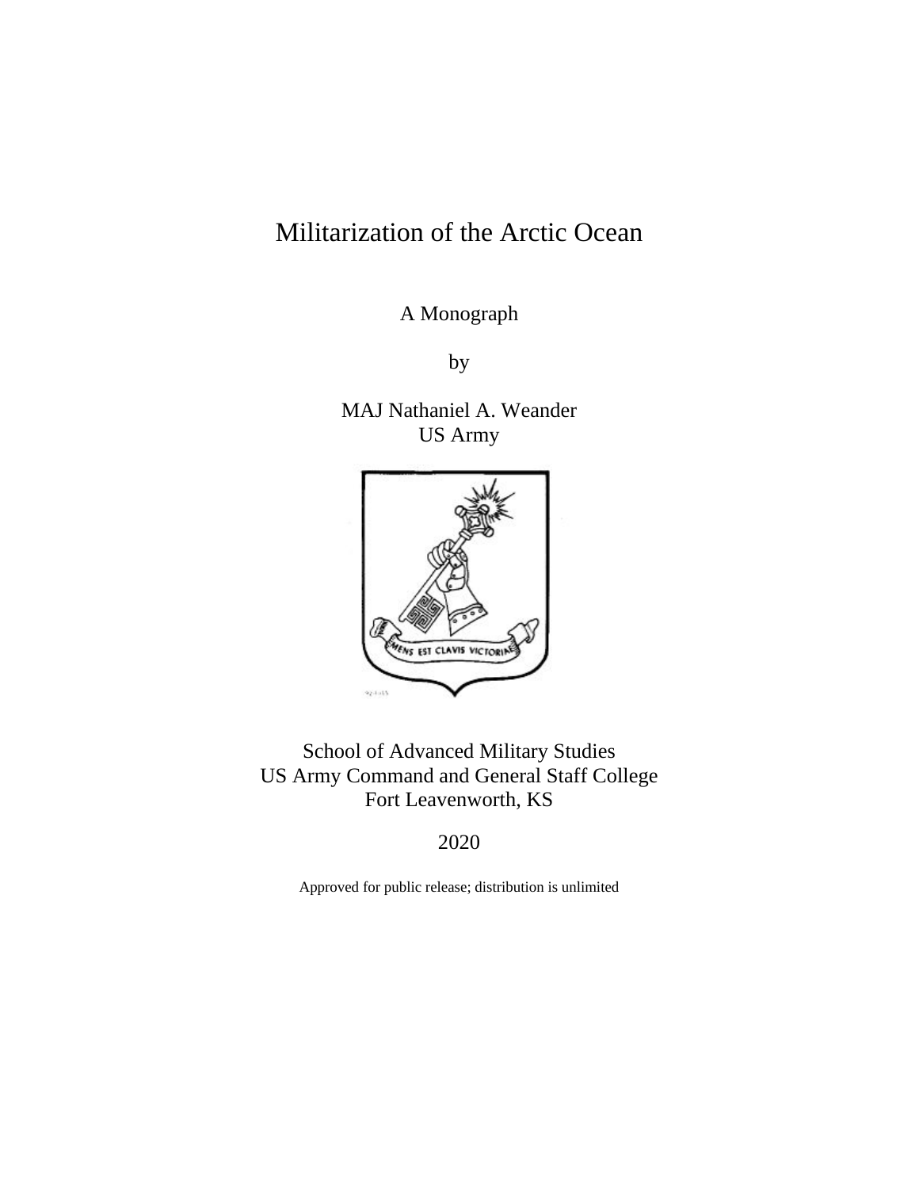# Militarization of the Arctic Ocean

A Monograph

by

MAJ Nathaniel A. Weander
US Army

School of Advanced Military Studies
US Army Command and General Staff College
Fort Leavenworth, KS

2020

Approved for public release; distribution is unlimited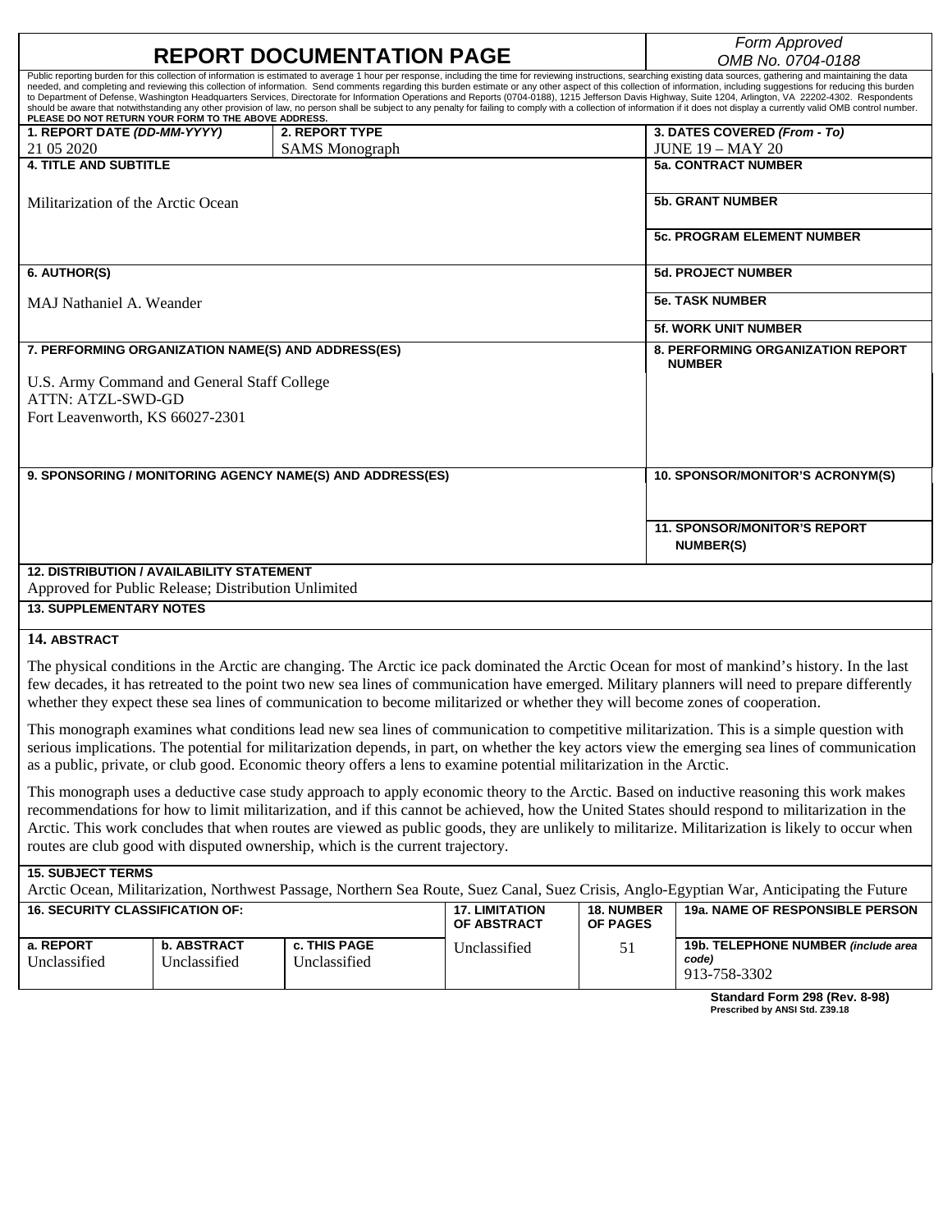# REPORT DOCUMENTATION PAGE

*Form Approved*
*OMB No. 0704-0188*

Public reporting burden for this collection of information is estimated to average 1 hour per response, including the time for reviewing instructions, searching existing data sources, gathering and maintaining the data needed, and completing and reviewing this collection of information. Send comments regarding this burden estimate or any other aspect of this collection of information, including suggestions for reducing this burden to Department of Defense, Washington Headquarters Services, Directorate for Information Operations and Reports (0704-0188), 1215 Jefferson Davis Highway, Suite 1204, Arlington, VA 22202-4302. Respondents should be aware that notwithstanding any other provision of law, no person shall be subject to any penalty for failing to comply with a collection of information if it does not display a currently valid OMB control number. **PLEASE DO NOT RETURN YOUR FORM TO THE ABOVE ADDRESS.**

| **1. REPORT DATE (DD-MM-YYYY)** | **2. REPORT TYPE** | **3. DATES COVERED (From - To)** |
|---|---|---|
| 21 05 2020 | SAMS Monograph | JUNE 19 – MAY 20 |

**4. TITLE AND SUBTITLE**

Militarization of the Arctic Ocean

**5a. CONTRACT NUMBER**

**5b. GRANT NUMBER**

**5c. PROGRAM ELEMENT NUMBER**

**6. AUTHOR(S)**

MAJ Nathaniel A. Weander

**5d. PROJECT NUMBER**

**5e. TASK NUMBER**

**5f. WORK UNIT NUMBER**

**7. PERFORMING ORGANIZATION NAME(S) AND ADDRESS(ES)**

U.S. Army Command and General Staff College
ATTN: ATZL-SWD-GD
Fort Leavenworth, KS 66027-2301

**8. PERFORMING ORGANIZATION REPORT NUMBER**

**9. SPONSORING / MONITORING AGENCY NAME(S) AND ADDRESS(ES)**

**10. SPONSOR/MONITOR'S ACRONYM(S)**

**11. SPONSOR/MONITOR'S REPORT NUMBER(S)**

**12. DISTRIBUTION / AVAILABILITY STATEMENT**

Approved for Public Release; Distribution Unlimited

**13. SUPPLEMENTARY NOTES**

**14. ABSTRACT**

The physical conditions in the Arctic are changing. The Arctic ice pack dominated the Arctic Ocean for most of mankind's history. In the last few decades, it has retreated to the point two new sea lines of communication have emerged. Military planners will need to prepare differently whether they expect these sea lines of communication to become militarized or whether they will become zones of cooperation.

This monograph examines what conditions lead new sea lines of communication to competitive militarization. This is a simple question with serious implications. The potential for militarization depends, in part, on whether the key actors view the emerging sea lines of communication as a public, private, or club good. Economic theory offers a lens to examine potential militarization in the Arctic.

This monograph uses a deductive case study approach to apply economic theory to the Arctic. Based on inductive reasoning this work makes recommendations for how to limit militarization, and if this cannot be achieved, how the United States should respond to militarization in the Arctic. This work concludes that when routes are viewed as public goods, they are unlikely to militarize. Militarization is likely to occur when routes are club good with disputed ownership, which is the current trajectory.

**15. SUBJECT TERMS**

Arctic Ocean, Militarization, Northwest Passage, Northern Sea Route, Suez Canal, Suez Crisis, Anglo-Egyptian War, Anticipating the Future

| **16. SECURITY CLASSIFICATION OF:** | | | **17. LIMITATION OF ABSTRACT** | **18. NUMBER OF PAGES** | **19a. NAME OF RESPONSIBLE PERSON** |
|---|---|---|---|---|---|
| **a. REPORT** | **b. ABSTRACT** | **c. THIS PAGE** | | | **19b. TELEPHONE NUMBER (include area code)** |
| Unclassified | Unclassified | Unclassified | Unclassified | 51 | 913-758-3302 |

**Standard Form 298 (Rev. 8-98)**
**Prescribed by ANSI Std. Z39.18**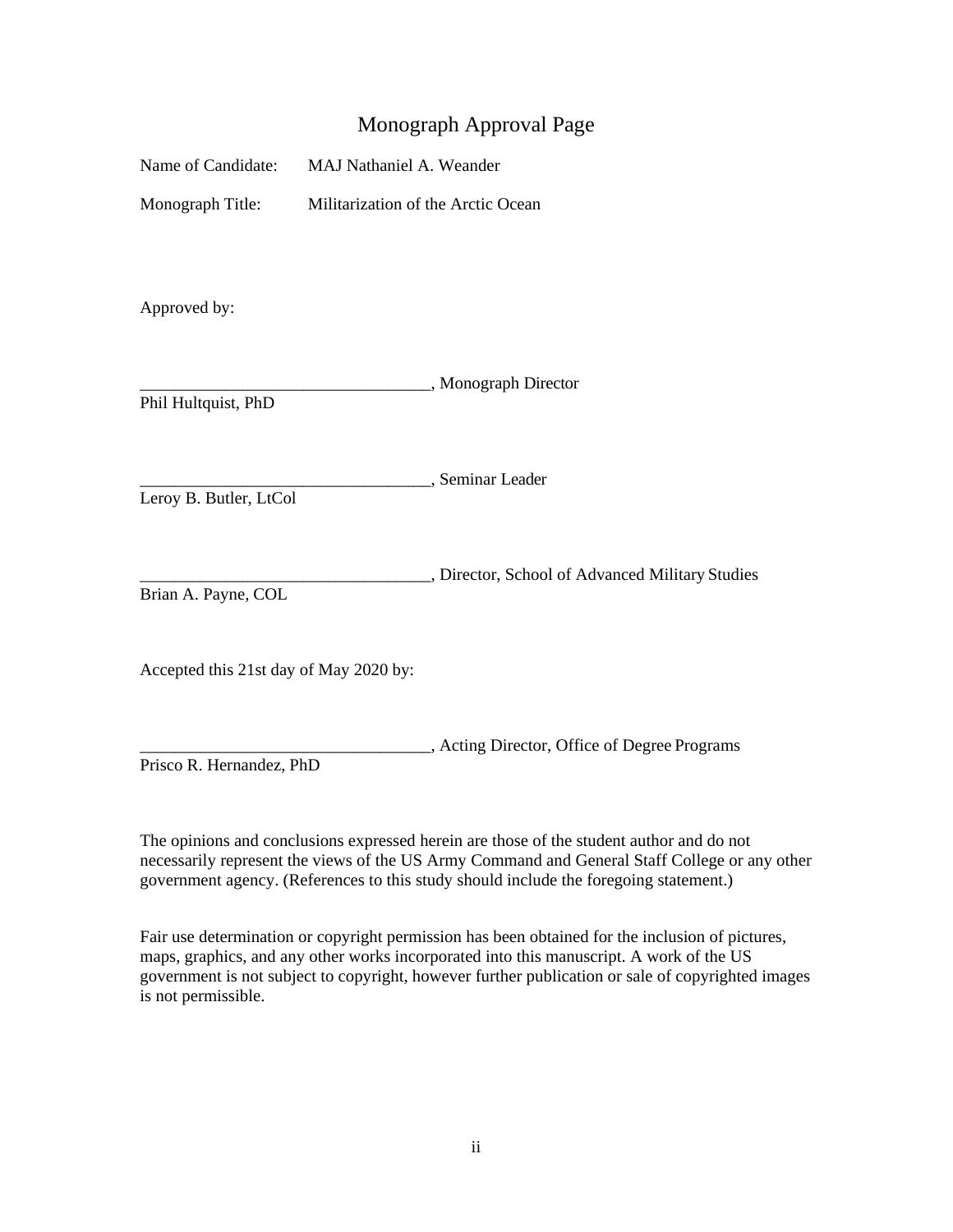# Monograph Approval Page

Name of Candidate: MAJ Nathaniel A. Weander

Monograph Title: Militarization of the Arctic Ocean

Approved by:

__________________________________, Monograph Director
Phil Hultquist, PhD

__________________________________, Seminar Leader
Leroy B. Butler, LtCol

__________________________________, Director, School of Advanced Military Studies
Brian A. Payne, COL

Accepted this 21st day of May 2020 by:

__________________________________, Acting Director, Office of Degree Programs
Prisco R. Hernandez, PhD

The opinions and conclusions expressed herein are those of the student author and do not necessarily represent the views of the US Army Command and General Staff College or any other government agency. (References to this study should include the foregoing statement.)

Fair use determination or copyright permission has been obtained for the inclusion of pictures, maps, graphics, and any other works incorporated into this manuscript. A work of the US government is not subject to copyright, however further publication or sale of copyrighted images is not permissible.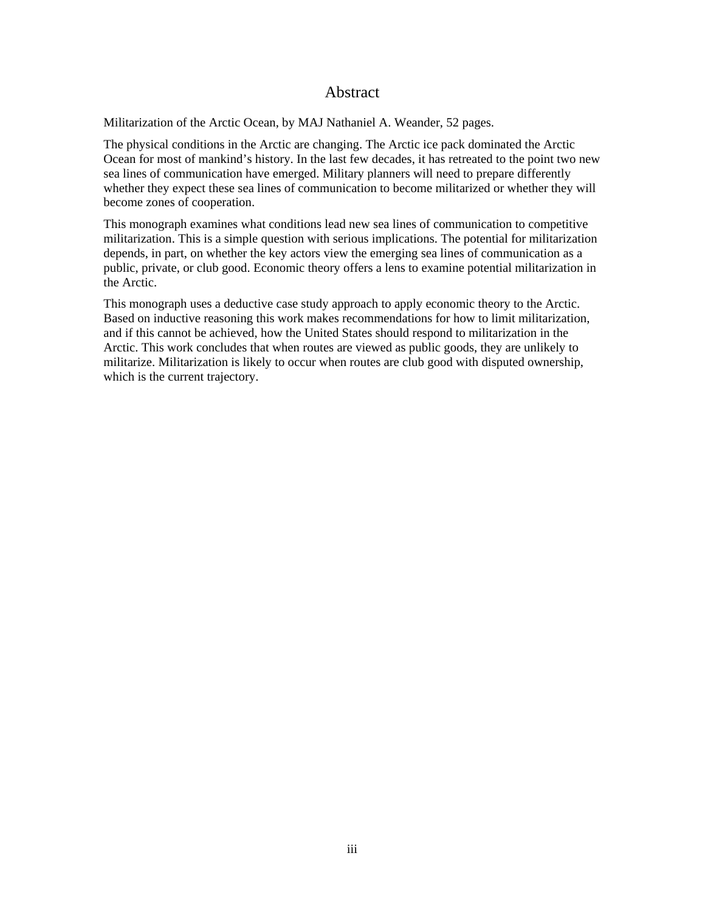# Abstract

Militarization of the Arctic Ocean, by MAJ Nathaniel A. Weander, 52 pages.

The physical conditions in the Arctic are changing. The Arctic ice pack dominated the Arctic Ocean for most of mankind's history. In the last few decades, it has retreated to the point two new sea lines of communication have emerged. Military planners will need to prepare differently whether they expect these sea lines of communication to become militarized or whether they will become zones of cooperation.

This monograph examines what conditions lead new sea lines of communication to competitive militarization. This is a simple question with serious implications. The potential for militarization depends, in part, on whether the key actors view the emerging sea lines of communication as a public, private, or club good. Economic theory offers a lens to examine potential militarization in the Arctic.

This monograph uses a deductive case study approach to apply economic theory to the Arctic. Based on inductive reasoning this work makes recommendations for how to limit militarization, and if this cannot be achieved, how the United States should respond to militarization in the Arctic. This work concludes that when routes are viewed as public goods, they are unlikely to militarize. Militarization is likely to occur when routes are club good with disputed ownership, which is the current trajectory.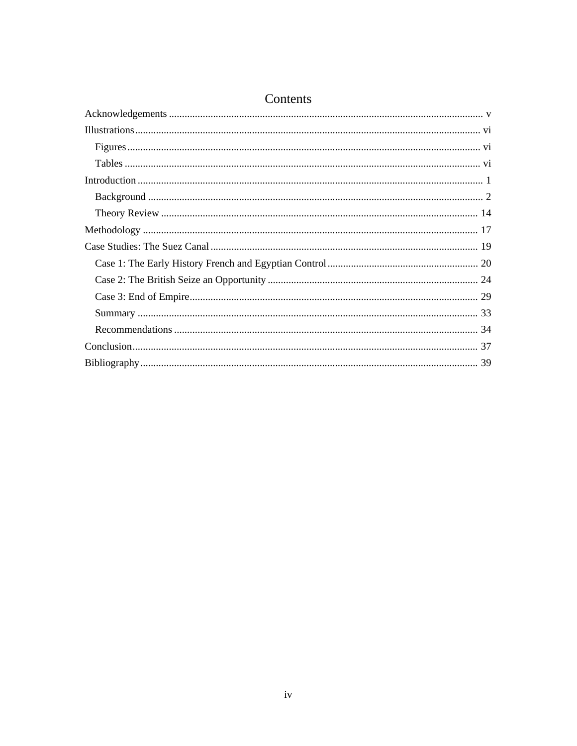# Contents

Acknowledgements ........................................................................................................................ v

Illustrations .................................................................................................................................. vi

- Figures ..................................................................................................................................... vi
- Tables ....................................................................................................................................... vi

Introduction .................................................................................................................................. 1

- Background ............................................................................................................................... 2
- Theory Review ........................................................................................................................ 14

Methodology ............................................................................................................................... 17

Case Studies: The Suez Canal ...................................................................................................... 19

- Case 1: The Early History French and Egyptian Control ......................................................... 20
- Case 2: The British Seize an Opportunity ............................................................................... 24
- Case 3: End of Empire ............................................................................................................. 29
- Summary ................................................................................................................................. 33
- Recommendations ................................................................................................................... 34

Conclusion ................................................................................................................................... 37

Bibliography ................................................................................................................................ 39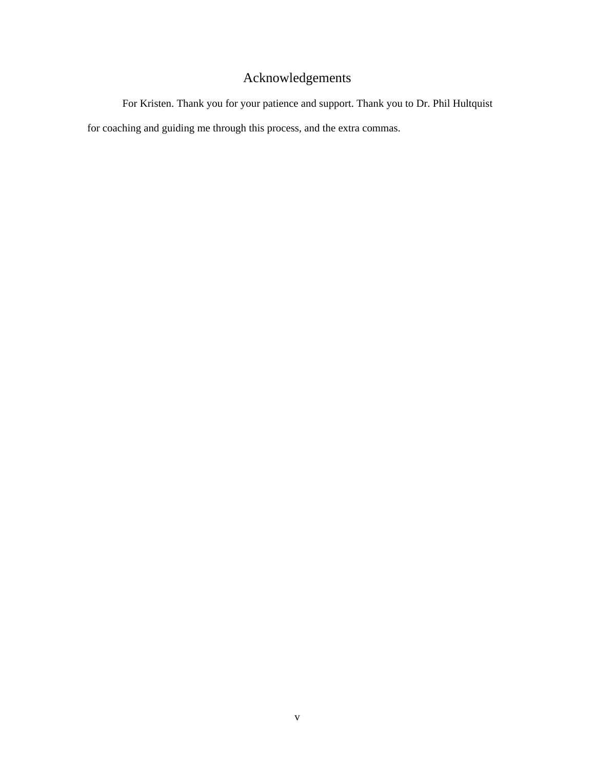# Acknowledgements

For Kristen. Thank you for your patience and support. Thank you to Dr. Phil Hultquist for coaching and guiding me through this process, and the extra commas.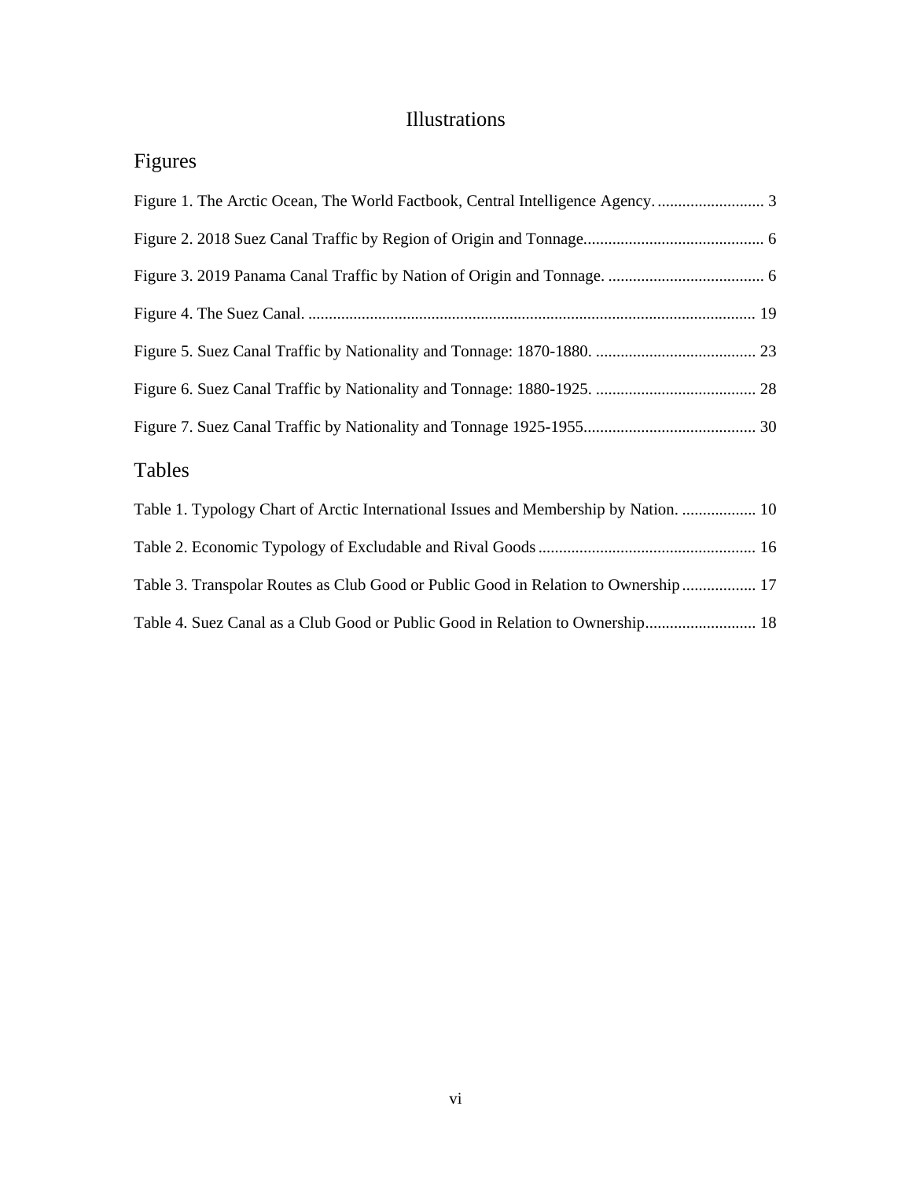# Illustrations

## Figures

Figure 1. The Arctic Ocean, The World Factbook, Central Intelligence Agency. .......................... 3

Figure 2. 2018 Suez Canal Traffic by Region of Origin and Tonnage............................................ 6

Figure 3. 2019 Panama Canal Traffic by Nation of Origin and Tonnage. ...................................... 6

Figure 4. The Suez Canal. ............................................................................................................ 19

Figure 5. Suez Canal Traffic by Nationality and Tonnage: 1870-1880. ....................................... 23

Figure 6. Suez Canal Traffic by Nationality and Tonnage: 1880-1925. ....................................... 28

Figure 7. Suez Canal Traffic by Nationality and Tonnage 1925-1955.......................................... 30

## Tables

Table 1. Typology Chart of Arctic International Issues and Membership by Nation. .................. 10

Table 2. Economic Typology of Excludable and Rival Goods ..................................................... 16

Table 3. Transpolar Routes as Club Good or Public Good in Relation to Ownership .................. 17

Table 4. Suez Canal as a Club Good or Public Good in Relation to Ownership........................... 18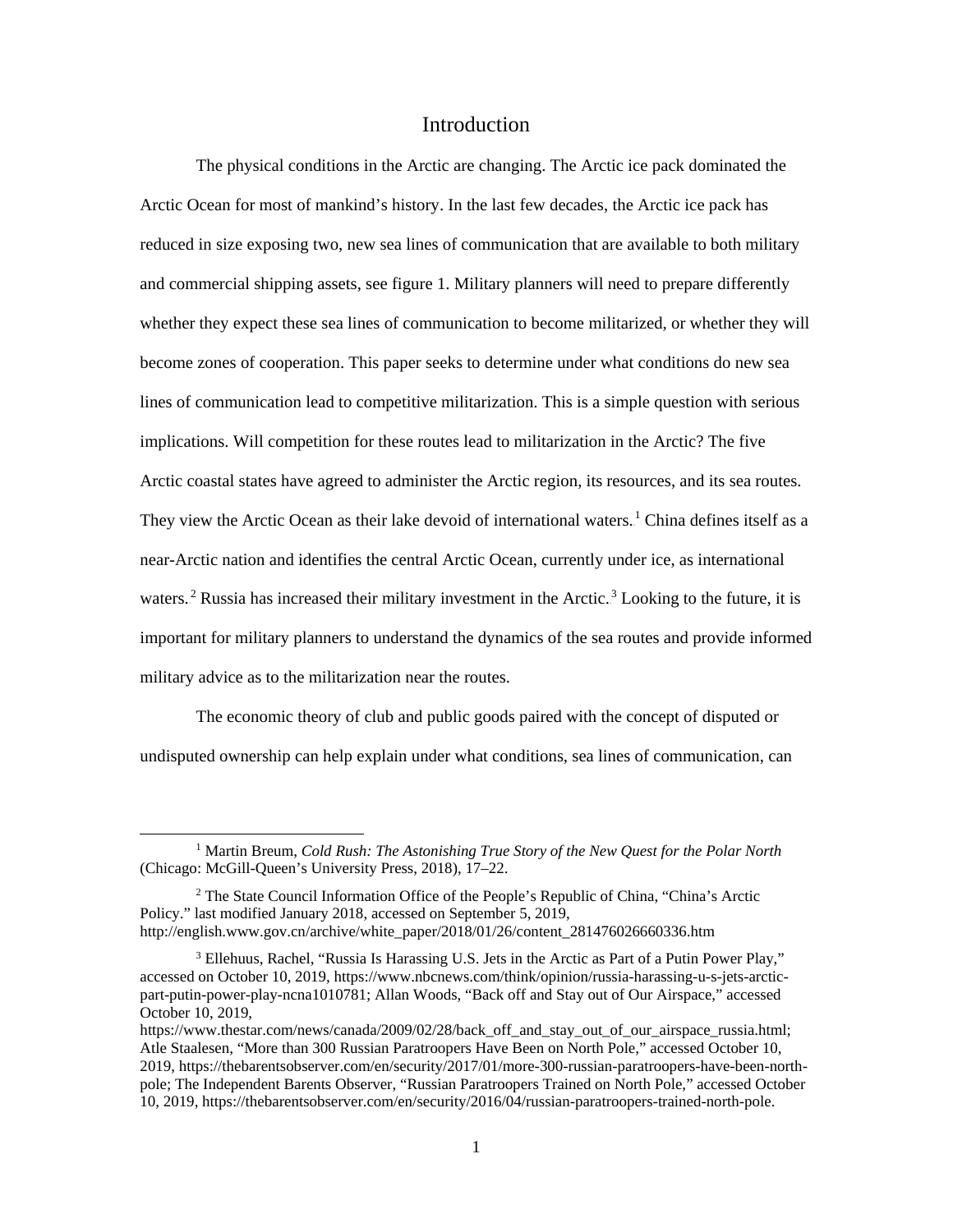# Introduction

The physical conditions in the Arctic are changing. The Arctic ice pack dominated the Arctic Ocean for most of mankind's history. In the last few decades, the Arctic ice pack has reduced in size exposing two, new sea lines of communication that are available to both military and commercial shipping assets, see figure 1. Military planners will need to prepare differently whether they expect these sea lines of communication to become militarized, or whether they will become zones of cooperation. This paper seeks to determine under what conditions do new sea lines of communication lead to competitive militarization. This is a simple question with serious implications. Will competition for these routes lead to militarization in the Arctic? The five Arctic coastal states have agreed to administer the Arctic region, its resources, and its sea routes. They view the Arctic Ocean as their lake devoid of international waters.[1] China defines itself as a near-Arctic nation and identifies the central Arctic Ocean, currently under ice, as international waters.[2] Russia has increased their military investment in the Arctic.[3] Looking to the future, it is important for military planners to understand the dynamics of the sea routes and provide informed military advice as to the militarization near the routes.

The economic theory of club and public goods paired with the concept of disputed or undisputed ownership can help explain under what conditions, sea lines of communication, can

---

[1] Martin Breum, *Cold Rush: The Astonishing True Story of the New Quest for the Polar North* (Chicago: McGill-Queen's University Press, 2018), 17–22.

[2] The State Council Information Office of the People's Republic of China, "China's Arctic Policy." last modified January 2018, accessed on September 5, 2019, http://english.www.gov.cn/archive/white_paper/2018/01/26/content_281476026660336.htm

[3] Ellehuus, Rachel, "Russia Is Harassing U.S. Jets in the Arctic as Part of a Putin Power Play," accessed on October 10, 2019, https://www.nbcnews.com/think/opinion/russia-harassing-u-s-jets-arctic-part-putin-power-play-ncna1010781; Allan Woods, "Back off and Stay out of Our Airspace," accessed October 10, 2019, https://www.thestar.com/news/canada/2009/02/28/back_off_and_stay_out_of_our_airspace_russia.html; Atle Staalesen, "More than 300 Russian Paratroopers Have Been on North Pole," accessed October 10, 2019, https://thebarentsobserver.com/en/security/2017/01/more-300-russian-paratroopers-have-been-north-pole; The Independent Barents Observer, "Russian Paratroopers Trained on North Pole," accessed October 10, 2019, https://thebarentsobserver.com/en/security/2016/04/russian-paratroopers-trained-north-pole.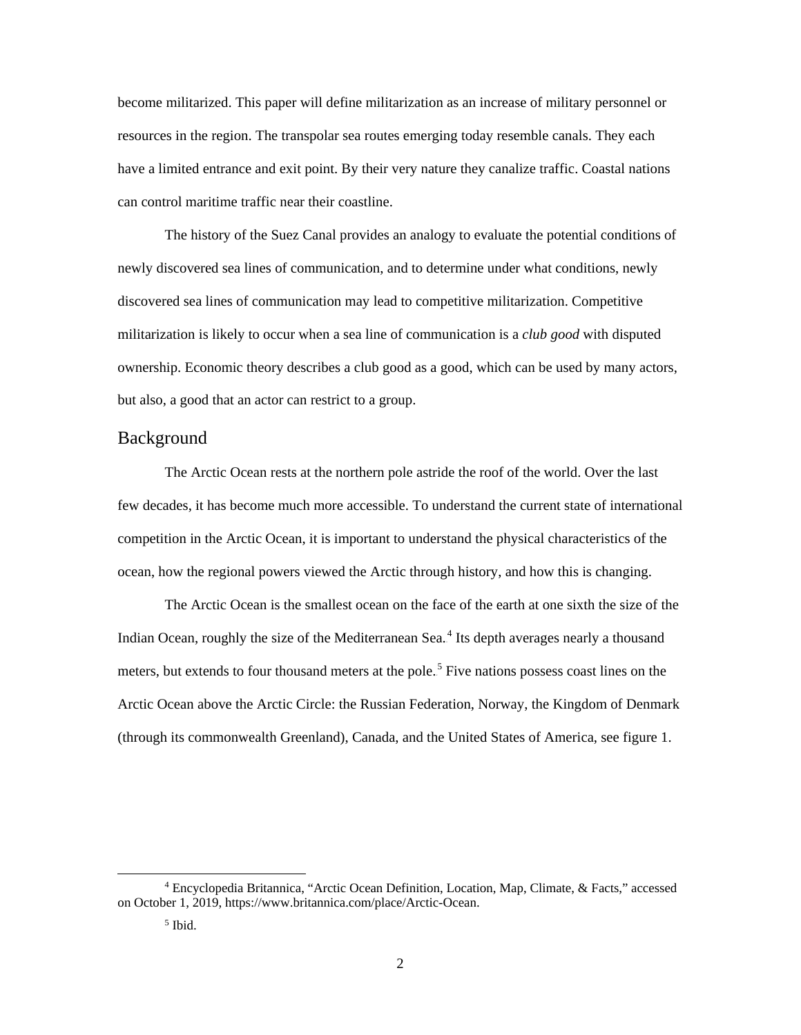become militarized. This paper will define militarization as an increase of military personnel or resources in the region. The transpolar sea routes emerging today resemble canals. They each have a limited entrance and exit point. By their very nature they canalize traffic. Coastal nations can control maritime traffic near their coastline.

The history of the Suez Canal provides an analogy to evaluate the potential conditions of newly discovered sea lines of communication, and to determine under what conditions, newly discovered sea lines of communication may lead to competitive militarization. Competitive militarization is likely to occur when a sea line of communication is a *club good* with disputed ownership. Economic theory describes a club good as a good, which can be used by many actors, but also, a good that an actor can restrict to a group.

## Background

The Arctic Ocean rests at the northern pole astride the roof of the world. Over the last few decades, it has become much more accessible. To understand the current state of international competition in the Arctic Ocean, it is important to understand the physical characteristics of the ocean, how the regional powers viewed the Arctic through history, and how this is changing.

The Arctic Ocean is the smallest ocean on the face of the earth at one sixth the size of the Indian Ocean, roughly the size of the Mediterranean Sea.[4] Its depth averages nearly a thousand meters, but extends to four thousand meters at the pole.[5] Five nations possess coast lines on the Arctic Ocean above the Arctic Circle: the Russian Federation, Norway, the Kingdom of Denmark (through its commonwealth Greenland), Canada, and the United States of America, see figure 1.

---

[4] Encyclopedia Britannica, "Arctic Ocean Definition, Location, Map, Climate, & Facts," accessed on October 1, 2019, https://www.britannica.com/place/Arctic-Ocean.

[5] Ibid.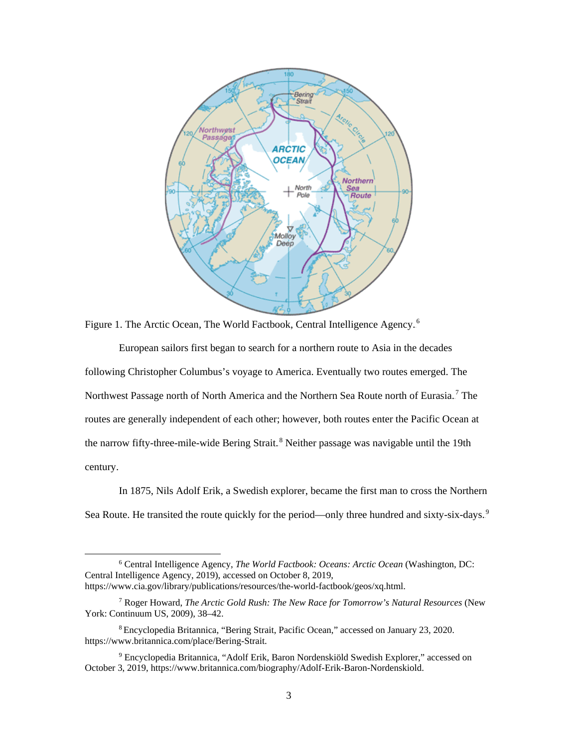Figure 1. The Arctic Ocean, The World Factbook, Central Intelligence Agency.[6]

European sailors first began to search for a northern route to Asia in the decades following Christopher Columbus's voyage to America. Eventually two routes emerged. The Northwest Passage north of North America and the Northern Sea Route north of Eurasia.[7] The routes are generally independent of each other; however, both routes enter the Pacific Ocean at the narrow fifty-three-mile-wide Bering Strait.[8] Neither passage was navigable until the 19th century.

In 1875, Nils Adolf Erik, a Swedish explorer, became the first man to cross the Northern Sea Route. He transited the route quickly for the period—only three hundred and sixty-six-days.[9]

---

[6] Central Intelligence Agency, *The World Factbook: Oceans: Arctic Ocean* (Washington, DC: Central Intelligence Agency, 2019), accessed on October 8, 2019, https://www.cia.gov/library/publications/resources/the-world-factbook/geos/xq.html.

[7] Roger Howard, *The Arctic Gold Rush: The New Race for Tomorrow's Natural Resources* (New York: Continuum US, 2009), 38–42.

[8] Encyclopedia Britannica, "Bering Strait, Pacific Ocean," accessed on January 23, 2020. https://www.britannica.com/place/Bering-Strait.

[9] Encyclopedia Britannica, "Adolf Erik, Baron Nordenskiöld Swedish Explorer," accessed on October 3, 2019, https://www.britannica.com/biography/Adolf-Erik-Baron-Nordenskiold.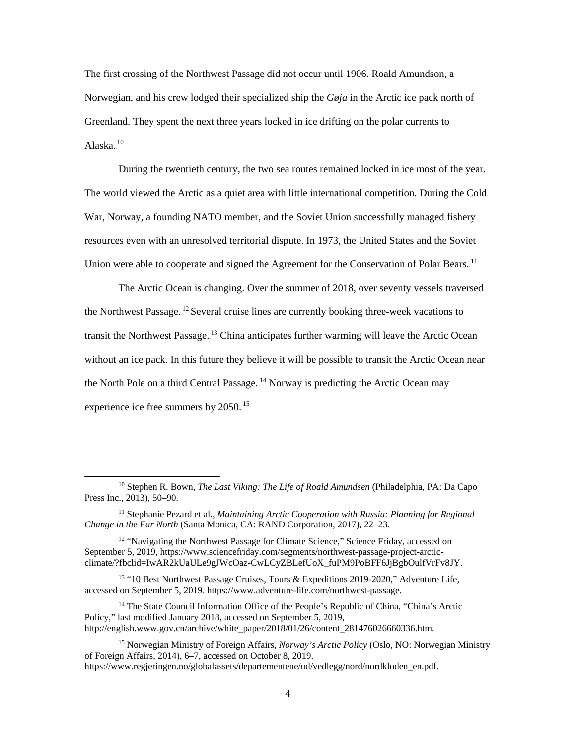The first crossing of the Northwest Passage did not occur until 1906. Roald Amundson, a Norwegian, and his crew lodged their specialized ship the *Gøja* in the Arctic ice pack north of Greenland. They spent the next three years locked in ice drifting on the polar currents to Alaska.[10]

During the twentieth century, the two sea routes remained locked in ice most of the year. The world viewed the Arctic as a quiet area with little international competition. During the Cold War, Norway, a founding NATO member, and the Soviet Union successfully managed fishery resources even with an unresolved territorial dispute. In 1973, the United States and the Soviet Union were able to cooperate and signed the Agreement for the Conservation of Polar Bears.[11]

The Arctic Ocean is changing. Over the summer of 2018, over seventy vessels traversed the Northwest Passage.[12] Several cruise lines are currently booking three-week vacations to transit the Northwest Passage.[13] China anticipates further warming will leave the Arctic Ocean without an ice pack. In this future they believe it will be possible to transit the Arctic Ocean near the North Pole on a third Central Passage.[14] Norway is predicting the Arctic Ocean may experience ice free summers by 2050.[15]

---

[10] Stephen R. Bown, *The Last Viking: The Life of Roald Amundsen* (Philadelphia, PA: Da Capo Press Inc., 2013), 50–90.

[11] Stephanie Pezard et al., *Maintaining Arctic Cooperation with Russia: Planning for Regional Change in the Far North* (Santa Monica, CA: RAND Corporation, 2017), 22–23.

[12] "Navigating the Northwest Passage for Climate Science," Science Friday, accessed on September 5, 2019, https://www.sciencefriday.com/segments/northwest-passage-project-arctic-climate/?fbclid=IwAR2kUaULe9gJWcOaz-CwLCyZBLefUoX_fuPM9PoBFF6JjBgbOulfVrFv8JY.

[13] "10 Best Northwest Passage Cruises, Tours & Expeditions 2019-2020," Adventure Life, accessed on September 5, 2019. https://www.adventure-life.com/northwest-passage.

[14] The State Council Information Office of the People's Republic of China, "China's Arctic Policy," last modified January 2018, accessed on September 5, 2019, http://english.www.gov.cn/archive/white_paper/2018/01/26/content_281476026660336.htm.

[15] Norwegian Ministry of Foreign Affairs, *Norway's Arctic Policy* (Oslo, NO: Norwegian Ministry of Foreign Affairs, 2014), 6–7, accessed on October 8, 2019. https://www.regjeringen.no/globalassets/departementene/ud/vedlegg/nord/nordkloden_en.pdf.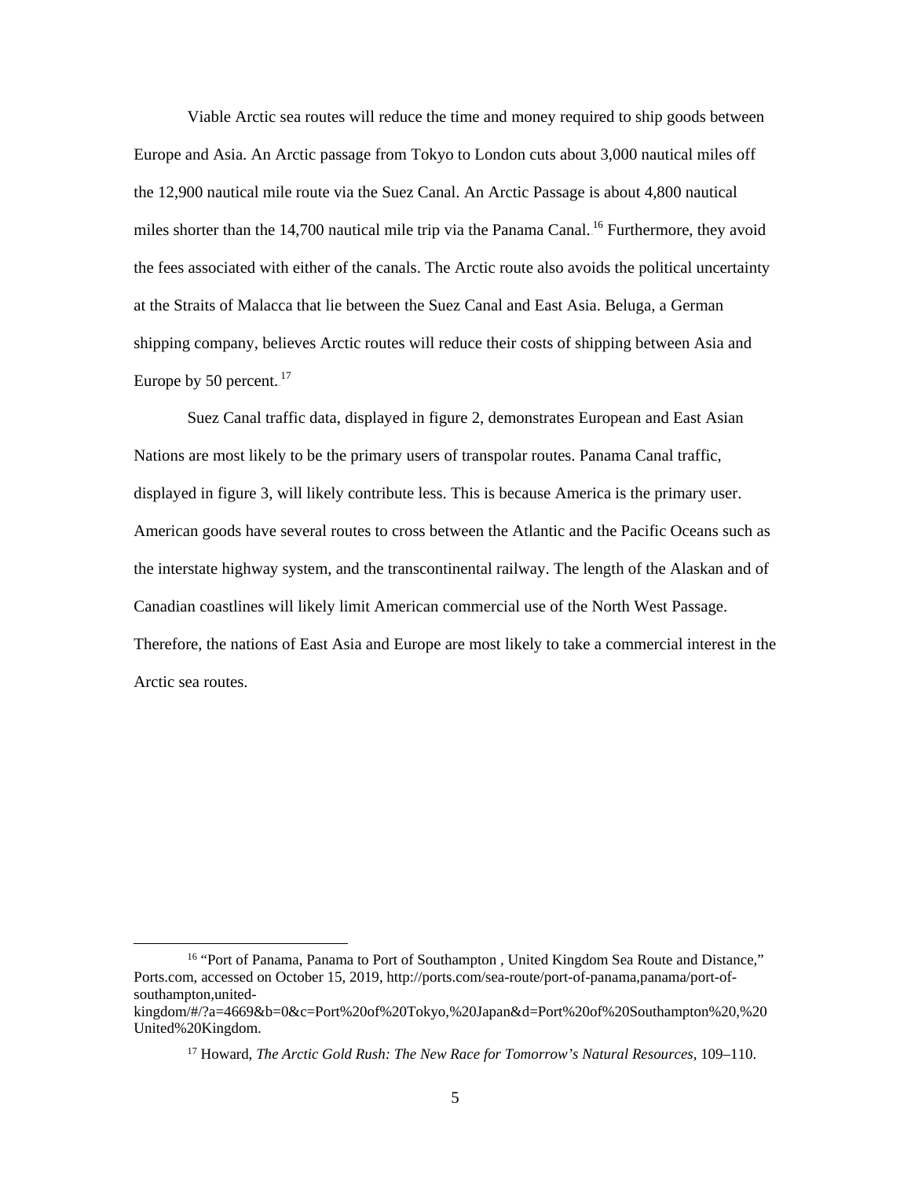Viable Arctic sea routes will reduce the time and money required to ship goods between Europe and Asia. An Arctic passage from Tokyo to London cuts about 3,000 nautical miles off the 12,900 nautical mile route via the Suez Canal. An Arctic Passage is about 4,800 nautical miles shorter than the 14,700 nautical mile trip via the Panama Canal.[16] Furthermore, they avoid the fees associated with either of the canals. The Arctic route also avoids the political uncertainty at the Straits of Malacca that lie between the Suez Canal and East Asia. Beluga, a German shipping company, believes Arctic routes will reduce their costs of shipping between Asia and Europe by 50 percent.[17]

Suez Canal traffic data, displayed in figure 2, demonstrates European and East Asian Nations are most likely to be the primary users of transpolar routes. Panama Canal traffic, displayed in figure 3, will likely contribute less. This is because America is the primary user. American goods have several routes to cross between the Atlantic and the Pacific Oceans such as the interstate highway system, and the transcontinental railway. The length of the Alaskan and of Canadian coastlines will likely limit American commercial use of the North West Passage. Therefore, the nations of East Asia and Europe are most likely to take a commercial interest in the Arctic sea routes.

---

[16] "Port of Panama, Panama to Port of Southampton , United Kingdom Sea Route and Distance," Ports.com, accessed on October 15, 2019, http://ports.com/sea-route/port-of-panama,panama/port-of-southampton,united-kingdom/#/?a=4669&b=0&c=Port%20of%20Tokyo,%20Japan&d=Port%20of%20Southampton%20,%20United%20Kingdom.

[17] Howard, *The Arctic Gold Rush: The New Race for Tomorrow's Natural Resources*, 109–110.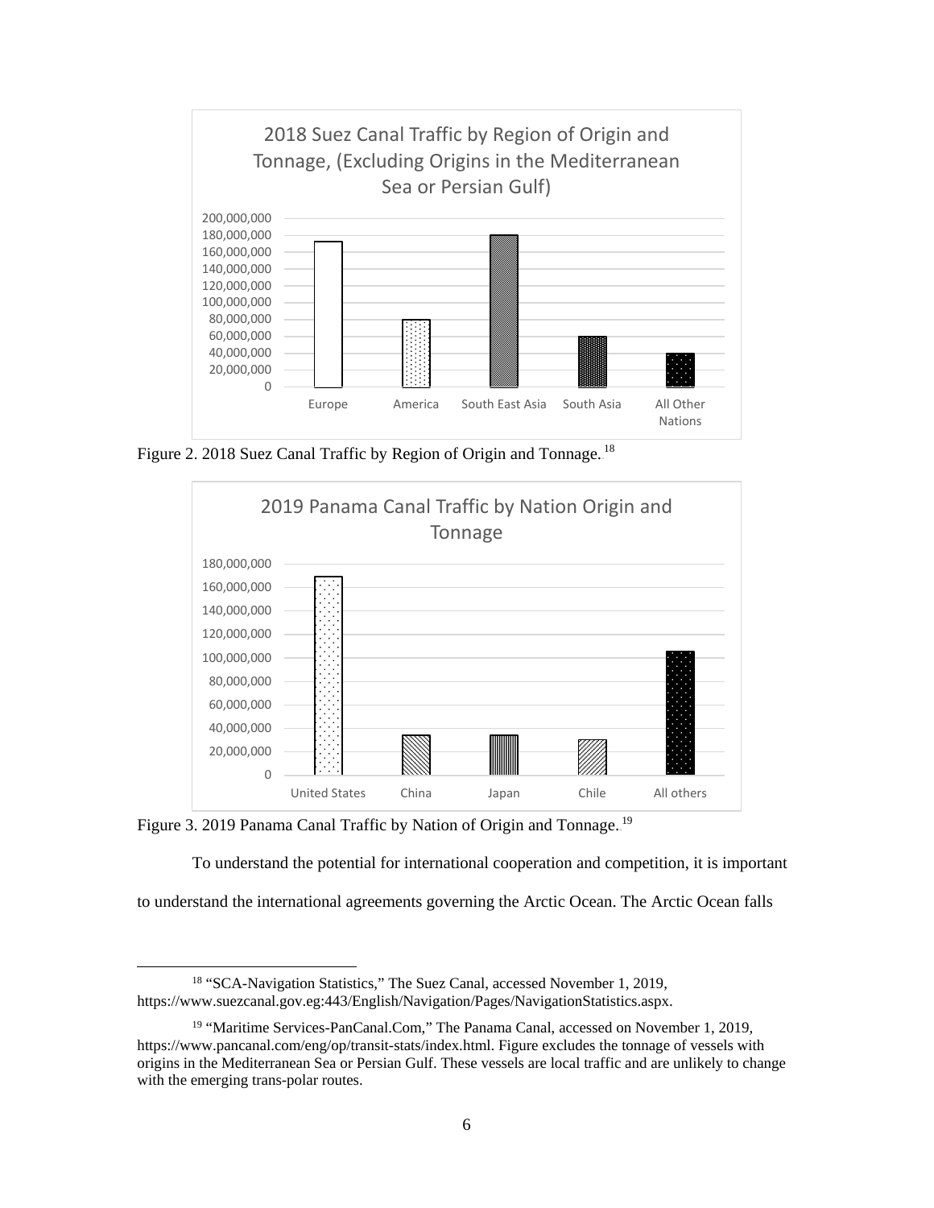Figure 2. 2018 Suez Canal Traffic by Region of Origin and Tonnage.[18]

Figure 3. 2019 Panama Canal Traffic by Nation of Origin and Tonnage.[19]

To understand the potential for international cooperation and competition, it is important to understand the international agreements governing the Arctic Ocean. The Arctic Ocean falls

[18] "SCA-Navigation Statistics," The Suez Canal, accessed November 1, 2019, https://www.suezcanal.gov.eg:443/English/Navigation/Pages/NavigationStatistics.aspx.

[19] "Maritime Services-PanCanal.Com," The Panama Canal, accessed on November 1, 2019, https://www.pancanal.com/eng/op/transit-stats/index.html. Figure excludes the tonnage of vessels with origins in the Mediterranean Sea or Persian Gulf. These vessels are local traffic and are unlikely to change with the emerging trans-polar routes.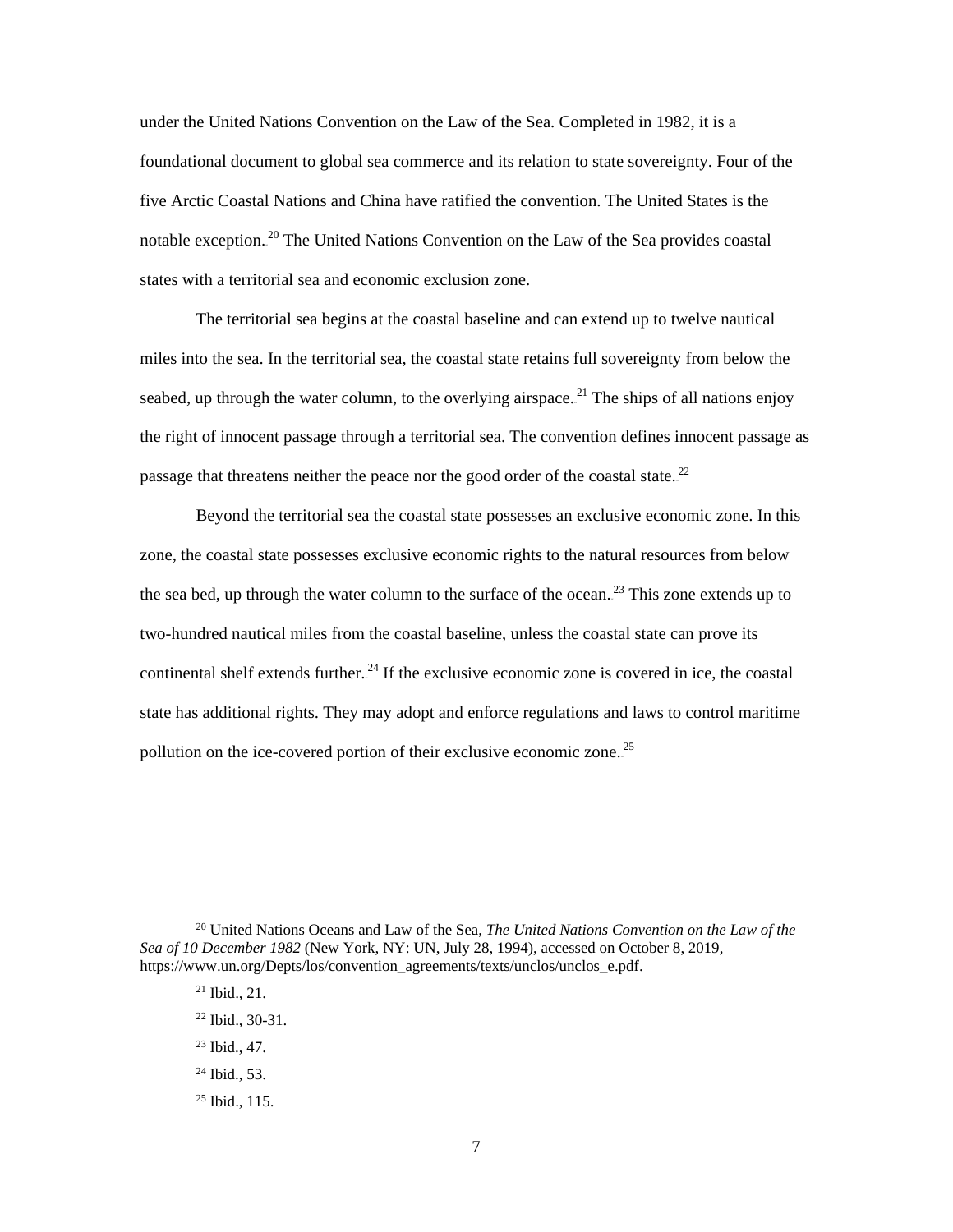under the United Nations Convention on the Law of the Sea. Completed in 1982, it is a foundational document to global sea commerce and its relation to state sovereignty. Four of the five Arctic Coastal Nations and China have ratified the convention. The United States is the notable exception.[20] The United Nations Convention on the Law of the Sea provides coastal states with a territorial sea and economic exclusion zone.

The territorial sea begins at the coastal baseline and can extend up to twelve nautical miles into the sea. In the territorial sea, the coastal state retains full sovereignty from below the seabed, up through the water column, to the overlying airspace.[21] The ships of all nations enjoy the right of innocent passage through a territorial sea. The convention defines innocent passage as passage that threatens neither the peace nor the good order of the coastal state.[22]

Beyond the territorial sea the coastal state possesses an exclusive economic zone. In this zone, the coastal state possesses exclusive economic rights to the natural resources from below the sea bed, up through the water column to the surface of the ocean.[23] This zone extends up to two-hundred nautical miles from the coastal baseline, unless the coastal state can prove its continental shelf extends further.[24] If the exclusive economic zone is covered in ice, the coastal state has additional rights. They may adopt and enforce regulations and laws to control maritime pollution on the ice-covered portion of their exclusive economic zone.[25]

---

[20] United Nations Oceans and Law of the Sea, *The United Nations Convention on the Law of the Sea of 10 December 1982* (New York, NY: UN, July 28, 1994), accessed on October 8, 2019, https://www.un.org/Depts/los/convention_agreements/texts/unclos/unclos_e.pdf.

[21] Ibid., 21.

[22] Ibid., 30-31.

[23] Ibid., 47.

[24] Ibid., 53.

[25] Ibid., 115.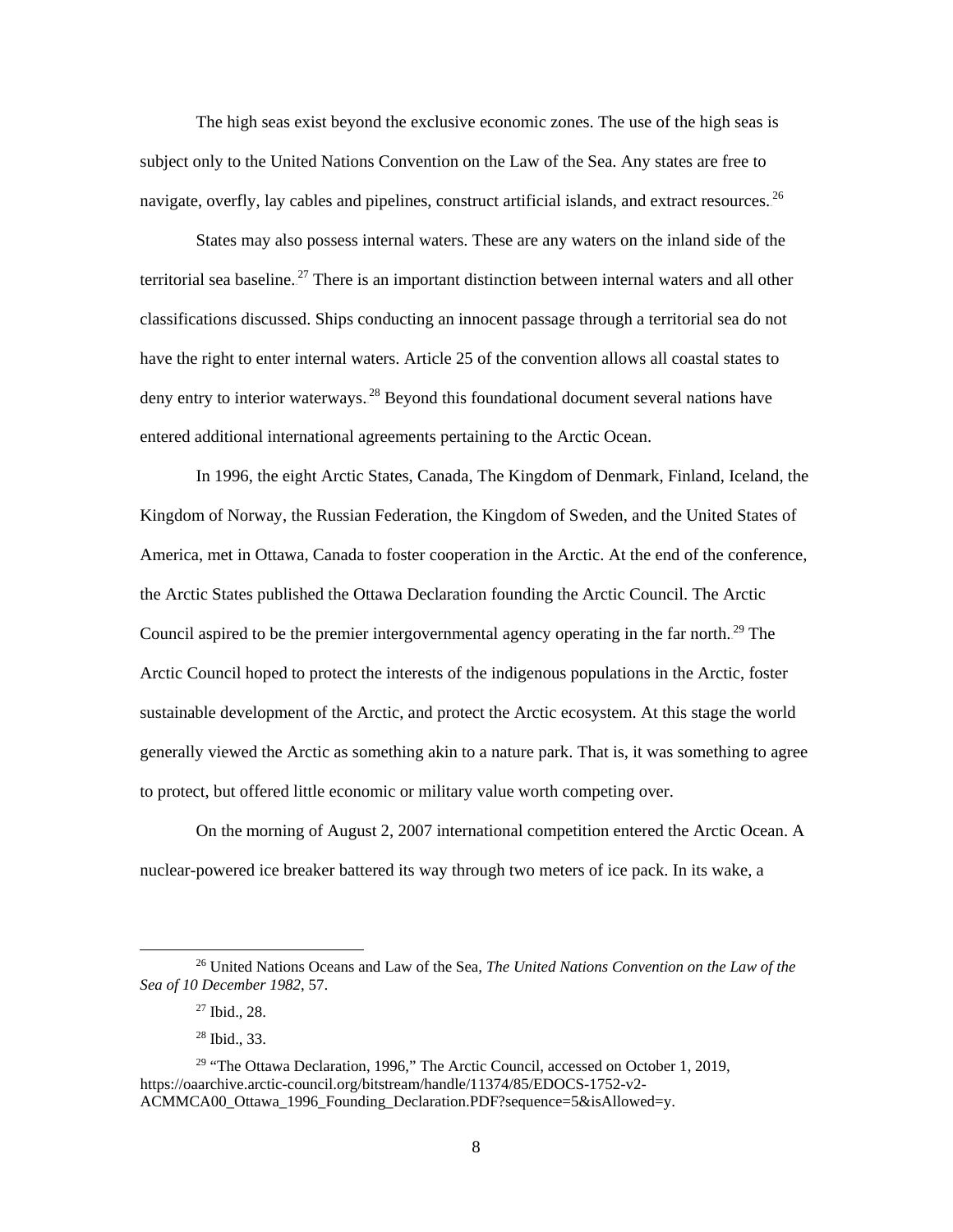The high seas exist beyond the exclusive economic zones. The use of the high seas is subject only to the United Nations Convention on the Law of the Sea. Any states are free to navigate, overfly, lay cables and pipelines, construct artificial islands, and extract resources.[26]

States may also possess internal waters. These are any waters on the inland side of the territorial sea baseline.[27] There is an important distinction between internal waters and all other classifications discussed. Ships conducting an innocent passage through a territorial sea do not have the right to enter internal waters. Article 25 of the convention allows all coastal states to deny entry to interior waterways.[28] Beyond this foundational document several nations have entered additional international agreements pertaining to the Arctic Ocean.

In 1996, the eight Arctic States, Canada, The Kingdom of Denmark, Finland, Iceland, the Kingdom of Norway, the Russian Federation, the Kingdom of Sweden, and the United States of America, met in Ottawa, Canada to foster cooperation in the Arctic. At the end of the conference, the Arctic States published the Ottawa Declaration founding the Arctic Council. The Arctic Council aspired to be the premier intergovernmental agency operating in the far north.[29] The Arctic Council hoped to protect the interests of the indigenous populations in the Arctic, foster sustainable development of the Arctic, and protect the Arctic ecosystem. At this stage the world generally viewed the Arctic as something akin to a nature park. That is, it was something to agree to protect, but offered little economic or military value worth competing over.

On the morning of August 2, 2007 international competition entered the Arctic Ocean. A nuclear-powered ice breaker battered its way through two meters of ice pack. In its wake, a

---

[26] United Nations Oceans and Law of the Sea, *The United Nations Convention on the Law of the Sea of 10 December 1982*, 57.

[27] Ibid., 28.

[28] Ibid., 33.

[29] "The Ottawa Declaration, 1996," The Arctic Council, accessed on October 1, 2019, https://oaarchive.arctic-council.org/bitstream/handle/11374/85/EDOCS-1752-v2-ACMMCA00_Ottawa_1996_Founding_Declaration.PDF?sequence=5&isAllowed=y.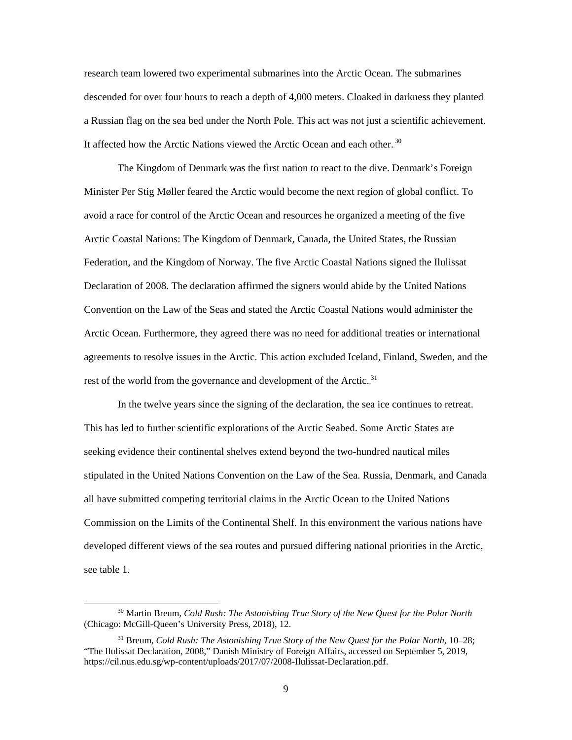research team lowered two experimental submarines into the Arctic Ocean. The submarines descended for over four hours to reach a depth of 4,000 meters. Cloaked in darkness they planted a Russian flag on the sea bed under the North Pole. This act was not just a scientific achievement. It affected how the Arctic Nations viewed the Arctic Ocean and each other.[30]

The Kingdom of Denmark was the first nation to react to the dive. Denmark's Foreign Minister Per Stig Møller feared the Arctic would become the next region of global conflict. To avoid a race for control of the Arctic Ocean and resources he organized a meeting of the five Arctic Coastal Nations: The Kingdom of Denmark, Canada, the United States, the Russian Federation, and the Kingdom of Norway. The five Arctic Coastal Nations signed the Ilulissat Declaration of 2008. The declaration affirmed the signers would abide by the United Nations Convention on the Law of the Seas and stated the Arctic Coastal Nations would administer the Arctic Ocean. Furthermore, they agreed there was no need for additional treaties or international agreements to resolve issues in the Arctic. This action excluded Iceland, Finland, Sweden, and the rest of the world from the governance and development of the Arctic.[31]

In the twelve years since the signing of the declaration, the sea ice continues to retreat. This has led to further scientific explorations of the Arctic Seabed. Some Arctic States are seeking evidence their continental shelves extend beyond the two-hundred nautical miles stipulated in the United Nations Convention on the Law of the Sea. Russia, Denmark, and Canada all have submitted competing territorial claims in the Arctic Ocean to the United Nations Commission on the Limits of the Continental Shelf. In this environment the various nations have developed different views of the sea routes and pursued differing national priorities in the Arctic, see table 1.

---

[30] Martin Breum, *Cold Rush: The Astonishing True Story of the New Quest for the Polar North* (Chicago: McGill-Queen's University Press, 2018), 12.

[31] Breum, *Cold Rush: The Astonishing True Story of the New Quest for the Polar North*, 10–28; "The Ilulissat Declaration, 2008," Danish Ministry of Foreign Affairs, accessed on September 5, 2019, https://cil.nus.edu.sg/wp-content/uploads/2017/07/2008-Ilulissat-Declaration.pdf.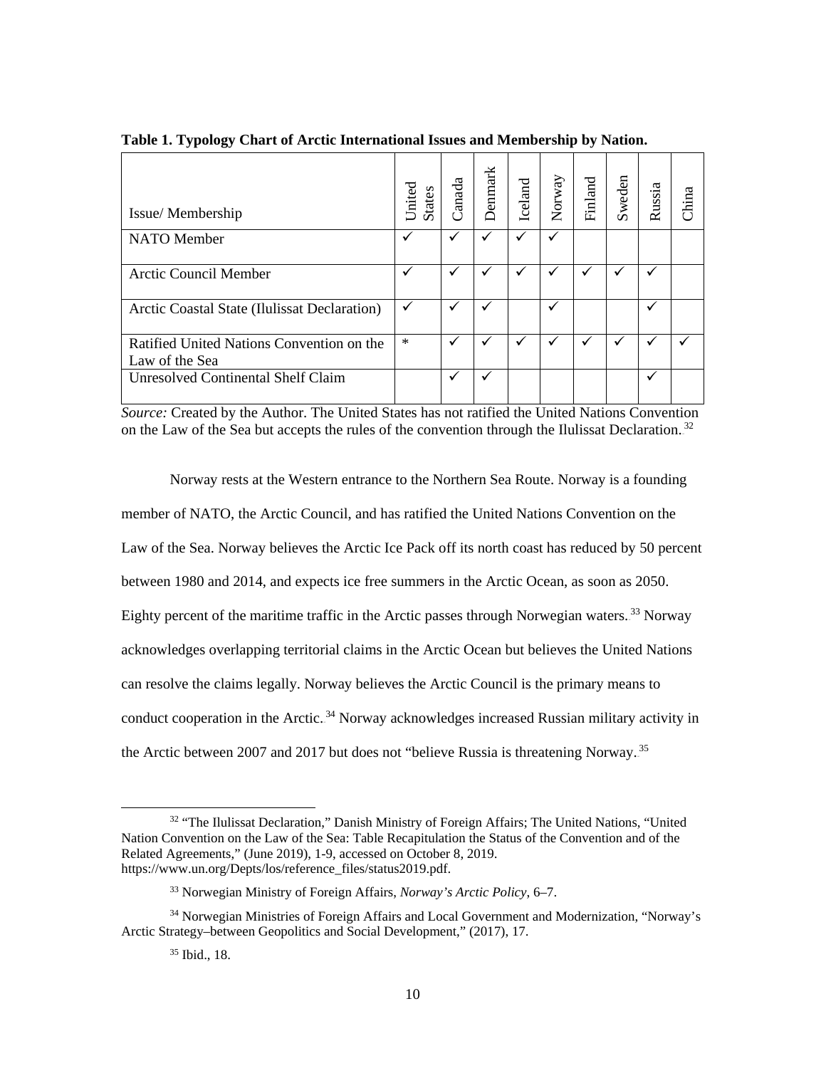**Table 1. Typology Chart of Arctic International Issues and Membership by Nation.**

| Issue/ Membership | United States | Canada | Denmark | Iceland | Norway | Finland | Sweden | Russia | China |
|---|---|---|---|---|---|---|---|---|---|
| NATO Member | ✓ | ✓ | ✓ | ✓ | ✓ | | | | |
| Arctic Council Member | ✓ | ✓ | ✓ | ✓ | ✓ | ✓ | ✓ | ✓ | |
| Arctic Coastal State (Ilulissat Declaration) | ✓ | ✓ | ✓ | | ✓ | | | ✓ | |
| Ratified United Nations Convention on the Law of the Sea | * | ✓ | ✓ | ✓ | ✓ | ✓ | ✓ | ✓ | ✓ |
| Unresolved Continental Shelf Claim | | ✓ | ✓ | | | | | ✓ | |

*Source:* Created by the Author. The United States has not ratified the United Nations Convention on the Law of the Sea but accepts the rules of the convention through the Ilulissat Declaration.[32]

Norway rests at the Western entrance to the Northern Sea Route. Norway is a founding member of NATO, the Arctic Council, and has ratified the United Nations Convention on the Law of the Sea. Norway believes the Arctic Ice Pack off its north coast has reduced by 50 percent between 1980 and 2014, and expects ice free summers in the Arctic Ocean, as soon as 2050. Eighty percent of the maritime traffic in the Arctic passes through Norwegian waters.[33] Norway acknowledges overlapping territorial claims in the Arctic Ocean but believes the United Nations can resolve the claims legally. Norway believes the Arctic Council is the primary means to conduct cooperation in the Arctic.[34] Norway acknowledges increased Russian military activity in the Arctic between 2007 and 2017 but does not "believe Russia is threatening Norway.[35]

[32] "The Ilulissat Declaration," Danish Ministry of Foreign Affairs; The United Nations, "United Nation Convention on the Law of the Sea: Table Recapitulation the Status of the Convention and of the Related Agreements," (June 2019), 1-9, accessed on October 8, 2019. https://www.un.org/Depts/los/reference_files/status2019.pdf.

[33] Norwegian Ministry of Foreign Affairs, *Norway's Arctic Policy*, 6–7.

[34] Norwegian Ministries of Foreign Affairs and Local Government and Modernization, "Norway's Arctic Strategy–between Geopolitics and Social Development," (2017), 17.

[35] Ibid., 18.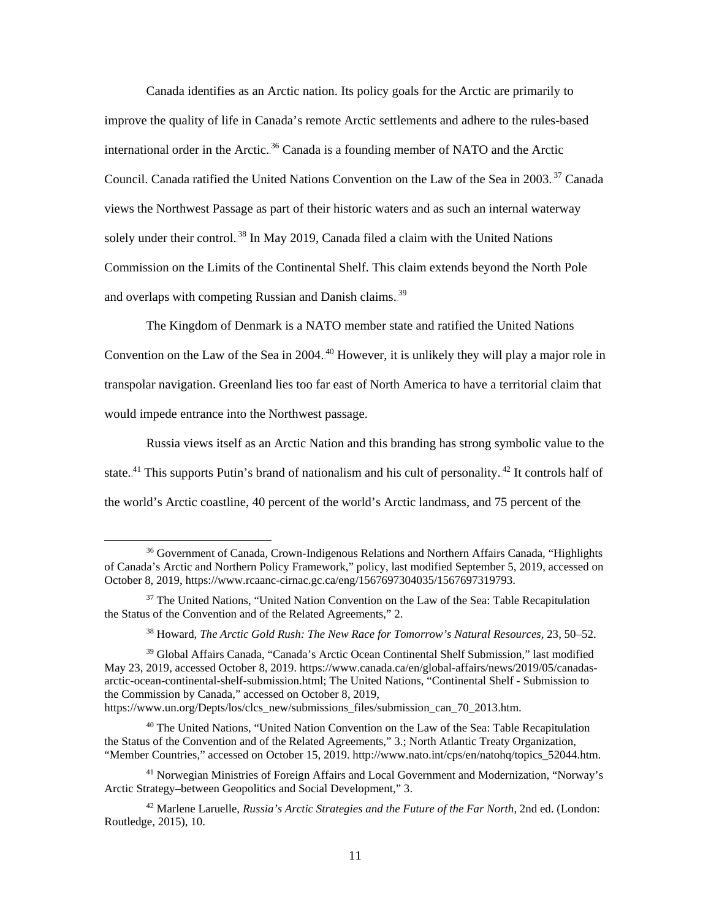Canada identifies as an Arctic nation. Its policy goals for the Arctic are primarily to improve the quality of life in Canada's remote Arctic settlements and adhere to the rules-based international order in the Arctic.[36] Canada is a founding member of NATO and the Arctic Council. Canada ratified the United Nations Convention on the Law of the Sea in 2003.[37] Canada views the Northwest Passage as part of their historic waters and as such an internal waterway solely under their control.[38] In May 2019, Canada filed a claim with the United Nations Commission on the Limits of the Continental Shelf. This claim extends beyond the North Pole and overlaps with competing Russian and Danish claims.[39]

The Kingdom of Denmark is a NATO member state and ratified the United Nations Convention on the Law of the Sea in 2004.[40] However, it is unlikely they will play a major role in transpolar navigation. Greenland lies too far east of North America to have a territorial claim that would impede entrance into the Northwest passage.

Russia views itself as an Arctic Nation and this branding has strong symbolic value to the state.[41] This supports Putin's brand of nationalism and his cult of personality.[42] It controls half of the world's Arctic coastline, 40 percent of the world's Arctic landmass, and 75 percent of the

---

[36] Government of Canada, Crown-Indigenous Relations and Northern Affairs Canada, "Highlights of Canada's Arctic and Northern Policy Framework," policy, last modified September 5, 2019, accessed on October 8, 2019, https://www.rcaanc-cirnac.gc.ca/eng/1567697304035/1567697319793.

[37] The United Nations, "United Nation Convention on the Law of the Sea: Table Recapitulation the Status of the Convention and of the Related Agreements," 2.

[38] Howard, *The Arctic Gold Rush: The New Race for Tomorrow's Natural Resources*, 23, 50–52.

[39] Global Affairs Canada, "Canada's Arctic Ocean Continental Shelf Submission," last modified May 23, 2019, accessed October 8, 2019. https://www.canada.ca/en/global-affairs/news/2019/05/canadas-arctic-ocean-continental-shelf-submission.html; The United Nations, "Continental Shelf - Submission to the Commission by Canada," accessed on October 8, 2019, https://www.un.org/Depts/los/clcs_new/submissions_files/submission_can_70_2013.htm.

[40] The United Nations, "United Nation Convention on the Law of the Sea: Table Recapitulation the Status of the Convention and of the Related Agreements," 3.; North Atlantic Treaty Organization, "Member Countries," accessed on October 15, 2019. http://www.nato.int/cps/en/natohq/topics_52044.htm.

[41] Norwegian Ministries of Foreign Affairs and Local Government and Modernization, "Norway's Arctic Strategy–between Geopolitics and Social Development," 3.

[42] Marlene Laruelle, *Russia's Arctic Strategies and the Future of the Far North*, 2nd ed. (London: Routledge, 2015), 10.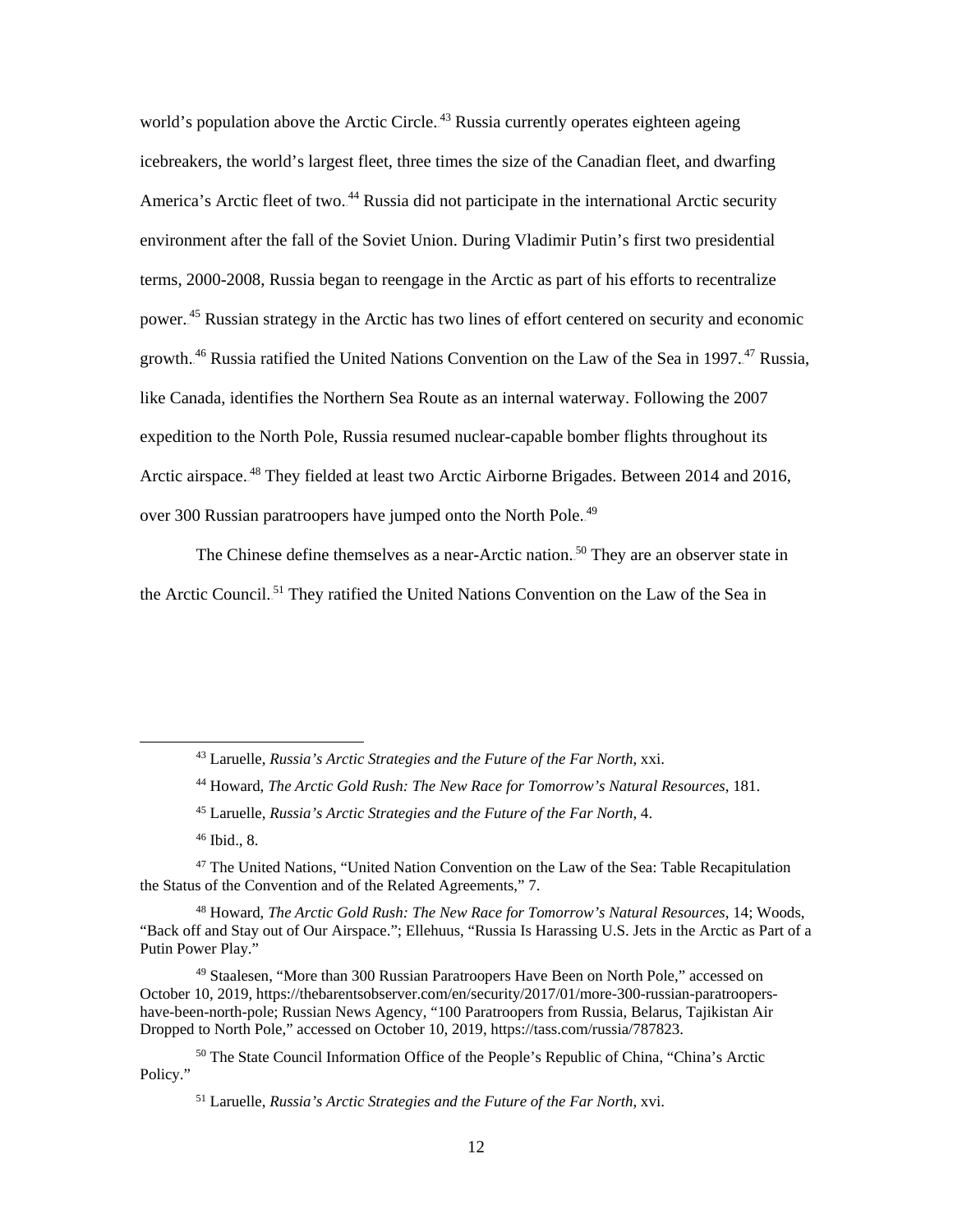world's population above the Arctic Circle.[43] Russia currently operates eighteen ageing icebreakers, the world's largest fleet, three times the size of the Canadian fleet, and dwarfing America's Arctic fleet of two.[44] Russia did not participate in the international Arctic security environment after the fall of the Soviet Union. During Vladimir Putin's first two presidential terms, 2000-2008, Russia began to reengage in the Arctic as part of his efforts to recentralize power.[45] Russian strategy in the Arctic has two lines of effort centered on security and economic growth.[46] Russia ratified the United Nations Convention on the Law of the Sea in 1997.[47] Russia, like Canada, identifies the Northern Sea Route as an internal waterway. Following the 2007 expedition to the North Pole, Russia resumed nuclear-capable bomber flights throughout its Arctic airspace.[48] They fielded at least two Arctic Airborne Brigades. Between 2014 and 2016, over 300 Russian paratroopers have jumped onto the North Pole.[49]

The Chinese define themselves as a near-Arctic nation.[50] They are an observer state in the Arctic Council.[51] They ratified the United Nations Convention on the Law of the Sea in

---

[43] Laruelle, *Russia's Arctic Strategies and the Future of the Far North*, xxi.

[44] Howard, *The Arctic Gold Rush: The New Race for Tomorrow's Natural Resources*, 181.

[45] Laruelle, *Russia's Arctic Strategies and the Future of the Far North*, 4.

[46] Ibid., 8.

[47] The United Nations, "United Nation Convention on the Law of the Sea: Table Recapitulation the Status of the Convention and of the Related Agreements," 7.

[48] Howard, *The Arctic Gold Rush: The New Race for Tomorrow's Natural Resources*, 14; Woods, "Back off and Stay out of Our Airspace."; Ellehuus, "Russia Is Harassing U.S. Jets in the Arctic as Part of a Putin Power Play."

[49] Staalesen, "More than 300 Russian Paratroopers Have Been on North Pole," accessed on October 10, 2019, https://thebarentsobserver.com/en/security/2017/01/more-300-russian-paratroopers-have-been-north-pole; Russian News Agency, "100 Paratroopers from Russia, Belarus, Tajikistan Air Dropped to North Pole," accessed on October 10, 2019, https://tass.com/russia/787823.

[50] The State Council Information Office of the People's Republic of China, "China's Arctic Policy."

[51] Laruelle, *Russia's Arctic Strategies and the Future of the Far North*, xvi.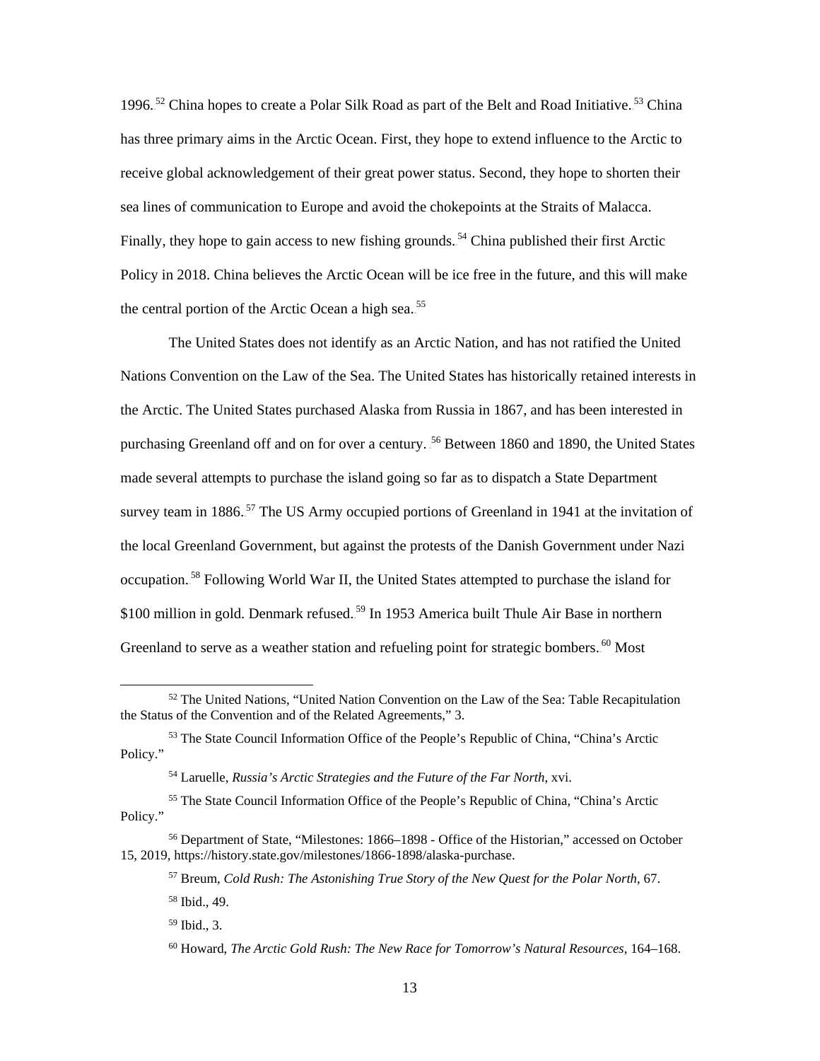1996.[52] China hopes to create a Polar Silk Road as part of the Belt and Road Initiative.[53] China has three primary aims in the Arctic Ocean. First, they hope to extend influence to the Arctic to receive global acknowledgement of their great power status. Second, they hope to shorten their sea lines of communication to Europe and avoid the chokepoints at the Straits of Malacca. Finally, they hope to gain access to new fishing grounds.[54] China published their first Arctic Policy in 2018. China believes the Arctic Ocean will be ice free in the future, and this will make the central portion of the Arctic Ocean a high sea.[55]

The United States does not identify as an Arctic Nation, and has not ratified the United Nations Convention on the Law of the Sea. The United States has historically retained interests in the Arctic. The United States purchased Alaska from Russia in 1867, and has been interested in purchasing Greenland off and on for over a century.[56] Between 1860 and 1890, the United States made several attempts to purchase the island going so far as to dispatch a State Department survey team in 1886.[57] The US Army occupied portions of Greenland in 1941 at the invitation of the local Greenland Government, but against the protests of the Danish Government under Nazi occupation.[58] Following World War II, the United States attempted to purchase the island for $100 million in gold. Denmark refused.[59] In 1953 America built Thule Air Base in northern Greenland to serve as a weather station and refueling point for strategic bombers.[60] Most

---

[52] The United Nations, "United Nation Convention on the Law of the Sea: Table Recapitulation the Status of the Convention and of the Related Agreements," 3.

[53] The State Council Information Office of the People's Republic of China, "China's Arctic Policy."

[54] Laruelle, *Russia's Arctic Strategies and the Future of the Far North*, xvi.

[55] The State Council Information Office of the People's Republic of China, "China's Arctic Policy."

[56] Department of State, "Milestones: 1866–1898 - Office of the Historian," accessed on October 15, 2019, https://history.state.gov/milestones/1866-1898/alaska-purchase.

[57] Breum, *Cold Rush: The Astonishing True Story of the New Quest for the Polar North*, 67.

[58] Ibid., 49.

[59] Ibid., 3.

[60] Howard, *The Arctic Gold Rush: The New Race for Tomorrow's Natural Resources*, 164–168.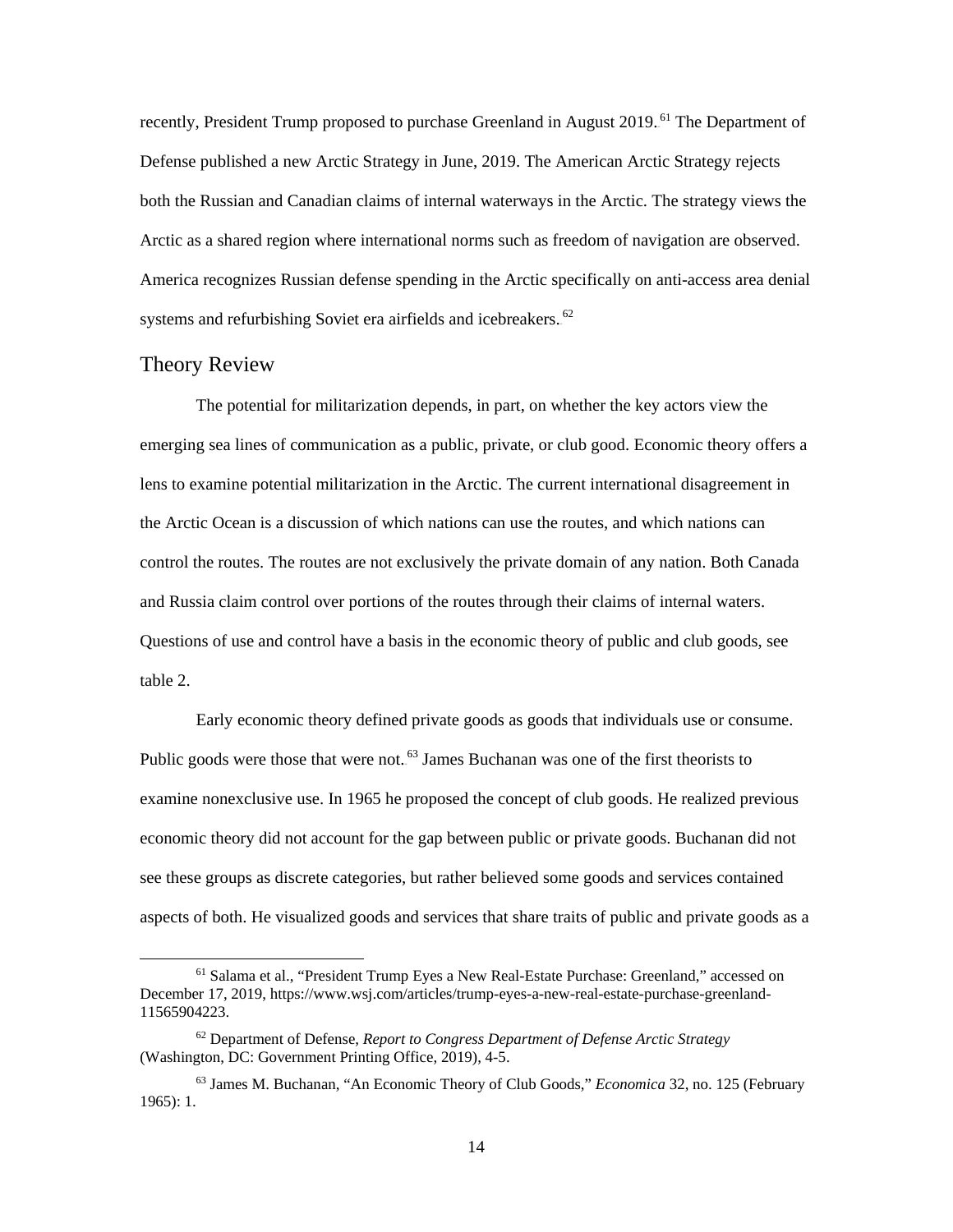recently, President Trump proposed to purchase Greenland in August 2019.[61] The Department of Defense published a new Arctic Strategy in June, 2019. The American Arctic Strategy rejects both the Russian and Canadian claims of internal waterways in the Arctic. The strategy views the Arctic as a shared region where international norms such as freedom of navigation are observed. America recognizes Russian defense spending in the Arctic specifically on anti-access area denial systems and refurbishing Soviet era airfields and icebreakers.[62]

## Theory Review

The potential for militarization depends, in part, on whether the key actors view the emerging sea lines of communication as a public, private, or club good. Economic theory offers a lens to examine potential militarization in the Arctic. The current international disagreement in the Arctic Ocean is a discussion of which nations can use the routes, and which nations can control the routes. The routes are not exclusively the private domain of any nation. Both Canada and Russia claim control over portions of the routes through their claims of internal waters. Questions of use and control have a basis in the economic theory of public and club goods, see table 2.

Early economic theory defined private goods as goods that individuals use or consume. Public goods were those that were not.[63] James Buchanan was one of the first theorists to examine nonexclusive use. In 1965 he proposed the concept of club goods. He realized previous economic theory did not account for the gap between public or private goods. Buchanan did not see these groups as discrete categories, but rather believed some goods and services contained aspects of both. He visualized goods and services that share traits of public and private goods as a

---

[61] Salama et al., "President Trump Eyes a New Real-Estate Purchase: Greenland," accessed on December 17, 2019, https://www.wsj.com/articles/trump-eyes-a-new-real-estate-purchase-greenland-11565904223.

[62] Department of Defense, *Report to Congress Department of Defense Arctic Strategy* (Washington, DC: Government Printing Office, 2019), 4-5.

[63] James M. Buchanan, "An Economic Theory of Club Goods," *Economica* 32, no. 125 (February 1965): 1.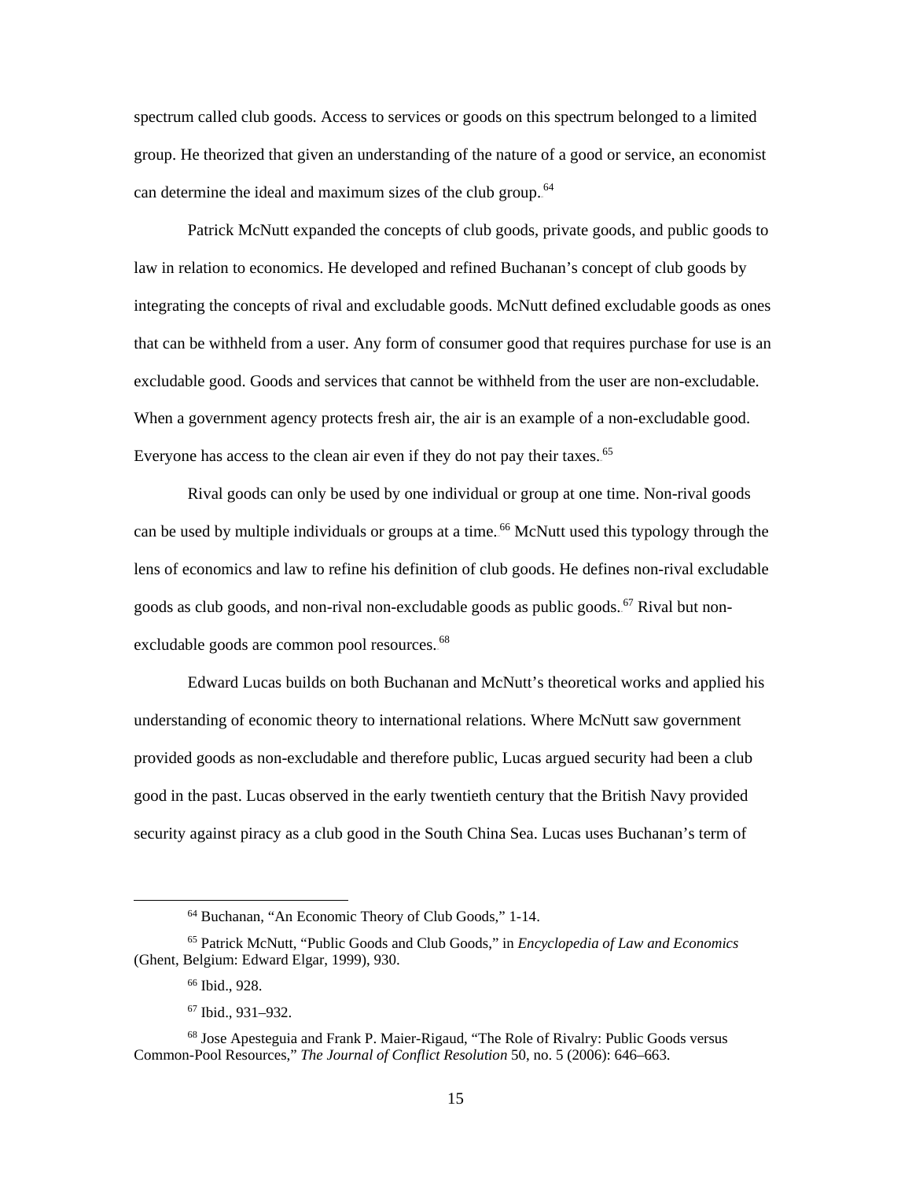spectrum called club goods. Access to services or goods on this spectrum belonged to a limited group. He theorized that given an understanding of the nature of a good or service, an economist can determine the ideal and maximum sizes of the club group.[64]

Patrick McNutt expanded the concepts of club goods, private goods, and public goods to law in relation to economics. He developed and refined Buchanan's concept of club goods by integrating the concepts of rival and excludable goods. McNutt defined excludable goods as ones that can be withheld from a user. Any form of consumer good that requires purchase for use is an excludable good. Goods and services that cannot be withheld from the user are non-excludable. When a government agency protects fresh air, the air is an example of a non-excludable good. Everyone has access to the clean air even if they do not pay their taxes.[65]

Rival goods can only be used by one individual or group at one time. Non-rival goods can be used by multiple individuals or groups at a time.[66] McNutt used this typology through the lens of economics and law to refine his definition of club goods. He defines non-rival excludable goods as club goods, and non-rival non-excludable goods as public goods.[67] Rival but non-excludable goods are common pool resources.[68]

Edward Lucas builds on both Buchanan and McNutt's theoretical works and applied his understanding of economic theory to international relations. Where McNutt saw government provided goods as non-excludable and therefore public, Lucas argued security had been a club good in the past. Lucas observed in the early twentieth century that the British Navy provided security against piracy as a club good in the South China Sea. Lucas uses Buchanan's term of

---

[64] Buchanan, "An Economic Theory of Club Goods," 1-14.

[65] Patrick McNutt, "Public Goods and Club Goods," in *Encyclopedia of Law and Economics* (Ghent, Belgium: Edward Elgar, 1999), 930.

[66] Ibid., 928.

[67] Ibid., 931–932.

[68] Jose Apesteguia and Frank P. Maier-Rigaud, "The Role of Rivalry: Public Goods versus Common-Pool Resources," *The Journal of Conflict Resolution* 50, no. 5 (2006): 646–663.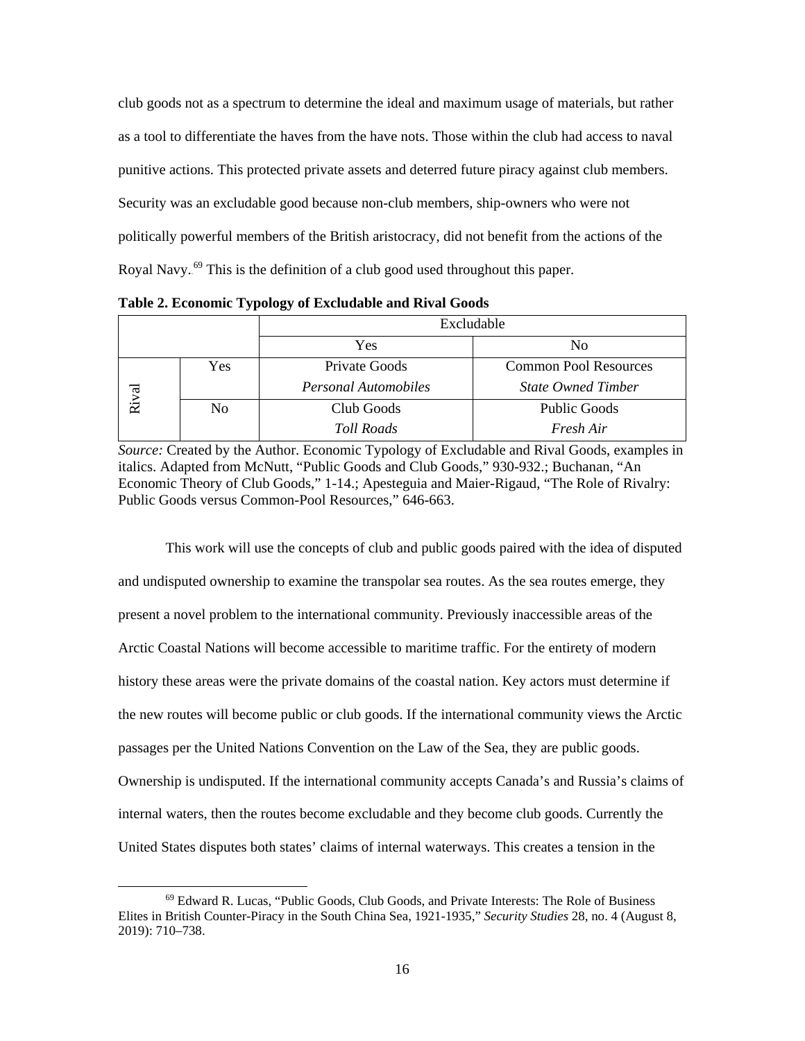club goods not as a spectrum to determine the ideal and maximum usage of materials, but rather as a tool to differentiate the haves from the have nots. Those within the club had access to naval punitive actions. This protected private assets and deterred future piracy against club members. Security was an excludable good because non-club members, ship-owners who were not politically powerful members of the British aristocracy, did not benefit from the actions of the Royal Navy.[69] This is the definition of a club good used throughout this paper.

**Table 2. Economic Typology of Excludable and Rival Goods**

| | | Excludable | |
|---|---|---|---|
| | | Yes | No |
| Rival | Yes | Private Goods<br>*Personal Automobiles* | Common Pool Resources<br>*State Owned Timber* |
| | No | Club Goods<br>*Toll Roads* | Public Goods<br>*Fresh Air* |

*Source:* Created by the Author. Economic Typology of Excludable and Rival Goods, examples in italics. Adapted from McNutt, "Public Goods and Club Goods," 930-932.; Buchanan, "An Economic Theory of Club Goods," 1-14.; Apesteguia and Maier-Rigaud, "The Role of Rivalry: Public Goods versus Common-Pool Resources," 646-663.

This work will use the concepts of club and public goods paired with the idea of disputed and undisputed ownership to examine the transpolar sea routes. As the sea routes emerge, they present a novel problem to the international community. Previously inaccessible areas of the Arctic Coastal Nations will become accessible to maritime traffic. For the entirety of modern history these areas were the private domains of the coastal nation. Key actors must determine if the new routes will become public or club goods. If the international community views the Arctic passages per the United Nations Convention on the Law of the Sea, they are public goods. Ownership is undisputed. If the international community accepts Canada's and Russia's claims of internal waters, then the routes become excludable and they become club goods. Currently the United States disputes both states' claims of internal waterways. This creates a tension in the

[69] Edward R. Lucas, "Public Goods, Club Goods, and Private Interests: The Role of Business Elites in British Counter-Piracy in the South China Sea, 1921-1935," *Security Studies* 28, no. 4 (August 8, 2019): 710–738.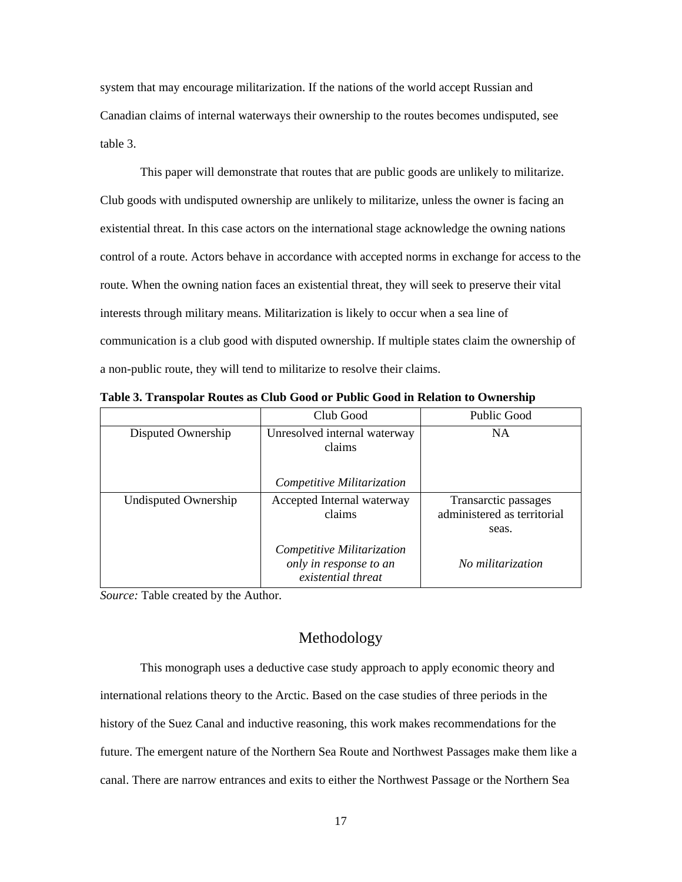system that may encourage militarization. If the nations of the world accept Russian and Canadian claims of internal waterways their ownership to the routes becomes undisputed, see table 3.

This paper will demonstrate that routes that are public goods are unlikely to militarize. Club goods with undisputed ownership are unlikely to militarize, unless the owner is facing an existential threat. In this case actors on the international stage acknowledge the owning nations control of a route. Actors behave in accordance with accepted norms in exchange for access to the route. When the owning nation faces an existential threat, they will seek to preserve their vital interests through military means. Militarization is likely to occur when a sea line of communication is a club good with disputed ownership. If multiple states claim the ownership of a non-public route, they will tend to militarize to resolve their claims.

**Table 3. Transpolar Routes as Club Good or Public Good in Relation to Ownership**

| | Club Good | Public Good |
|---|---|---|
| Disputed Ownership | Unresolved internal waterway claims<br><br>*Competitive Militarization* | NA |
| Undisputed Ownership | Accepted Internal waterway claims<br><br>*Competitive Militarization only in response to an existential threat* | Transarctic passages administered as territorial seas.<br><br>*No militarization* |

*Source:* Table created by the Author.

## Methodology

This monograph uses a deductive case study approach to apply economic theory and international relations theory to the Arctic. Based on the case studies of three periods in the history of the Suez Canal and inductive reasoning, this work makes recommendations for the future. The emergent nature of the Northern Sea Route and Northwest Passages make them like a canal. There are narrow entrances and exits to either the Northwest Passage or the Northern Sea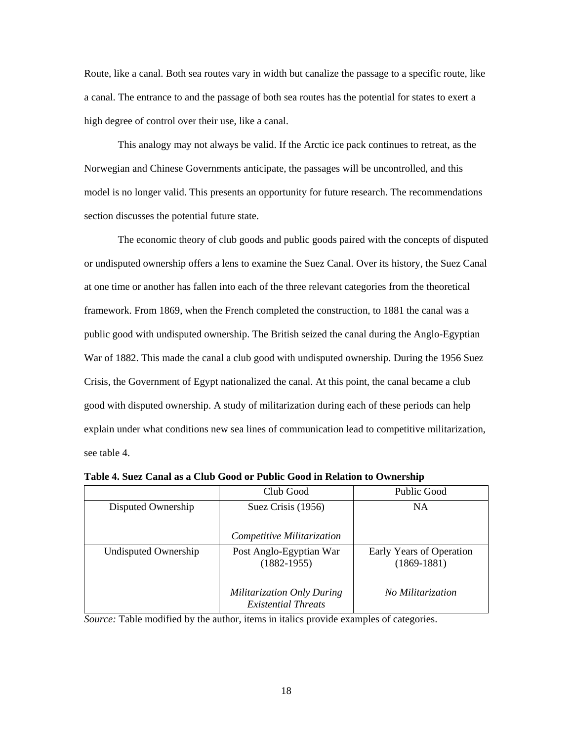Route, like a canal. Both sea routes vary in width but canalize the passage to a specific route, like a canal. The entrance to and the passage of both sea routes has the potential for states to exert a high degree of control over their use, like a canal.

This analogy may not always be valid. If the Arctic ice pack continues to retreat, as the Norwegian and Chinese Governments anticipate, the passages will be uncontrolled, and this model is no longer valid. This presents an opportunity for future research. The recommendations section discusses the potential future state.

The economic theory of club goods and public goods paired with the concepts of disputed or undisputed ownership offers a lens to examine the Suez Canal. Over its history, the Suez Canal at one time or another has fallen into each of the three relevant categories from the theoretical framework. From 1869, when the French completed the construction, to 1881 the canal was a public good with undisputed ownership. The British seized the canal during the Anglo-Egyptian War of 1882. This made the canal a club good with undisputed ownership. During the 1956 Suez Crisis, the Government of Egypt nationalized the canal. At this point, the canal became a club good with disputed ownership. A study of militarization during each of these periods can help explain under what conditions new sea lines of communication lead to competitive militarization, see table 4.

**Table 4. Suez Canal as a Club Good or Public Good in Relation to Ownership**

| | Club Good | Public Good |
|---|---|---|
| Disputed Ownership | Suez Crisis (1956)<br><br>*Competitive Militarization* | NA |
| Undisputed Ownership | Post Anglo-Egyptian War (1882-1955)<br><br>*Militarization Only During Existential Threats* | Early Years of Operation (1869-1881)<br><br>*No Militarization* |

*Source:* Table modified by the author, items in italics provide examples of categories.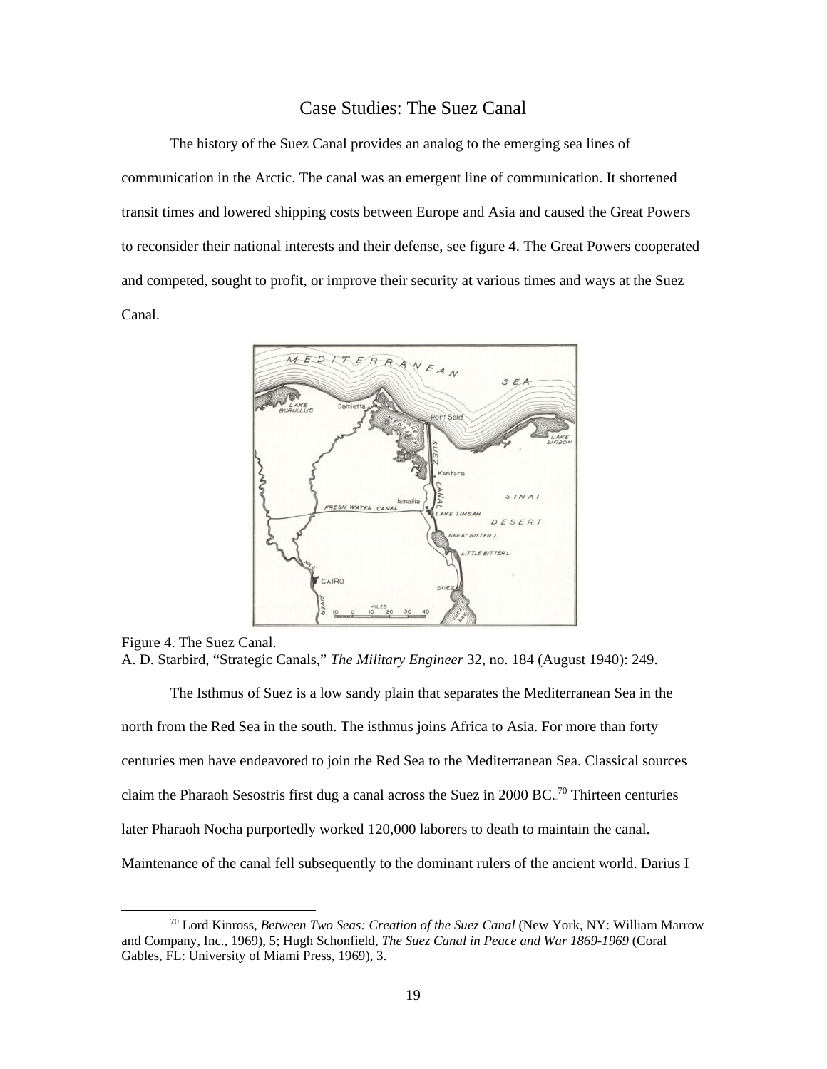## Case Studies: The Suez Canal

The history of the Suez Canal provides an analog to the emerging sea lines of communication in the Arctic. The canal was an emergent line of communication. It shortened transit times and lowered shipping costs between Europe and Asia and caused the Great Powers to reconsider their national interests and their defense, see figure 4. The Great Powers cooperated and competed, sought to profit, or improve their security at various times and ways at the Suez Canal.

Figure 4. The Suez Canal.
A. D. Starbird, "Strategic Canals," *The Military Engineer* 32, no. 184 (August 1940): 249.

The Isthmus of Suez is a low sandy plain that separates the Mediterranean Sea in the north from the Red Sea in the south. The isthmus joins Africa to Asia. For more than forty centuries men have endeavored to join the Red Sea to the Mediterranean Sea. Classical sources claim the Pharaoh Sesostris first dug a canal across the Suez in 2000 BC.[70] Thirteen centuries later Pharaoh Nocha purportedly worked 120,000 laborers to death to maintain the canal. Maintenance of the canal fell subsequently to the dominant rulers of the ancient world. Darius I

[70] Lord Kinross, *Between Two Seas: Creation of the Suez Canal* (New York, NY: William Marrow and Company, Inc., 1969), 5; Hugh Schonfield, *The Suez Canal in Peace and War 1869-1969* (Coral Gables, FL: University of Miami Press, 1969), 3.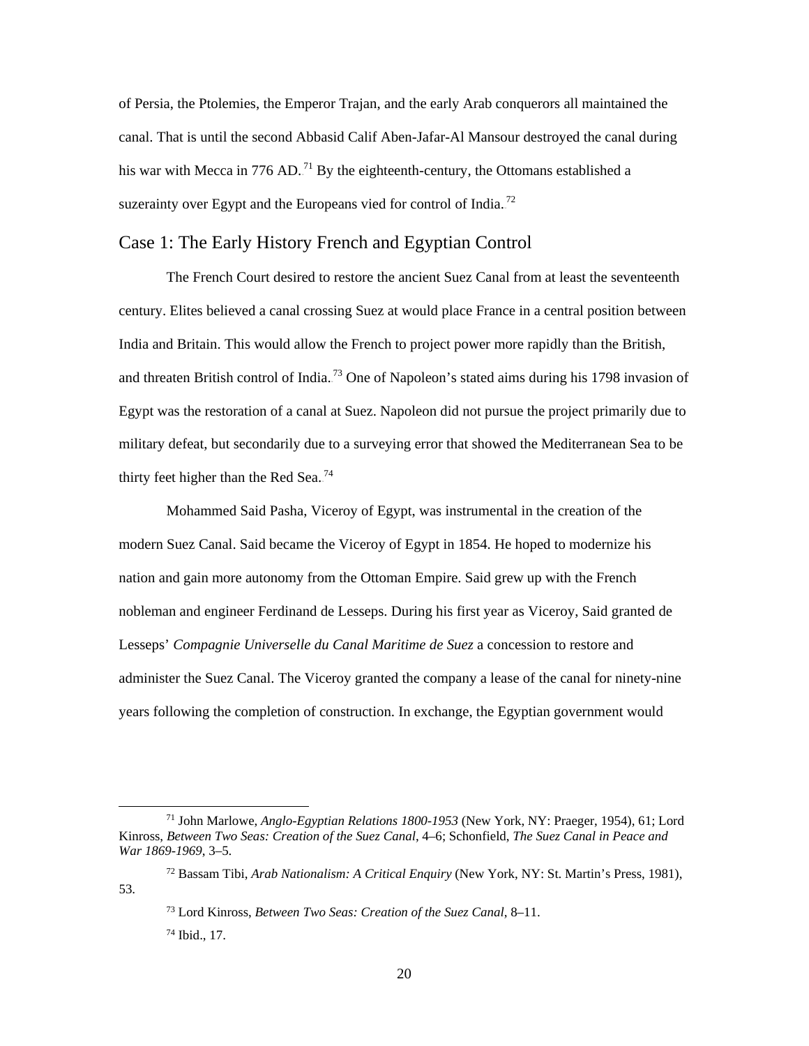of Persia, the Ptolemies, the Emperor Trajan, and the early Arab conquerors all maintained the canal. That is until the second Abbasid Calif Aben-Jafar-Al Mansour destroyed the canal during his war with Mecca in 776 AD.[71] By the eighteenth-century, the Ottomans established a suzerainty over Egypt and the Europeans vied for control of India.[72]

## Case 1: The Early History French and Egyptian Control

The French Court desired to restore the ancient Suez Canal from at least the seventeenth century. Elites believed a canal crossing Suez at would place France in a central position between India and Britain. This would allow the French to project power more rapidly than the British, and threaten British control of India.[73] One of Napoleon's stated aims during his 1798 invasion of Egypt was the restoration of a canal at Suez. Napoleon did not pursue the project primarily due to military defeat, but secondarily due to a surveying error that showed the Mediterranean Sea to be thirty feet higher than the Red Sea.[74]

Mohammed Said Pasha, Viceroy of Egypt, was instrumental in the creation of the modern Suez Canal. Said became the Viceroy of Egypt in 1854. He hoped to modernize his nation and gain more autonomy from the Ottoman Empire. Said grew up with the French nobleman and engineer Ferdinand de Lesseps. During his first year as Viceroy, Said granted de Lesseps' *Compagnie Universelle du Canal Maritime de Suez* a concession to restore and administer the Suez Canal. The Viceroy granted the company a lease of the canal for ninety-nine years following the completion of construction. In exchange, the Egyptian government would

---

[71] John Marlowe, *Anglo-Egyptian Relations 1800-1953* (New York, NY: Praeger, 1954), 61; Lord Kinross, *Between Two Seas: Creation of the Suez Canal*, 4–6; Schonfield, *The Suez Canal in Peace and War 1869-1969*, 3–5.

[72] Bassam Tibi, *Arab Nationalism: A Critical Enquiry* (New York, NY: St. Martin's Press, 1981), 53.

[73] Lord Kinross, *Between Two Seas: Creation of the Suez Canal*, 8–11.

[74] Ibid., 17.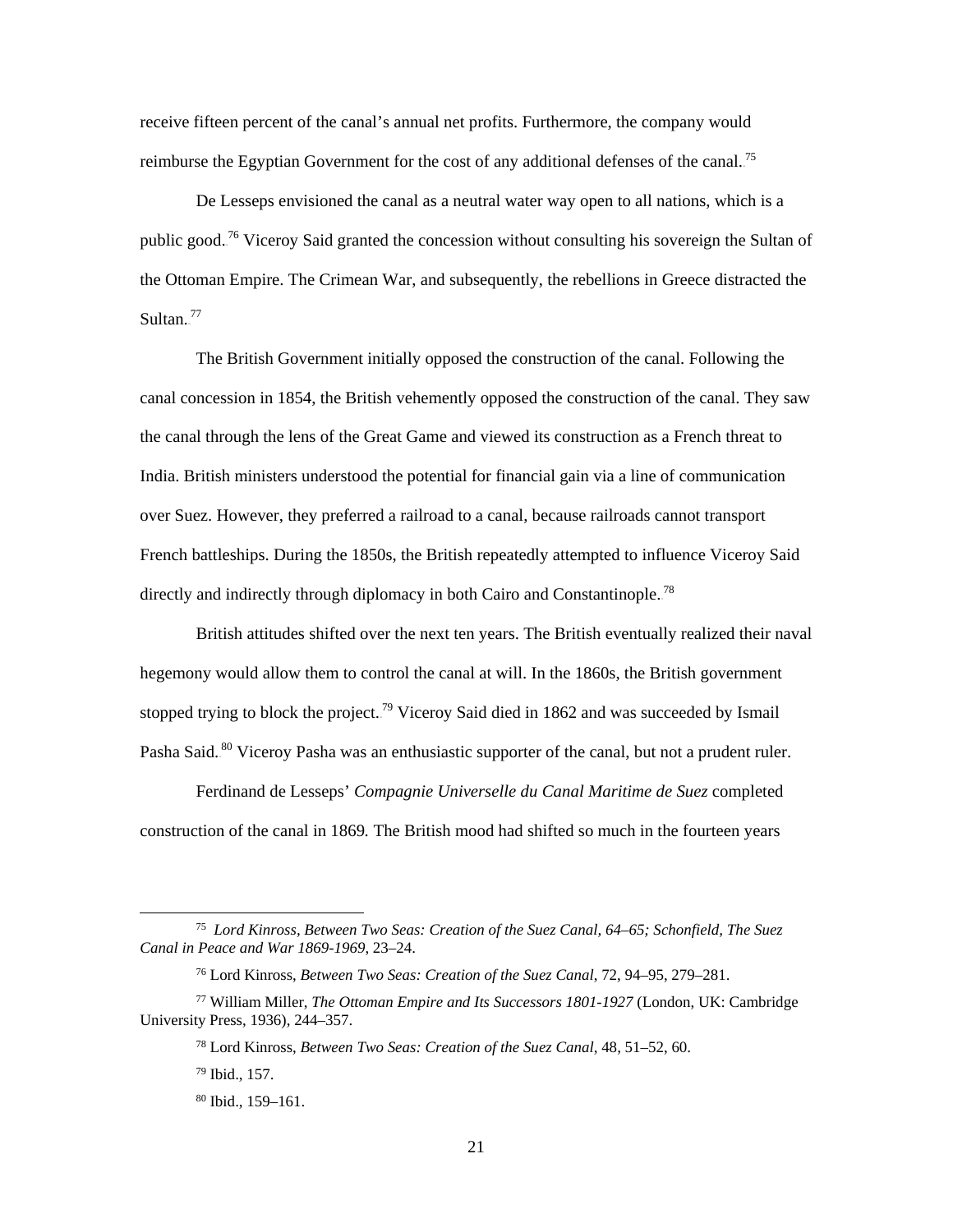receive fifteen percent of the canal's annual net profits. Furthermore, the company would reimburse the Egyptian Government for the cost of any additional defenses of the canal.[75]

De Lesseps envisioned the canal as a neutral water way open to all nations, which is a public good.[76] Viceroy Said granted the concession without consulting his sovereign the Sultan of the Ottoman Empire. The Crimean War, and subsequently, the rebellions in Greece distracted the Sultan.[77]

The British Government initially opposed the construction of the canal. Following the canal concession in 1854, the British vehemently opposed the construction of the canal. They saw the canal through the lens of the Great Game and viewed its construction as a French threat to India. British ministers understood the potential for financial gain via a line of communication over Suez. However, they preferred a railroad to a canal, because railroads cannot transport French battleships. During the 1850s, the British repeatedly attempted to influence Viceroy Said directly and indirectly through diplomacy in both Cairo and Constantinople.[78]

British attitudes shifted over the next ten years. The British eventually realized their naval hegemony would allow them to control the canal at will. In the 1860s, the British government stopped trying to block the project.[79] Viceroy Said died in 1862 and was succeeded by Ismail Pasha Said.[80] Viceroy Pasha was an enthusiastic supporter of the canal, but not a prudent ruler.

Ferdinand de Lesseps' *Compagnie Universelle du Canal Maritime de Suez* completed construction of the canal in 1869. The British mood had shifted so much in the fourteen years

---

[75] *Lord Kinross, Between Two Seas: Creation of the Suez Canal, 64–65; Schonfield, The Suez Canal in Peace and War 1869-1969*, 23–24.

[76] Lord Kinross, *Between Two Seas: Creation of the Suez Canal*, 72, 94–95, 279–281.

[77] William Miller, *The Ottoman Empire and Its Successors 1801-1927* (London, UK: Cambridge University Press, 1936), 244–357.

[78] Lord Kinross, *Between Two Seas: Creation of the Suez Canal*, 48, 51–52, 60.

[79] Ibid., 157.

[80] Ibid., 159–161.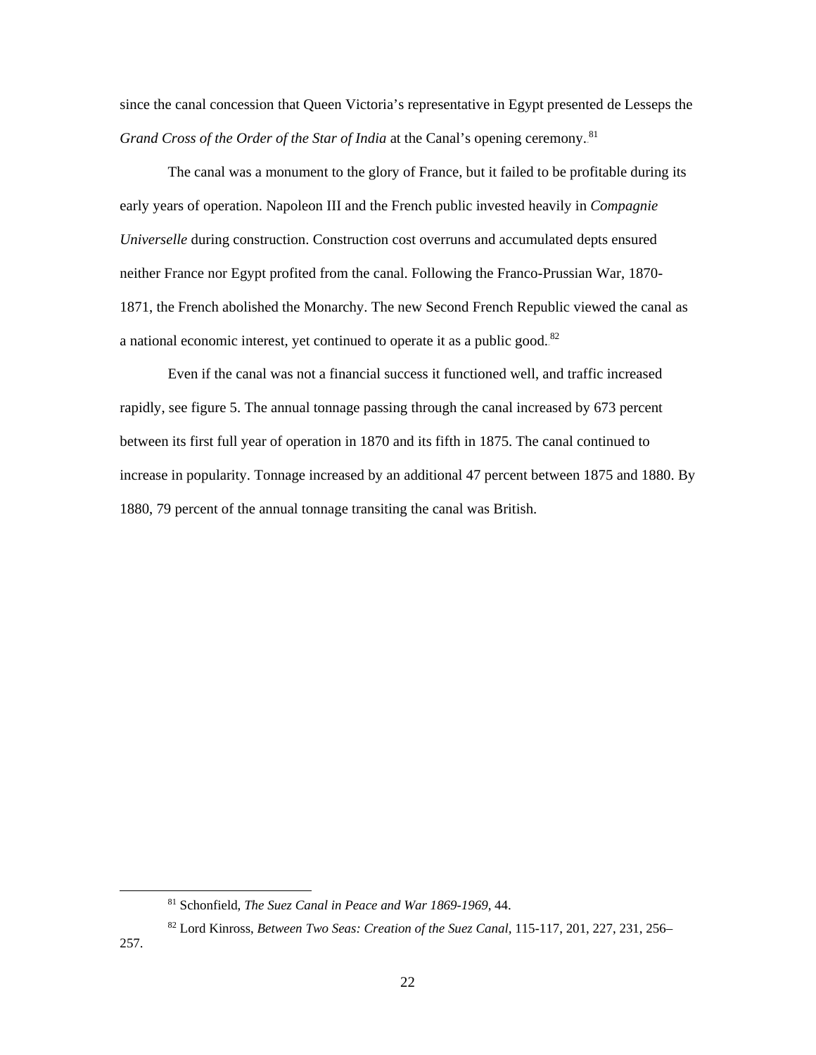since the canal concession that Queen Victoria's representative in Egypt presented de Lesseps the *Grand Cross of the Order of the Star of India* at the Canal's opening ceremony.[81]

The canal was a monument to the glory of France, but it failed to be profitable during its early years of operation. Napoleon III and the French public invested heavily in *Compagnie Universelle* during construction. Construction cost overruns and accumulated depts ensured neither France nor Egypt profited from the canal. Following the Franco-Prussian War, 1870-1871, the French abolished the Monarchy. The new Second French Republic viewed the canal as a national economic interest, yet continued to operate it as a public good.[82]

Even if the canal was not a financial success it functioned well, and traffic increased rapidly, see figure 5. The annual tonnage passing through the canal increased by 673 percent between its first full year of operation in 1870 and its fifth in 1875. The canal continued to increase in popularity. Tonnage increased by an additional 47 percent between 1875 and 1880. By 1880, 79 percent of the annual tonnage transiting the canal was British.

---

[81] Schonfield, *The Suez Canal in Peace and War 1869-1969*, 44.

[82] Lord Kinross, *Between Two Seas: Creation of the Suez Canal*, 115-117, 201, 227, 231, 256–257.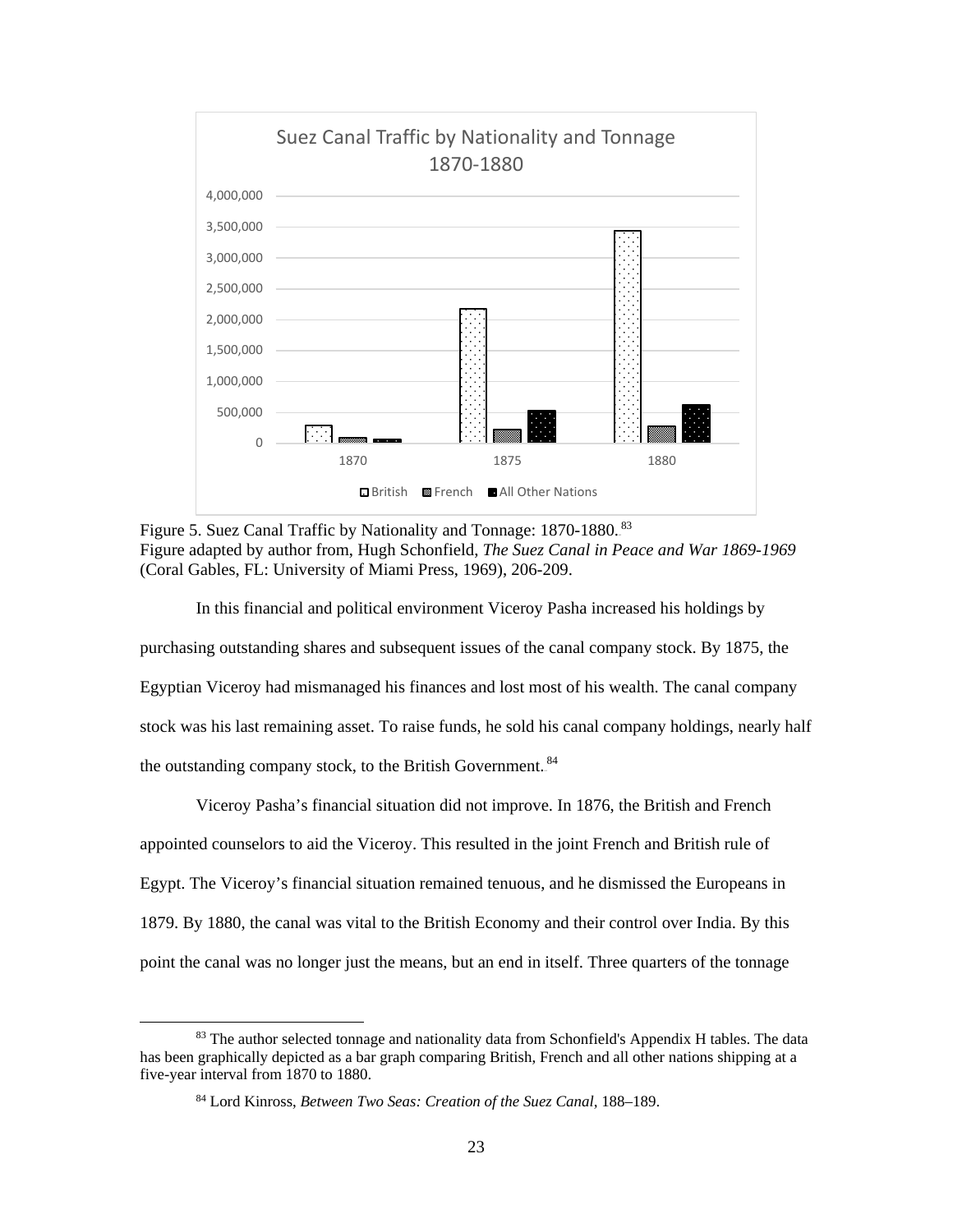Figure 5. Suez Canal Traffic by Nationality and Tonnage: 1870-1880.[83]
Figure adapted by author from, Hugh Schonfield, *The Suez Canal in Peace and War 1869-1969* (Coral Gables, FL: University of Miami Press, 1969), 206-209.

In this financial and political environment Viceroy Pasha increased his holdings by purchasing outstanding shares and subsequent issues of the canal company stock. By 1875, the Egyptian Viceroy had mismanaged his finances and lost most of his wealth. The canal company stock was his last remaining asset. To raise funds, he sold his canal company holdings, nearly half the outstanding company stock, to the British Government.[84]

Viceroy Pasha's financial situation did not improve. In 1876, the British and French appointed counselors to aid the Viceroy. This resulted in the joint French and British rule of Egypt. The Viceroy's financial situation remained tenuous, and he dismissed the Europeans in 1879. By 1880, the canal was vital to the British Economy and their control over India. By this point the canal was no longer just the means, but an end in itself. Three quarters of the tonnage

[83] The author selected tonnage and nationality data from Schonfield's Appendix H tables. The data has been graphically depicted as a bar graph comparing British, French and all other nations shipping at a five-year interval from 1870 to 1880.

[84] Lord Kinross, *Between Two Seas: Creation of the Suez Canal*, 188–189.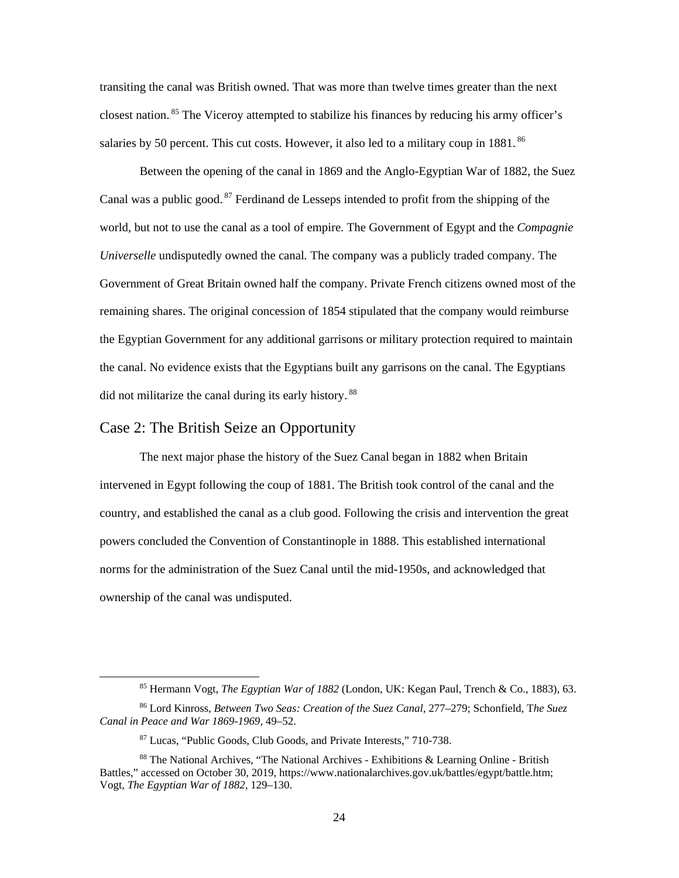transiting the canal was British owned. That was more than twelve times greater than the next closest nation.[85] The Viceroy attempted to stabilize his finances by reducing his army officer's salaries by 50 percent. This cut costs. However, it also led to a military coup in 1881.[86]

Between the opening of the canal in 1869 and the Anglo-Egyptian War of 1882, the Suez Canal was a public good.[87] Ferdinand de Lesseps intended to profit from the shipping of the world, but not to use the canal as a tool of empire. The Government of Egypt and the *Compagnie Universelle* undisputedly owned the canal. The company was a publicly traded company. The Government of Great Britain owned half the company. Private French citizens owned most of the remaining shares. The original concession of 1854 stipulated that the company would reimburse the Egyptian Government for any additional garrisons or military protection required to maintain the canal. No evidence exists that the Egyptians built any garrisons on the canal. The Egyptians did not militarize the canal during its early history.[88]

## Case 2: The British Seize an Opportunity

The next major phase the history of the Suez Canal began in 1882 when Britain intervened in Egypt following the coup of 1881. The British took control of the canal and the country, and established the canal as a club good. Following the crisis and intervention the great powers concluded the Convention of Constantinople in 1888. This established international norms for the administration of the Suez Canal until the mid-1950s, and acknowledged that ownership of the canal was undisputed.

---

[85] Hermann Vogt, *The Egyptian War of 1882* (London, UK: Kegan Paul, Trench & Co., 1883), 63.

[86] Lord Kinross, *Between Two Seas: Creation of the Suez Canal*, 277–279; Schonfield, T*he Suez Canal in Peace and War 1869-1969*, 49–52.

[87] Lucas, "Public Goods, Club Goods, and Private Interests," 710-738.

[88] The National Archives, "The National Archives - Exhibitions & Learning Online - British Battles," accessed on October 30, 2019, https://www.nationalarchives.gov.uk/battles/egypt/battle.htm; Vogt, *The Egyptian War of 1882*, 129–130.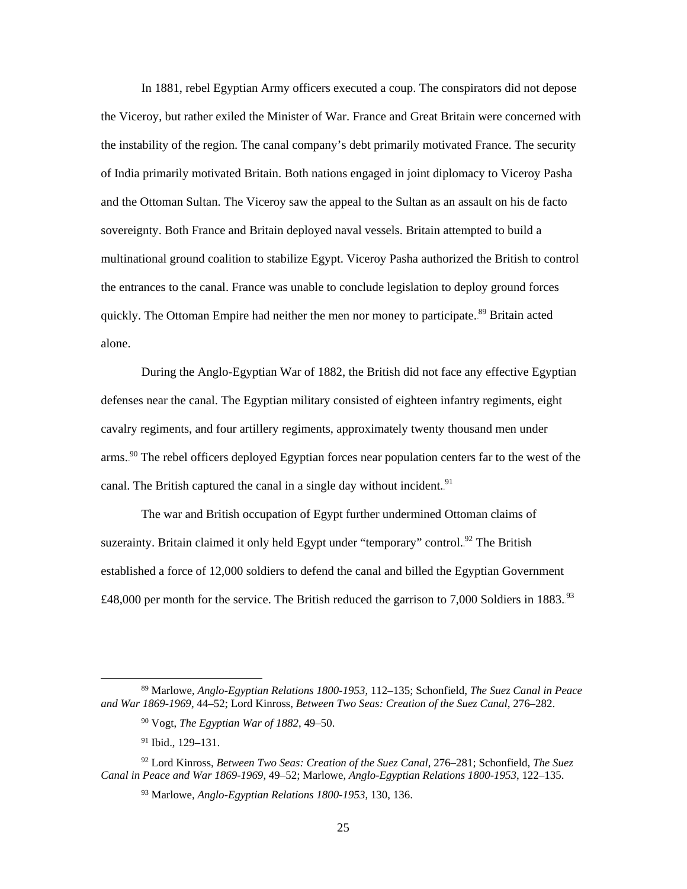In 1881, rebel Egyptian Army officers executed a coup. The conspirators did not depose the Viceroy, but rather exiled the Minister of War. France and Great Britain were concerned with the instability of the region. The canal company's debt primarily motivated France. The security of India primarily motivated Britain. Both nations engaged in joint diplomacy to Viceroy Pasha and the Ottoman Sultan. The Viceroy saw the appeal to the Sultan as an assault on his de facto sovereignty. Both France and Britain deployed naval vessels. Britain attempted to build a multinational ground coalition to stabilize Egypt. Viceroy Pasha authorized the British to control the entrances to the canal. France was unable to conclude legislation to deploy ground forces quickly. The Ottoman Empire had neither the men nor money to participate.[89] Britain acted alone.

During the Anglo-Egyptian War of 1882, the British did not face any effective Egyptian defenses near the canal. The Egyptian military consisted of eighteen infantry regiments, eight cavalry regiments, and four artillery regiments, approximately twenty thousand men under arms.[90] The rebel officers deployed Egyptian forces near population centers far to the west of the canal. The British captured the canal in a single day without incident.[91]

The war and British occupation of Egypt further undermined Ottoman claims of suzerainty. Britain claimed it only held Egypt under "temporary" control.[92] The British established a force of 12,000 soldiers to defend the canal and billed the Egyptian Government £48,000 per month for the service. The British reduced the garrison to 7,000 Soldiers in 1883.[93]

---

[89] Marlowe, *Anglo-Egyptian Relations 1800-1953,* 112–135; Schonfield, *The Suez Canal in Peace and War 1869-1969*, 44–52; Lord Kinross, *Between Two Seas: Creation of the Suez Canal*, 276–282.

[90] Vogt, *The Egyptian War of 1882*, 49–50.

[91] Ibid., 129–131.

[92] Lord Kinross, *Between Two Seas: Creation of the Suez Canal*, 276–281; Schonfield, *The Suez Canal in Peace and War 1869-1969*, 49–52; Marlowe, *Anglo-Egyptian Relations 1800-1953,* 122–135.

[93] Marlowe, *Anglo-Egyptian Relations 1800-1953,* 130, 136.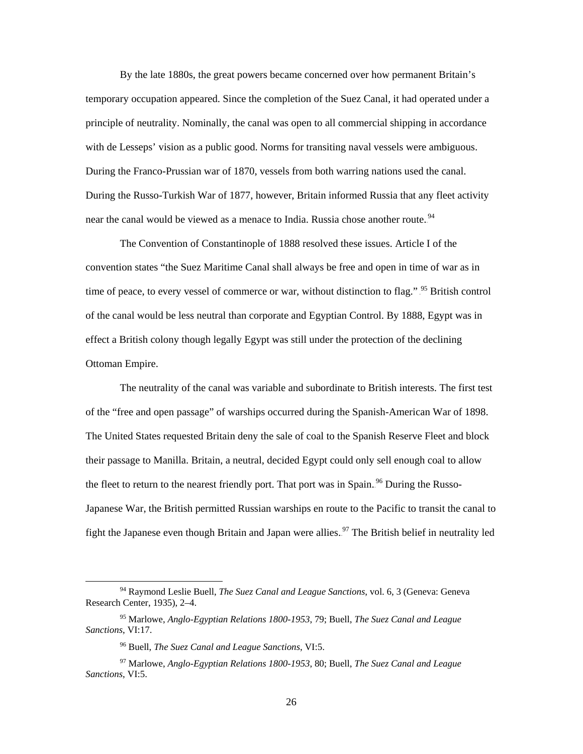By the late 1880s, the great powers became concerned over how permanent Britain's temporary occupation appeared. Since the completion of the Suez Canal, it had operated under a principle of neutrality. Nominally, the canal was open to all commercial shipping in accordance with de Lesseps' vision as a public good. Norms for transiting naval vessels were ambiguous. During the Franco-Prussian war of 1870, vessels from both warring nations used the canal. During the Russo-Turkish War of 1877, however, Britain informed Russia that any fleet activity near the canal would be viewed as a menace to India. Russia chose another route.[94]

The Convention of Constantinople of 1888 resolved these issues. Article I of the convention states "the Suez Maritime Canal shall always be free and open in time of war as in time of peace, to every vessel of commerce or war, without distinction to flag."[95] British control of the canal would be less neutral than corporate and Egyptian Control. By 1888, Egypt was in effect a British colony though legally Egypt was still under the protection of the declining Ottoman Empire.

The neutrality of the canal was variable and subordinate to British interests. The first test of the "free and open passage" of warships occurred during the Spanish-American War of 1898. The United States requested Britain deny the sale of coal to the Spanish Reserve Fleet and block their passage to Manilla. Britain, a neutral, decided Egypt could only sell enough coal to allow the fleet to return to the nearest friendly port. That port was in Spain.[96] During the Russo-Japanese War, the British permitted Russian warships en route to the Pacific to transit the canal to fight the Japanese even though Britain and Japan were allies.[97] The British belief in neutrality led

---

[94] Raymond Leslie Buell, *The Suez Canal and League Sanctions*, vol. 6, 3 (Geneva: Geneva Research Center, 1935), 2–4.

[95] Marlowe, *Anglo-Egyptian Relations 1800-1953*, 79; Buell, *The Suez Canal and League Sanctions*, VI:17.

[96] Buell, *The Suez Canal and League Sanctions*, VI:5.

[97] Marlowe, *Anglo-Egyptian Relations 1800-1953*, 80; Buell, *The Suez Canal and League Sanctions*, VI:5.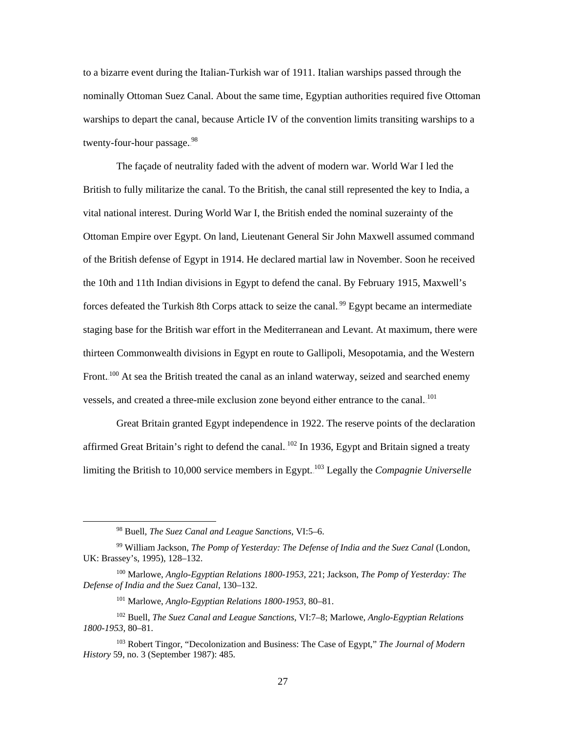to a bizarre event during the Italian-Turkish war of 1911. Italian warships passed through the nominally Ottoman Suez Canal. About the same time, Egyptian authorities required five Ottoman warships to depart the canal, because Article IV of the convention limits transiting warships to a twenty-four-hour passage.[98]

The façade of neutrality faded with the advent of modern war. World War I led the British to fully militarize the canal. To the British, the canal still represented the key to India, a vital national interest. During World War I, the British ended the nominal suzerainty of the Ottoman Empire over Egypt. On land, Lieutenant General Sir John Maxwell assumed command of the British defense of Egypt in 1914. He declared martial law in November. Soon he received the 10th and 11th Indian divisions in Egypt to defend the canal. By February 1915, Maxwell's forces defeated the Turkish 8th Corps attack to seize the canal.[99] Egypt became an intermediate staging base for the British war effort in the Mediterranean and Levant. At maximum, there were thirteen Commonwealth divisions in Egypt en route to Gallipoli, Mesopotamia, and the Western Front.[100] At sea the British treated the canal as an inland waterway, seized and searched enemy vessels, and created a three-mile exclusion zone beyond either entrance to the canal.[101]

Great Britain granted Egypt independence in 1922. The reserve points of the declaration affirmed Great Britain's right to defend the canal.[102] In 1936, Egypt and Britain signed a treaty limiting the British to 10,000 service members in Egypt.[103] Legally the *Compagnie Universelle*

---

[98] Buell, *The Suez Canal and League Sanctions*, VI:5–6.

[99] William Jackson, *The Pomp of Yesterday: The Defense of India and the Suez Canal* (London, UK: Brassey's, 1995), 128–132.

[100] Marlowe, *Anglo-Egyptian Relations 1800-1953*, 221; Jackson, *The Pomp of Yesterday: The Defense of India and the Suez Canal*, 130–132.

[101] Marlowe, *Anglo-Egyptian Relations 1800-1953*, 80–81.

[102] Buell, *The Suez Canal and League Sanctions*, VI:7–8; Marlowe, *Anglo-Egyptian Relations 1800-1953*, 80–81.

[103] Robert Tingor, "Decolonization and Business: The Case of Egypt," *The Journal of Modern History* 59, no. 3 (September 1987): 485.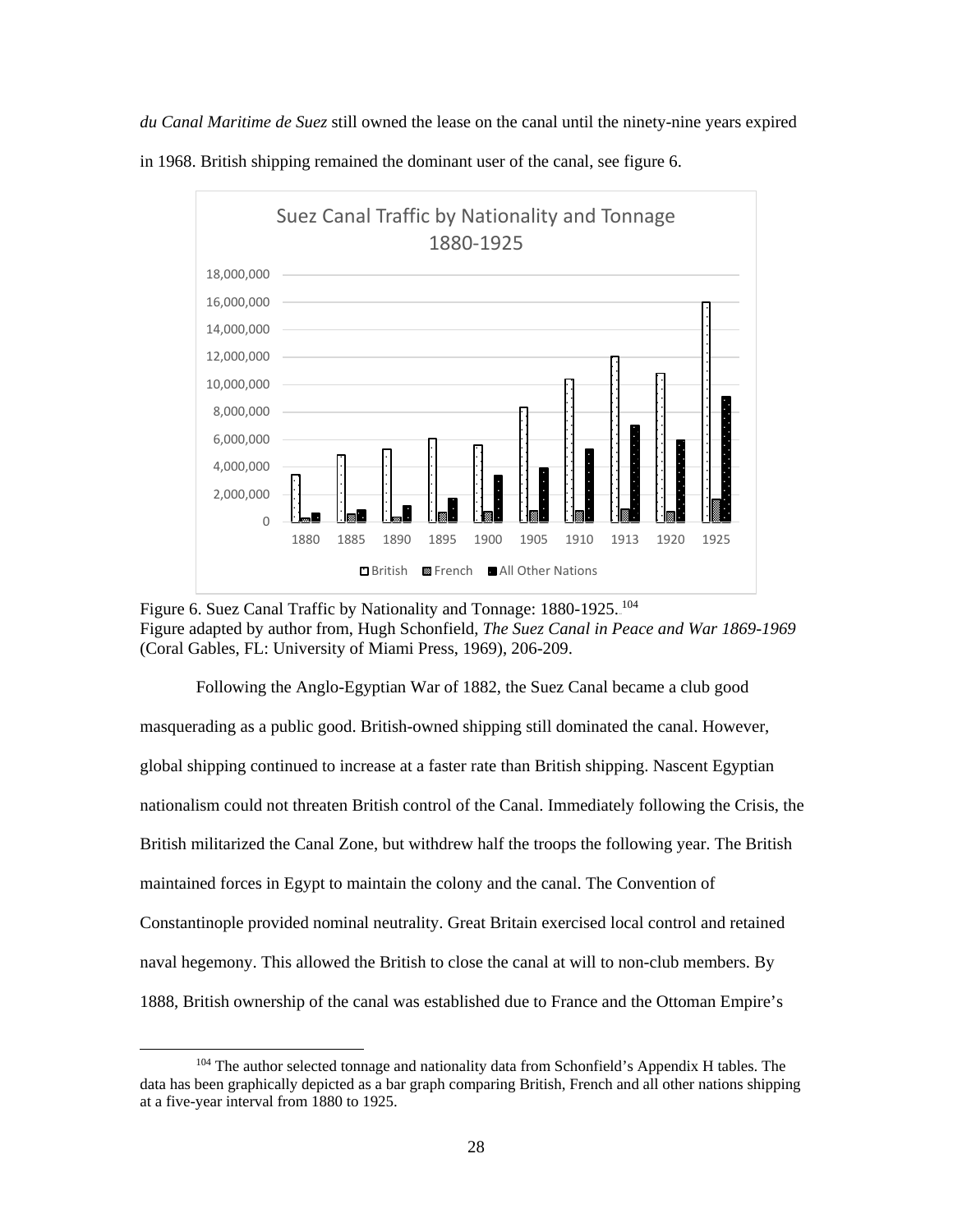*du Canal Maritime de Suez* still owned the lease on the canal until the ninety-nine years expired in 1968. British shipping remained the dominant user of the canal, see figure 6.

Figure 6. Suez Canal Traffic by Nationality and Tonnage: 1880-1925.[104]
Figure adapted by author from, Hugh Schonfield, *The Suez Canal in Peace and War 1869-1969* (Coral Gables, FL: University of Miami Press, 1969), 206-209.

Following the Anglo-Egyptian War of 1882, the Suez Canal became a club good masquerading as a public good. British-owned shipping still dominated the canal. However, global shipping continued to increase at a faster rate than British shipping. Nascent Egyptian nationalism could not threaten British control of the Canal. Immediately following the Crisis, the British militarized the Canal Zone, but withdrew half the troops the following year. The British maintained forces in Egypt to maintain the colony and the canal. The Convention of Constantinople provided nominal neutrality. Great Britain exercised local control and retained naval hegemony. This allowed the British to close the canal at will to non-club members. By 1888, British ownership of the canal was established due to France and the Ottoman Empire's

[104] The author selected tonnage and nationality data from Schonfield's Appendix H tables. The data has been graphically depicted as a bar graph comparing British, French and all other nations shipping at a five-year interval from 1880 to 1925.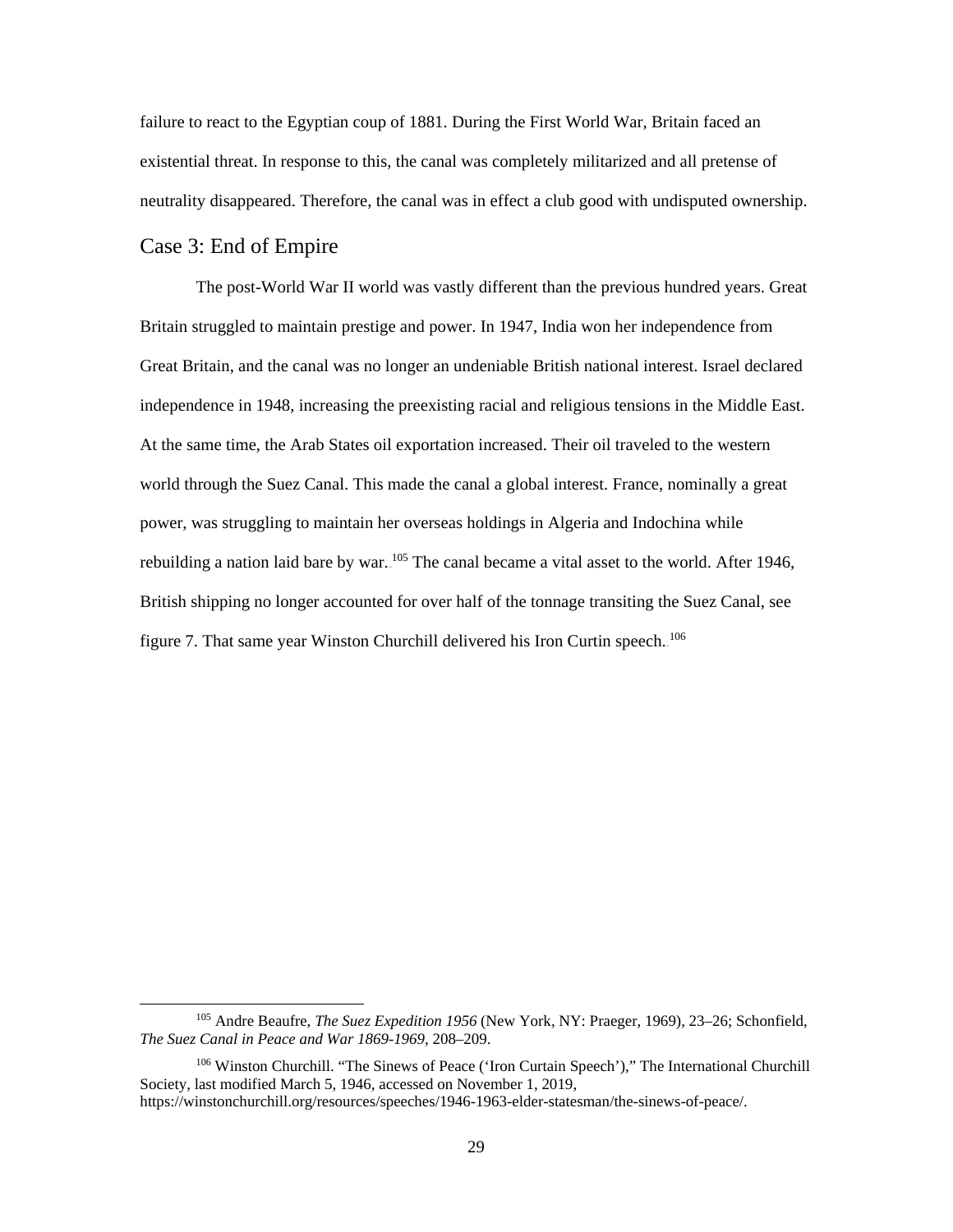failure to react to the Egyptian coup of 1881. During the First World War, Britain faced an existential threat. In response to this, the canal was completely militarized and all pretense of neutrality disappeared. Therefore, the canal was in effect a club good with undisputed ownership.

## Case 3: End of Empire

The post-World War II world was vastly different than the previous hundred years. Great Britain struggled to maintain prestige and power. In 1947, India won her independence from Great Britain, and the canal was no longer an undeniable British national interest. Israel declared independence in 1948, increasing the preexisting racial and religious tensions in the Middle East. At the same time, the Arab States oil exportation increased. Their oil traveled to the western world through the Suez Canal. This made the canal a global interest. France, nominally a great power, was struggling to maintain her overseas holdings in Algeria and Indochina while rebuilding a nation laid bare by war.[105] The canal became a vital asset to the world. After 1946, British shipping no longer accounted for over half of the tonnage transiting the Suez Canal, see figure 7. That same year Winston Churchill delivered his Iron Curtin speech.[106]

---

[105] Andre Beaufre, *The Suez Expedition 1956* (New York, NY: Praeger, 1969), 23–26; Schonfield, *The Suez Canal in Peace and War 1869-1969*, 208–209.

[106] Winston Churchill. "The Sinews of Peace ('Iron Curtain Speech')," The International Churchill Society, last modified March 5, 1946, accessed on November 1, 2019, https://winstonchurchill.org/resources/speeches/1946-1963-elder-statesman/the-sinews-of-peace/.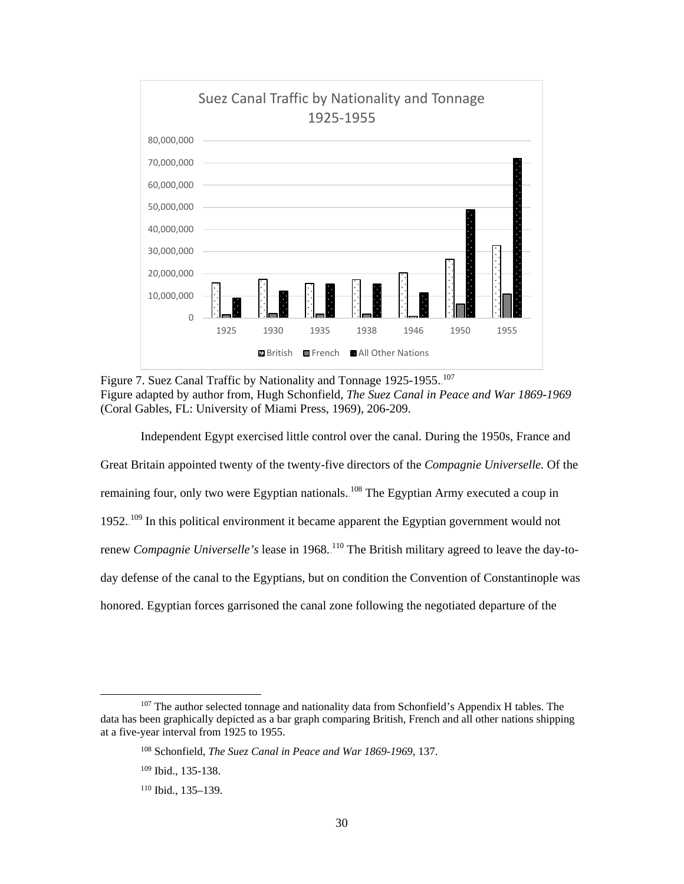Figure 7. Suez Canal Traffic by Nationality and Tonnage 1925-1955.[107]
Figure adapted by author from, Hugh Schonfield, *The Suez Canal in Peace and War 1869-1969* (Coral Gables, FL: University of Miami Press, 1969), 206-209.

Independent Egypt exercised little control over the canal. During the 1950s, France and Great Britain appointed twenty of the twenty-five directors of the *Compagnie Universelle.* Of the remaining four, only two were Egyptian nationals.[108] The Egyptian Army executed a coup in 1952.[109] In this political environment it became apparent the Egyptian government would not renew *Compagnie Universelle's* lease in 1968.[110] The British military agreed to leave the day-to-day defense of the canal to the Egyptians, but on condition the Convention of Constantinople was honored. Egyptian forces garrisoned the canal zone following the negotiated departure of the

---

[107] The author selected tonnage and nationality data from Schonfield's Appendix H tables. The data has been graphically depicted as a bar graph comparing British, French and all other nations shipping at a five-year interval from 1925 to 1955.

[108] Schonfield, *The Suez Canal in Peace and War 1869-1969*, 137.

[109] Ibid., 135-138.

[110] Ibid., 135–139.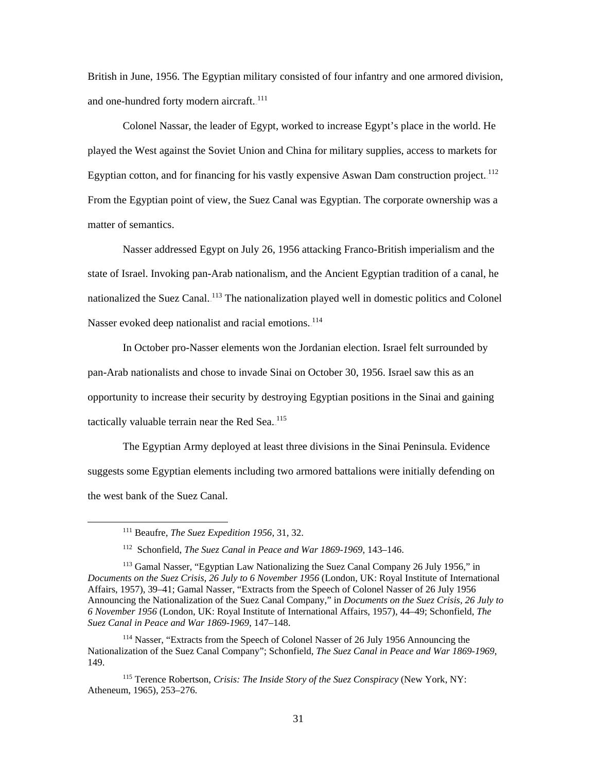British in June, 1956. The Egyptian military consisted of four infantry and one armored division, and one-hundred forty modern aircraft.[111]

Colonel Nassar, the leader of Egypt, worked to increase Egypt's place in the world. He played the West against the Soviet Union and China for military supplies, access to markets for Egyptian cotton, and for financing for his vastly expensive Aswan Dam construction project.[112] From the Egyptian point of view, the Suez Canal was Egyptian. The corporate ownership was a matter of semantics.

Nasser addressed Egypt on July 26, 1956 attacking Franco-British imperialism and the state of Israel. Invoking pan-Arab nationalism, and the Ancient Egyptian tradition of a canal, he nationalized the Suez Canal.[113] The nationalization played well in domestic politics and Colonel Nasser evoked deep nationalist and racial emotions.[114]

In October pro-Nasser elements won the Jordanian election. Israel felt surrounded by pan-Arab nationalists and chose to invade Sinai on October 30, 1956. Israel saw this as an opportunity to increase their security by destroying Egyptian positions in the Sinai and gaining tactically valuable terrain near the Red Sea.[115]

The Egyptian Army deployed at least three divisions in the Sinai Peninsula. Evidence suggests some Egyptian elements including two armored battalions were initially defending on the west bank of the Suez Canal.

---

[111] Beaufre, *The Suez Expedition 1956*, 31, 32.

[112] Schonfield, *The Suez Canal in Peace and War 1869-1969*, 143–146.

[113] Gamal Nasser, "Egyptian Law Nationalizing the Suez Canal Company 26 July 1956," in *Documents on the Suez Crisis, 26 July to 6 November 1956* (London, UK: Royal Institute of International Affairs, 1957), 39–41; Gamal Nasser, "Extracts from the Speech of Colonel Nasser of 26 July 1956 Announcing the Nationalization of the Suez Canal Company," in *Documents on the Suez Crisis, 26 July to 6 November 1956* (London, UK: Royal Institute of International Affairs, 1957), 44–49; Schonfield, *The Suez Canal in Peace and War 1869-1969*, 147–148.

[114] Nasser, "Extracts from the Speech of Colonel Nasser of 26 July 1956 Announcing the Nationalization of the Suez Canal Company"; Schonfield, *The Suez Canal in Peace and War 1869-1969*, 149.

[115] Terence Robertson, *Crisis: The Inside Story of the Suez Conspiracy* (New York, NY: Atheneum, 1965), 253–276.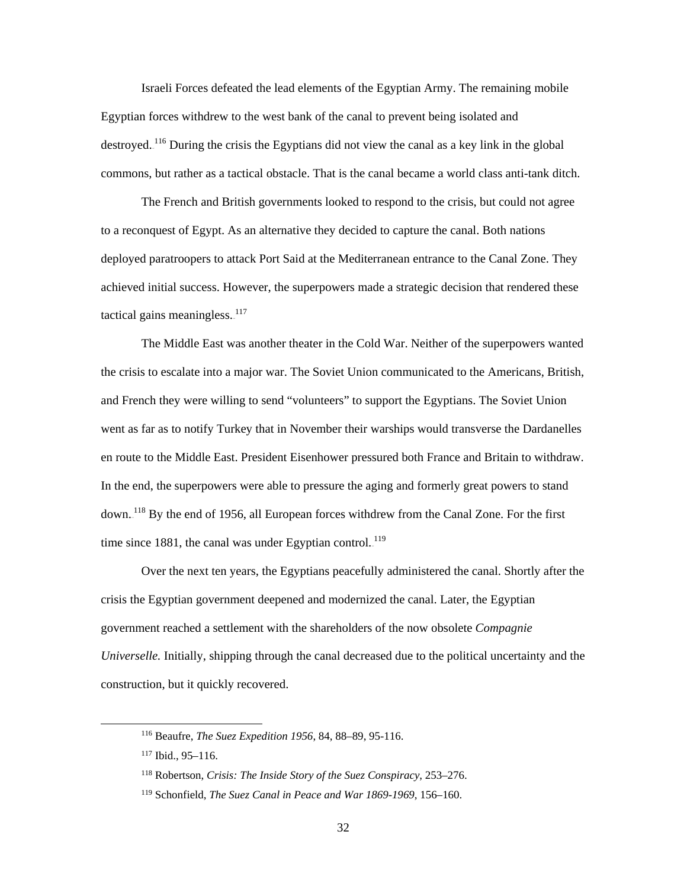Israeli Forces defeated the lead elements of the Egyptian Army. The remaining mobile Egyptian forces withdrew to the west bank of the canal to prevent being isolated and destroyed.[116] During the crisis the Egyptians did not view the canal as a key link in the global commons, but rather as a tactical obstacle. That is the canal became a world class anti-tank ditch.

The French and British governments looked to respond to the crisis, but could not agree to a reconquest of Egypt. As an alternative they decided to capture the canal. Both nations deployed paratroopers to attack Port Said at the Mediterranean entrance to the Canal Zone. They achieved initial success. However, the superpowers made a strategic decision that rendered these tactical gains meaningless.[117]

The Middle East was another theater in the Cold War. Neither of the superpowers wanted the crisis to escalate into a major war. The Soviet Union communicated to the Americans, British, and French they were willing to send "volunteers" to support the Egyptians. The Soviet Union went as far as to notify Turkey that in November their warships would transverse the Dardanelles en route to the Middle East. President Eisenhower pressured both France and Britain to withdraw. In the end, the superpowers were able to pressure the aging and formerly great powers to stand down.[118] By the end of 1956, all European forces withdrew from the Canal Zone. For the first time since 1881, the canal was under Egyptian control.[119]

Over the next ten years, the Egyptians peacefully administered the canal. Shortly after the crisis the Egyptian government deepened and modernized the canal. Later, the Egyptian government reached a settlement with the shareholders of the now obsolete *Compagnie Universelle.* Initially, shipping through the canal decreased due to the political uncertainty and the construction, but it quickly recovered.

---

[116] Beaufre, *The Suez Expedition 1956*, 84, 88–89, 95-116.

[117] Ibid., 95–116.

[118] Robertson, *Crisis: The Inside Story of the Suez Conspiracy*, 253–276.

[119] Schonfield, *The Suez Canal in Peace and War 1869-1969*, 156–160.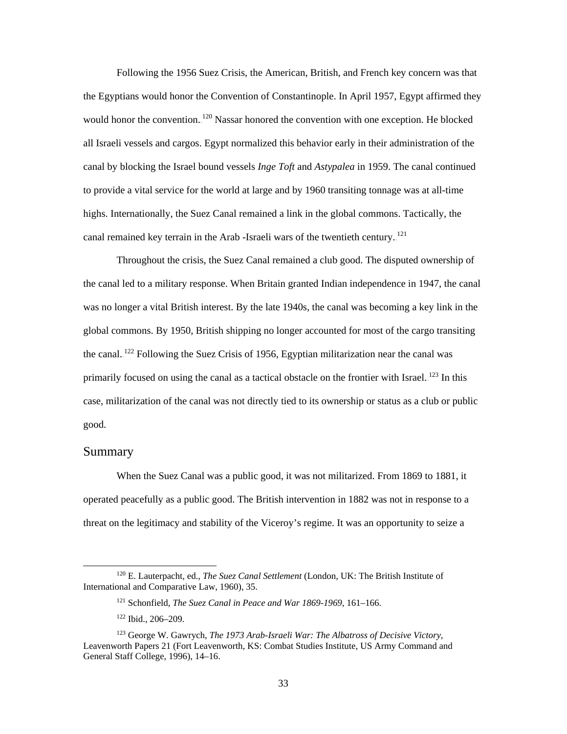Following the 1956 Suez Crisis, the American, British, and French key concern was that the Egyptians would honor the Convention of Constantinople. In April 1957, Egypt affirmed they would honor the convention.[120] Nassar honored the convention with one exception. He blocked all Israeli vessels and cargos. Egypt normalized this behavior early in their administration of the canal by blocking the Israel bound vessels *Inge Toft* and *Astypalea* in 1959. The canal continued to provide a vital service for the world at large and by 1960 transiting tonnage was at all-time highs. Internationally, the Suez Canal remained a link in the global commons. Tactically, the canal remained key terrain in the Arab -Israeli wars of the twentieth century.[121]

Throughout the crisis, the Suez Canal remained a club good. The disputed ownership of the canal led to a military response. When Britain granted Indian independence in 1947, the canal was no longer a vital British interest. By the late 1940s, the canal was becoming a key link in the global commons. By 1950, British shipping no longer accounted for most of the cargo transiting the canal.[122] Following the Suez Crisis of 1956, Egyptian militarization near the canal was primarily focused on using the canal as a tactical obstacle on the frontier with Israel.[123] In this case, militarization of the canal was not directly tied to its ownership or status as a club or public good.

## Summary

When the Suez Canal was a public good, it was not militarized. From 1869 to 1881, it operated peacefully as a public good. The British intervention in 1882 was not in response to a threat on the legitimacy and stability of the Viceroy's regime. It was an opportunity to seize a

---

[120] E. Lauterpacht, ed., *The Suez Canal Settlement* (London, UK: The British Institute of International and Comparative Law, 1960), 35.

[121] Schonfield, *The Suez Canal in Peace and War 1869-1969*, 161–166.

[122] Ibid., 206–209.

[123] George W. Gawrych, *The 1973 Arab-Israeli War: The Albatross of Decisive Victory*, Leavenworth Papers 21 (Fort Leavenworth, KS: Combat Studies Institute, US Army Command and General Staff College, 1996), 14–16.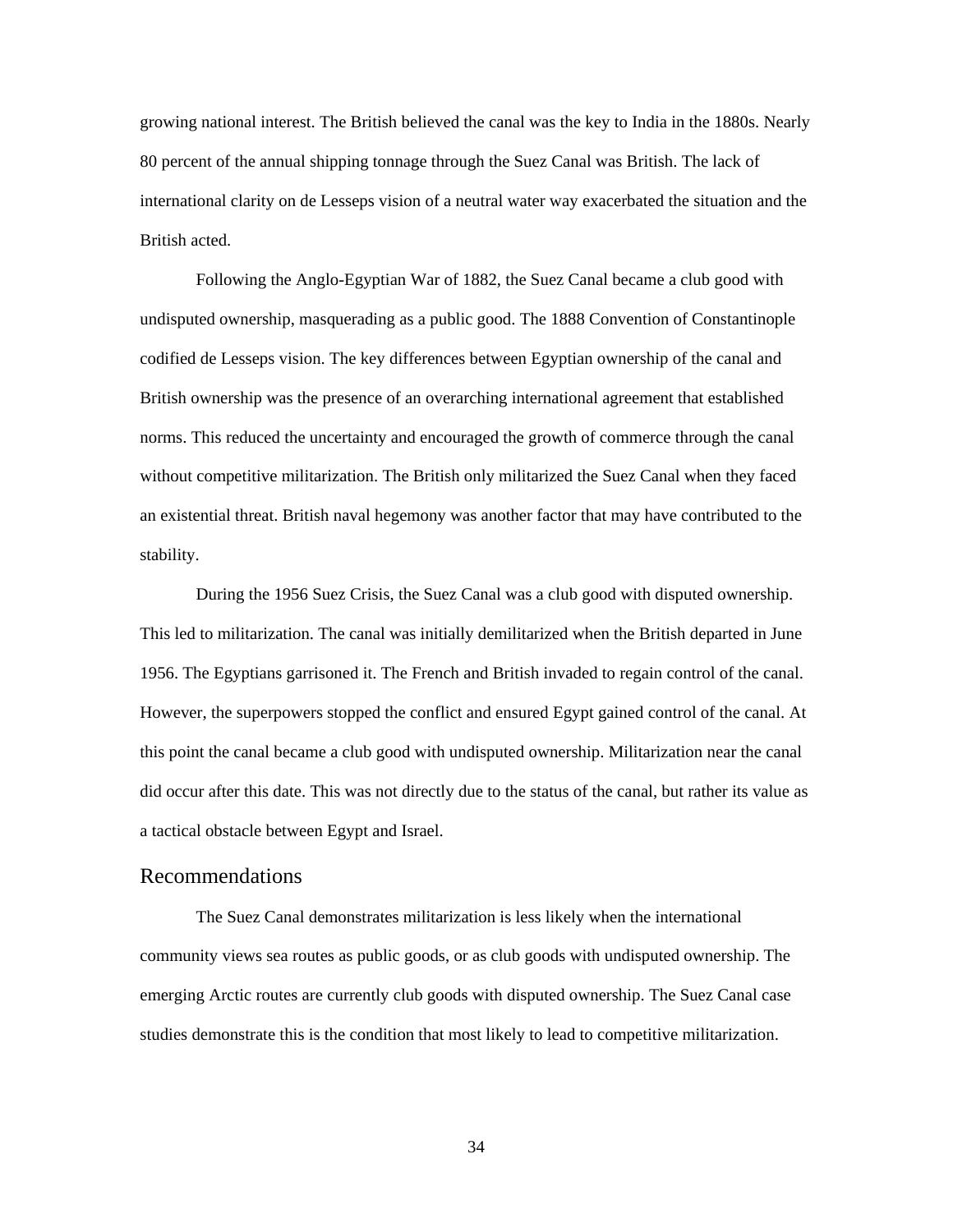growing national interest. The British believed the canal was the key to India in the 1880s. Nearly 80 percent of the annual shipping tonnage through the Suez Canal was British. The lack of international clarity on de Lesseps vision of a neutral water way exacerbated the situation and the British acted.

Following the Anglo-Egyptian War of 1882, the Suez Canal became a club good with undisputed ownership, masquerading as a public good. The 1888 Convention of Constantinople codified de Lesseps vision. The key differences between Egyptian ownership of the canal and British ownership was the presence of an overarching international agreement that established norms. This reduced the uncertainty and encouraged the growth of commerce through the canal without competitive militarization. The British only militarized the Suez Canal when they faced an existential threat. British naval hegemony was another factor that may have contributed to the stability.

During the 1956 Suez Crisis, the Suez Canal was a club good with disputed ownership. This led to militarization. The canal was initially demilitarized when the British departed in June 1956. The Egyptians garrisoned it. The French and British invaded to regain control of the canal. However, the superpowers stopped the conflict and ensured Egypt gained control of the canal. At this point the canal became a club good with undisputed ownership. Militarization near the canal did occur after this date. This was not directly due to the status of the canal, but rather its value as a tactical obstacle between Egypt and Israel.

## Recommendations

The Suez Canal demonstrates militarization is less likely when the international community views sea routes as public goods, or as club goods with undisputed ownership. The emerging Arctic routes are currently club goods with disputed ownership. The Suez Canal case studies demonstrate this is the condition that most likely to lead to competitive militarization.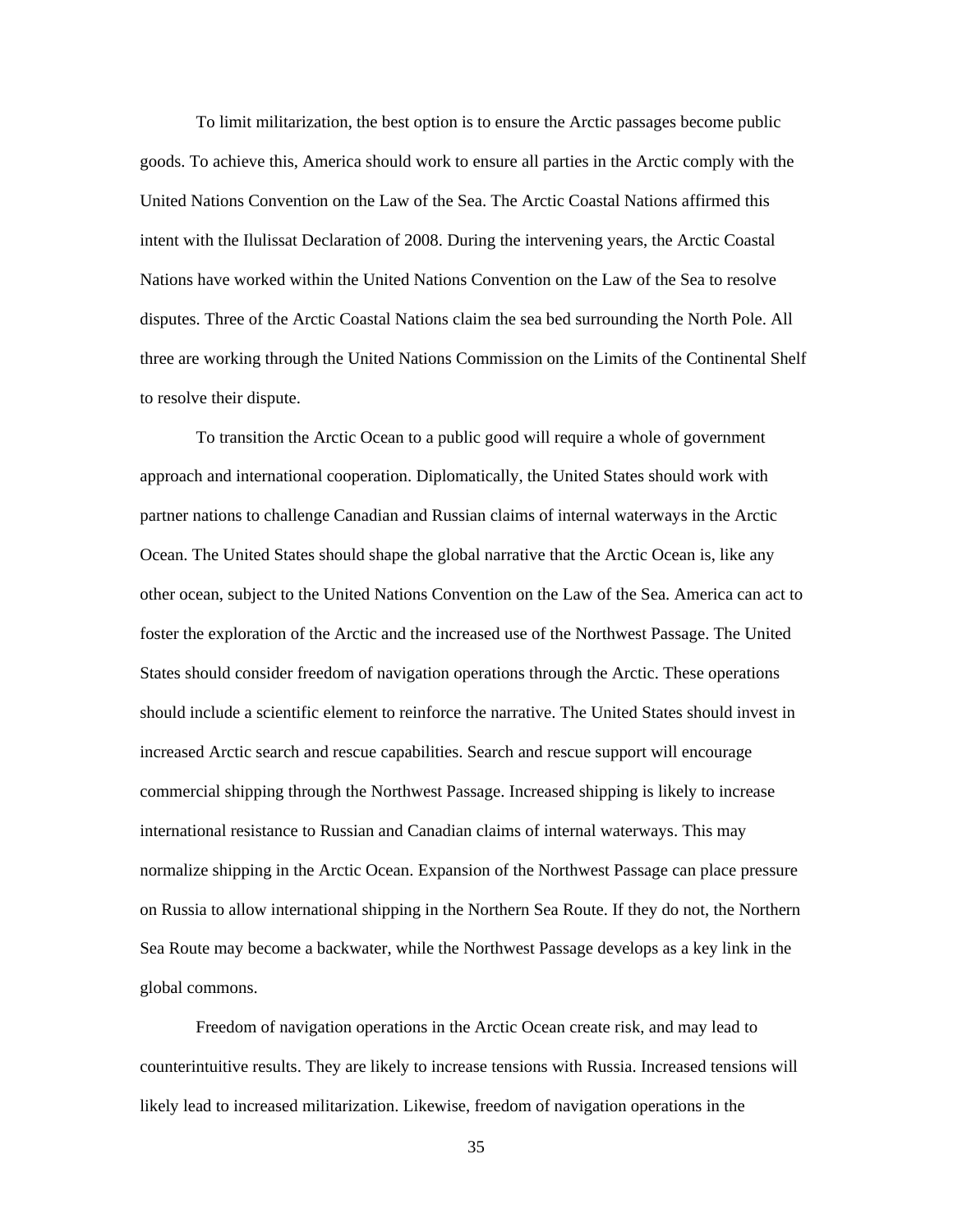To limit militarization, the best option is to ensure the Arctic passages become public goods. To achieve this, America should work to ensure all parties in the Arctic comply with the United Nations Convention on the Law of the Sea. The Arctic Coastal Nations affirmed this intent with the Ilulissat Declaration of 2008. During the intervening years, the Arctic Coastal Nations have worked within the United Nations Convention on the Law of the Sea to resolve disputes. Three of the Arctic Coastal Nations claim the sea bed surrounding the North Pole. All three are working through the United Nations Commission on the Limits of the Continental Shelf to resolve their dispute.

To transition the Arctic Ocean to a public good will require a whole of government approach and international cooperation. Diplomatically, the United States should work with partner nations to challenge Canadian and Russian claims of internal waterways in the Arctic Ocean. The United States should shape the global narrative that the Arctic Ocean is, like any other ocean, subject to the United Nations Convention on the Law of the Sea. America can act to foster the exploration of the Arctic and the increased use of the Northwest Passage. The United States should consider freedom of navigation operations through the Arctic. These operations should include a scientific element to reinforce the narrative. The United States should invest in increased Arctic search and rescue capabilities. Search and rescue support will encourage commercial shipping through the Northwest Passage. Increased shipping is likely to increase international resistance to Russian and Canadian claims of internal waterways. This may normalize shipping in the Arctic Ocean. Expansion of the Northwest Passage can place pressure on Russia to allow international shipping in the Northern Sea Route. If they do not, the Northern Sea Route may become a backwater, while the Northwest Passage develops as a key link in the global commons.

Freedom of navigation operations in the Arctic Ocean create risk, and may lead to counterintuitive results. They are likely to increase tensions with Russia. Increased tensions will likely lead to increased militarization. Likewise, freedom of navigation operations in the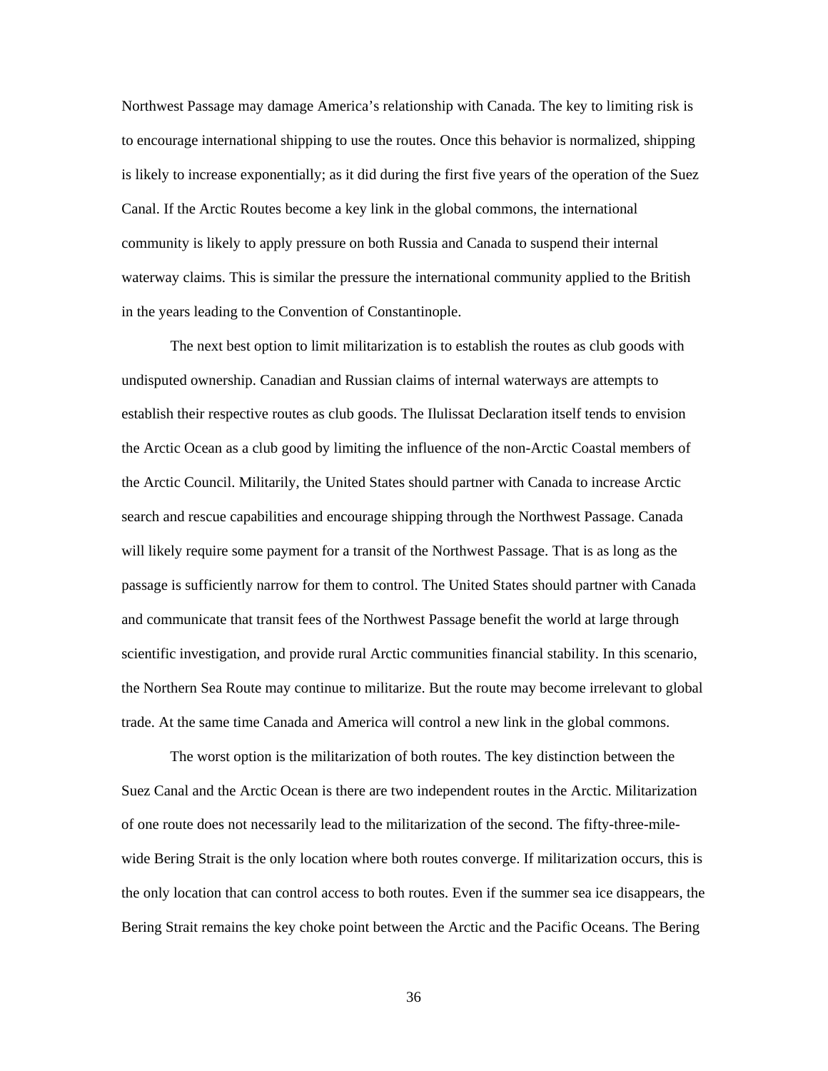Northwest Passage may damage America's relationship with Canada. The key to limiting risk is to encourage international shipping to use the routes. Once this behavior is normalized, shipping is likely to increase exponentially; as it did during the first five years of the operation of the Suez Canal. If the Arctic Routes become a key link in the global commons, the international community is likely to apply pressure on both Russia and Canada to suspend their internal waterway claims. This is similar the pressure the international community applied to the British in the years leading to the Convention of Constantinople.

The next best option to limit militarization is to establish the routes as club goods with undisputed ownership. Canadian and Russian claims of internal waterways are attempts to establish their respective routes as club goods. The Ilulissat Declaration itself tends to envision the Arctic Ocean as a club good by limiting the influence of the non-Arctic Coastal members of the Arctic Council. Militarily, the United States should partner with Canada to increase Arctic search and rescue capabilities and encourage shipping through the Northwest Passage. Canada will likely require some payment for a transit of the Northwest Passage. That is as long as the passage is sufficiently narrow for them to control. The United States should partner with Canada and communicate that transit fees of the Northwest Passage benefit the world at large through scientific investigation, and provide rural Arctic communities financial stability. In this scenario, the Northern Sea Route may continue to militarize. But the route may become irrelevant to global trade. At the same time Canada and America will control a new link in the global commons.

The worst option is the militarization of both routes. The key distinction between the Suez Canal and the Arctic Ocean is there are two independent routes in the Arctic. Militarization of one route does not necessarily lead to the militarization of the second. The fifty-three-mile-wide Bering Strait is the only location where both routes converge. If militarization occurs, this is the only location that can control access to both routes. Even if the summer sea ice disappears, the Bering Strait remains the key choke point between the Arctic and the Pacific Oceans. The Bering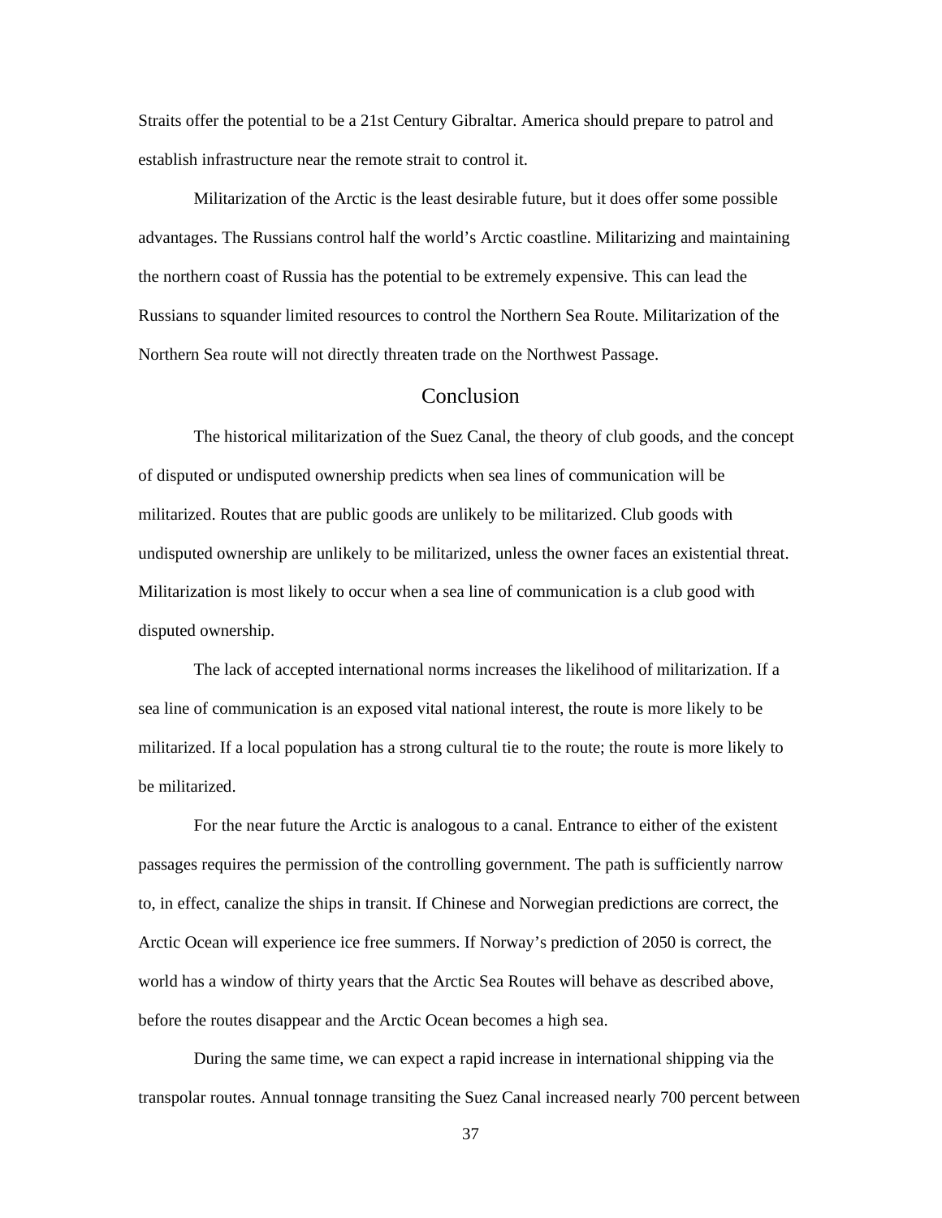Straits offer the potential to be a 21st Century Gibraltar. America should prepare to patrol and establish infrastructure near the remote strait to control it.

Militarization of the Arctic is the least desirable future, but it does offer some possible advantages. The Russians control half the world's Arctic coastline. Militarizing and maintaining the northern coast of Russia has the potential to be extremely expensive. This can lead the Russians to squander limited resources to control the Northern Sea Route. Militarization of the Northern Sea route will not directly threaten trade on the Northwest Passage.

## Conclusion

The historical militarization of the Suez Canal, the theory of club goods, and the concept of disputed or undisputed ownership predicts when sea lines of communication will be militarized. Routes that are public goods are unlikely to be militarized. Club goods with undisputed ownership are unlikely to be militarized, unless the owner faces an existential threat. Militarization is most likely to occur when a sea line of communication is a club good with disputed ownership.

The lack of accepted international norms increases the likelihood of militarization. If a sea line of communication is an exposed vital national interest, the route is more likely to be militarized. If a local population has a strong cultural tie to the route; the route is more likely to be militarized.

For the near future the Arctic is analogous to a canal. Entrance to either of the existent passages requires the permission of the controlling government. The path is sufficiently narrow to, in effect, canalize the ships in transit. If Chinese and Norwegian predictions are correct, the Arctic Ocean will experience ice free summers. If Norway's prediction of 2050 is correct, the world has a window of thirty years that the Arctic Sea Routes will behave as described above, before the routes disappear and the Arctic Ocean becomes a high sea.

During the same time, we can expect a rapid increase in international shipping via the transpolar routes. Annual tonnage transiting the Suez Canal increased nearly 700 percent between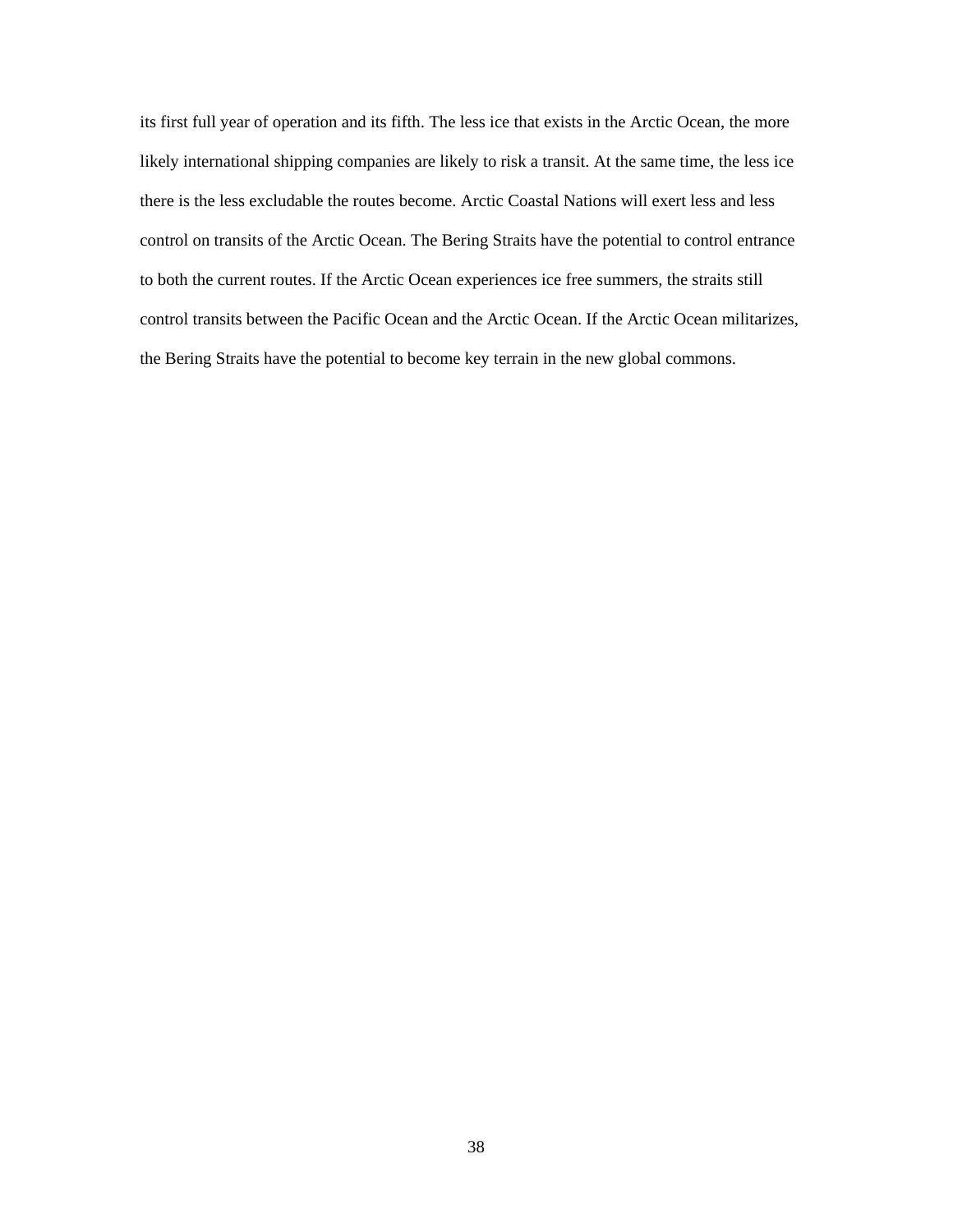its first full year of operation and its fifth. The less ice that exists in the Arctic Ocean, the more likely international shipping companies are likely to risk a transit. At the same time, the less ice there is the less excludable the routes become. Arctic Coastal Nations will exert less and less control on transits of the Arctic Ocean. The Bering Straits have the potential to control entrance to both the current routes. If the Arctic Ocean experiences ice free summers, the straits still control transits between the Pacific Ocean and the Arctic Ocean. If the Arctic Ocean militarizes, the Bering Straits have the potential to become key terrain in the new global commons.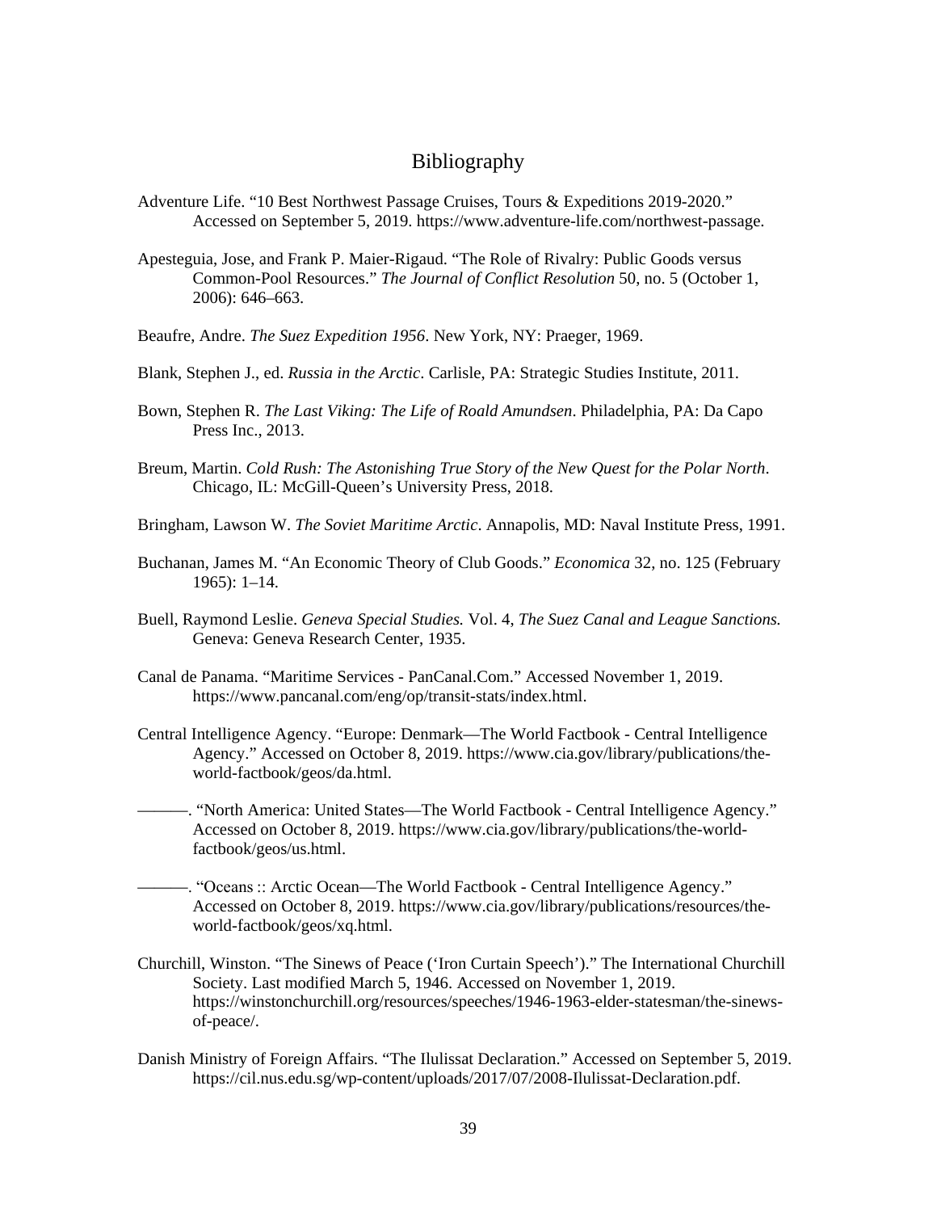# Bibliography

Adventure Life. "10 Best Northwest Passage Cruises, Tours & Expeditions 2019-2020." Accessed on September 5, 2019. https://www.adventure-life.com/northwest-passage.

Apesteguia, Jose, and Frank P. Maier-Rigaud. "The Role of Rivalry: Public Goods versus Common-Pool Resources." *The Journal of Conflict Resolution* 50, no. 5 (October 1, 2006): 646–663.

Beaufre, Andre. *The Suez Expedition 1956*. New York, NY: Praeger, 1969.

Blank, Stephen J., ed. *Russia in the Arctic*. Carlisle, PA: Strategic Studies Institute, 2011.

Bown, Stephen R. *The Last Viking: The Life of Roald Amundsen*. Philadelphia, PA: Da Capo Press Inc., 2013.

Breum, Martin. *Cold Rush: The Astonishing True Story of the New Quest for the Polar North*. Chicago, IL: McGill-Queen's University Press, 2018.

Bringham, Lawson W. *The Soviet Maritime Arctic*. Annapolis, MD: Naval Institute Press, 1991.

Buchanan, James M. "An Economic Theory of Club Goods." *Economica* 32, no. 125 (February 1965): 1–14.

Buell, Raymond Leslie. *Geneva Special Studies.* Vol. 4, *The Suez Canal and League Sanctions.* Geneva: Geneva Research Center, 1935.

Canal de Panama. "Maritime Services - PanCanal.Com." Accessed November 1, 2019. https://www.pancanal.com/eng/op/transit-stats/index.html.

Central Intelligence Agency. "Europe: Denmark—The World Factbook - Central Intelligence Agency." Accessed on October 8, 2019. https://www.cia.gov/library/publications/the-world-factbook/geos/da.html.

———. "North America: United States—The World Factbook - Central Intelligence Agency." Accessed on October 8, 2019. https://www.cia.gov/library/publications/the-world-factbook/geos/us.html.

———. "Oceans :: Arctic Ocean—The World Factbook - Central Intelligence Agency." Accessed on October 8, 2019. https://www.cia.gov/library/publications/resources/the-world-factbook/geos/xq.html.

Churchill, Winston. "The Sinews of Peace ('Iron Curtain Speech')." The International Churchill Society. Last modified March 5, 1946. Accessed on November 1, 2019. https://winstonchurchill.org/resources/speeches/1946-1963-elder-statesman/the-sinews-of-peace/.

Danish Ministry of Foreign Affairs. "The Ilulissat Declaration." Accessed on September 5, 2019. https://cil.nus.edu.sg/wp-content/uploads/2017/07/2008-Ilulissat-Declaration.pdf.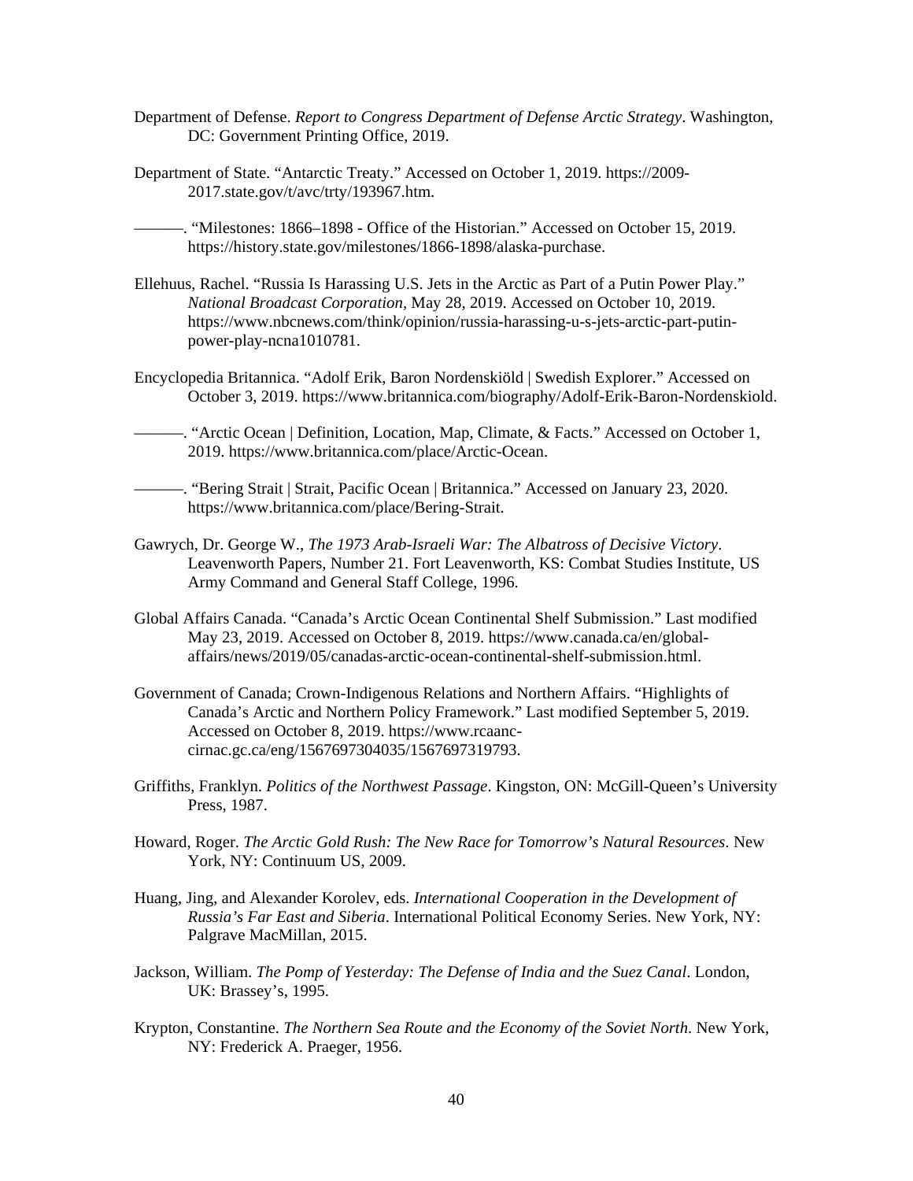Department of Defense. *Report to Congress Department of Defense Arctic Strategy*. Washington, DC: Government Printing Office, 2019.

Department of State. "Antarctic Treaty." Accessed on October 1, 2019. https://2009-2017.state.gov/t/avc/trty/193967.htm.

———. "Milestones: 1866–1898 - Office of the Historian." Accessed on October 15, 2019. https://history.state.gov/milestones/1866-1898/alaska-purchase.

Ellehuus, Rachel. "Russia Is Harassing U.S. Jets in the Arctic as Part of a Putin Power Play." *National Broadcast Corporation*, May 28, 2019. Accessed on October 10, 2019. https://www.nbcnews.com/think/opinion/russia-harassing-u-s-jets-arctic-part-putin-power-play-ncna1010781.

Encyclopedia Britannica. "Adolf Erik, Baron Nordenskiöld | Swedish Explorer." Accessed on October 3, 2019. https://www.britannica.com/biography/Adolf-Erik-Baron-Nordenskiold.

———. "Arctic Ocean | Definition, Location, Map, Climate, & Facts." Accessed on October 1, 2019. https://www.britannica.com/place/Arctic-Ocean.

———. "Bering Strait | Strait, Pacific Ocean | Britannica." Accessed on January 23, 2020. https://www.britannica.com/place/Bering-Strait.

Gawrych, Dr. George W., *The 1973 Arab-Israeli War: The Albatross of Decisive Victory*. Leavenworth Papers, Number 21. Fort Leavenworth, KS: Combat Studies Institute, US Army Command and General Staff College, 1996.

Global Affairs Canada. "Canada's Arctic Ocean Continental Shelf Submission." Last modified May 23, 2019. Accessed on October 8, 2019. https://www.canada.ca/en/global-affairs/news/2019/05/canadas-arctic-ocean-continental-shelf-submission.html.

Government of Canada; Crown-Indigenous Relations and Northern Affairs. "Highlights of Canada's Arctic and Northern Policy Framework." Last modified September 5, 2019. Accessed on October 8, 2019. https://www.rcaanc-cirnac.gc.ca/eng/1567697304035/1567697319793.

Griffiths, Franklyn. *Politics of the Northwest Passage*. Kingston, ON: McGill-Queen's University Press, 1987.

Howard, Roger. *The Arctic Gold Rush: The New Race for Tomorrow's Natural Resources*. New York, NY: Continuum US, 2009.

Huang, Jing, and Alexander Korolev, eds. *International Cooperation in the Development of Russia's Far East and Siberia*. International Political Economy Series. New York, NY: Palgrave MacMillan, 2015.

Jackson, William. *The Pomp of Yesterday: The Defense of India and the Suez Canal*. London, UK: Brassey's, 1995.

Krypton, Constantine. *The Northern Sea Route and the Economy of the Soviet North*. New York, NY: Frederick A. Praeger, 1956.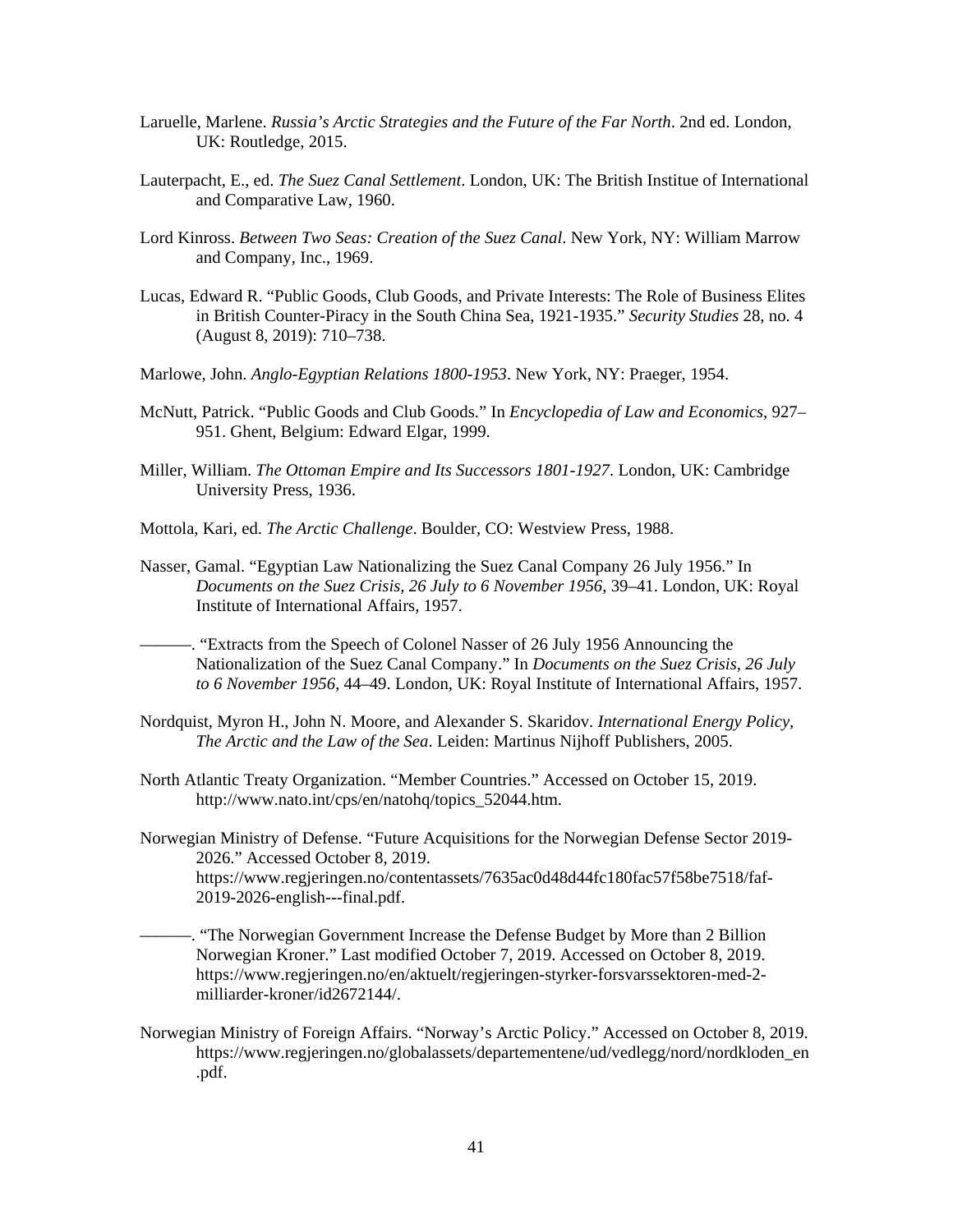Laruelle, Marlene. *Russia's Arctic Strategies and the Future of the Far North*. 2nd ed. London, UK: Routledge, 2015.

Lauterpacht, E., ed. *The Suez Canal Settlement*. London, UK: The British Institue of International and Comparative Law, 1960.

Lord Kinross. *Between Two Seas: Creation of the Suez Canal*. New York, NY: William Marrow and Company, Inc., 1969.

Lucas, Edward R. "Public Goods, Club Goods, and Private Interests: The Role of Business Elites in British Counter-Piracy in the South China Sea, 1921-1935." *Security Studies* 28, no. 4 (August 8, 2019): 710–738.

Marlowe, John. *Anglo-Egyptian Relations 1800-1953*. New York, NY: Praeger, 1954.

McNutt, Patrick. "Public Goods and Club Goods." In *Encyclopedia of Law and Economics*, 927–951. Ghent, Belgium: Edward Elgar, 1999.

Miller, William. *The Ottoman Empire and Its Successors 1801-1927*. London, UK: Cambridge University Press, 1936.

Mottola, Kari, ed. *The Arctic Challenge*. Boulder, CO: Westview Press, 1988.

Nasser, Gamal. "Egyptian Law Nationalizing the Suez Canal Company 26 July 1956." In *Documents on the Suez Crisis, 26 July to 6 November 1956*, 39–41. London, UK: Royal Institute of International Affairs, 1957.

———. "Extracts from the Speech of Colonel Nasser of 26 July 1956 Announcing the Nationalization of the Suez Canal Company." In *Documents on the Suez Crisis, 26 July to 6 November 1956*, 44–49. London, UK: Royal Institute of International Affairs, 1957.

Nordquist, Myron H., John N. Moore, and Alexander S. Skaridov. *International Energy Policy, The Arctic and the Law of the Sea*. Leiden: Martinus Nijhoff Publishers, 2005.

North Atlantic Treaty Organization. "Member Countries." Accessed on October 15, 2019. http://www.nato.int/cps/en/natohq/topics_52044.htm.

Norwegian Ministry of Defense. "Future Acquisitions for the Norwegian Defense Sector 2019-2026." Accessed October 8, 2019. https://www.regjeringen.no/contentassets/7635ac0d48d44fc180fac57f58be7518/faf-2019-2026-english---final.pdf.

———. "The Norwegian Government Increase the Defense Budget by More than 2 Billion Norwegian Kroner." Last modified October 7, 2019. Accessed on October 8, 2019. https://www.regjeringen.no/en/aktuelt/regjeringen-styrker-forsvarssektoren-med-2-milliarder-kroner/id2672144/.

Norwegian Ministry of Foreign Affairs. "Norway's Arctic Policy." Accessed on October 8, 2019. https://www.regjeringen.no/globalassets/departementene/ud/vedlegg/nord/nordkloden_en.pdf.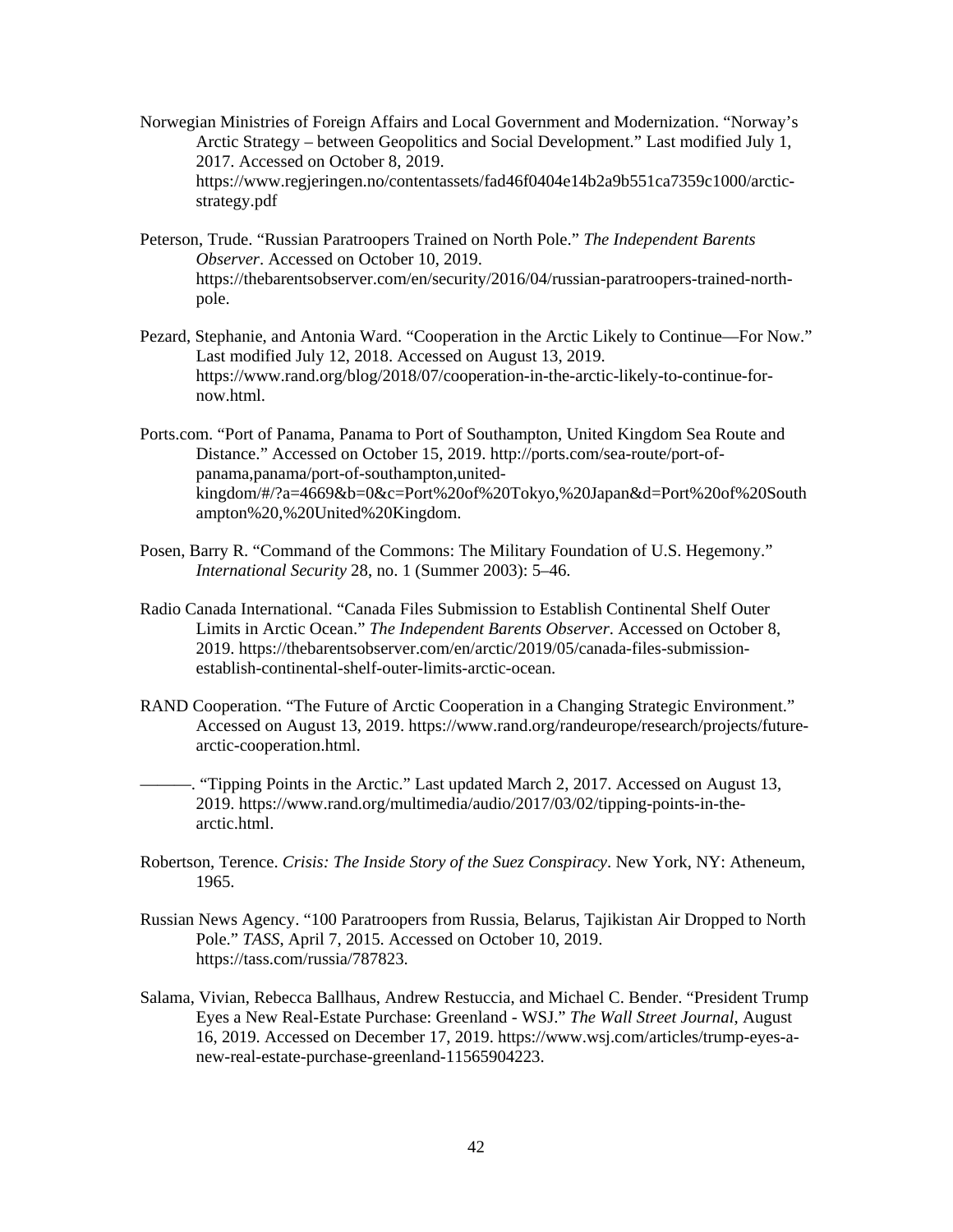Norwegian Ministries of Foreign Affairs and Local Government and Modernization. "Norway's Arctic Strategy – between Geopolitics and Social Development." Last modified July 1, 2017. Accessed on October 8, 2019. https://www.regjeringen.no/contentassets/fad46f0404e14b2a9b551ca7359c1000/arctic-strategy.pdf

Peterson, Trude. "Russian Paratroopers Trained on North Pole." *The Independent Barents Observer*. Accessed on October 10, 2019. https://thebarentsobserver.com/en/security/2016/04/russian-paratroopers-trained-north-pole.

Pezard, Stephanie, and Antonia Ward. "Cooperation in the Arctic Likely to Continue—For Now." Last modified July 12, 2018. Accessed on August 13, 2019. https://www.rand.org/blog/2018/07/cooperation-in-the-arctic-likely-to-continue-for-now.html.

Ports.com. "Port of Panama, Panama to Port of Southampton, United Kingdom Sea Route and Distance." Accessed on October 15, 2019. http://ports.com/sea-route/port-of-panama,panama/port-of-southampton,united-kingdom/#/?a=4669&b=0&c=Port%20of%20Tokyo,%20Japan&d=Port%20of%20Southampton%20,%20United%20Kingdom.

Posen, Barry R. "Command of the Commons: The Military Foundation of U.S. Hegemony." *International Security* 28, no. 1 (Summer 2003): 5–46.

Radio Canada International. "Canada Files Submission to Establish Continental Shelf Outer Limits in Arctic Ocean." *The Independent Barents Observer*. Accessed on October 8, 2019. https://thebarentsobserver.com/en/arctic/2019/05/canada-files-submission-establish-continental-shelf-outer-limits-arctic-ocean.

RAND Cooperation. "The Future of Arctic Cooperation in a Changing Strategic Environment." Accessed on August 13, 2019. https://www.rand.org/randeurope/research/projects/future-arctic-cooperation.html.

———. "Tipping Points in the Arctic." Last updated March 2, 2017. Accessed on August 13, 2019. https://www.rand.org/multimedia/audio/2017/03/02/tipping-points-in-the-arctic.html.

Robertson, Terence. *Crisis: The Inside Story of the Suez Conspiracy*. New York, NY: Atheneum, 1965.

Russian News Agency. "100 Paratroopers from Russia, Belarus, Tajikistan Air Dropped to North Pole." *TASS*, April 7, 2015. Accessed on October 10, 2019. https://tass.com/russia/787823.

Salama, Vivian, Rebecca Ballhaus, Andrew Restuccia, and Michael C. Bender. "President Trump Eyes a New Real-Estate Purchase: Greenland - WSJ." *The Wall Street Journal*, August 16, 2019. Accessed on December 17, 2019. https://www.wsj.com/articles/trump-eyes-a-new-real-estate-purchase-greenland-11565904223.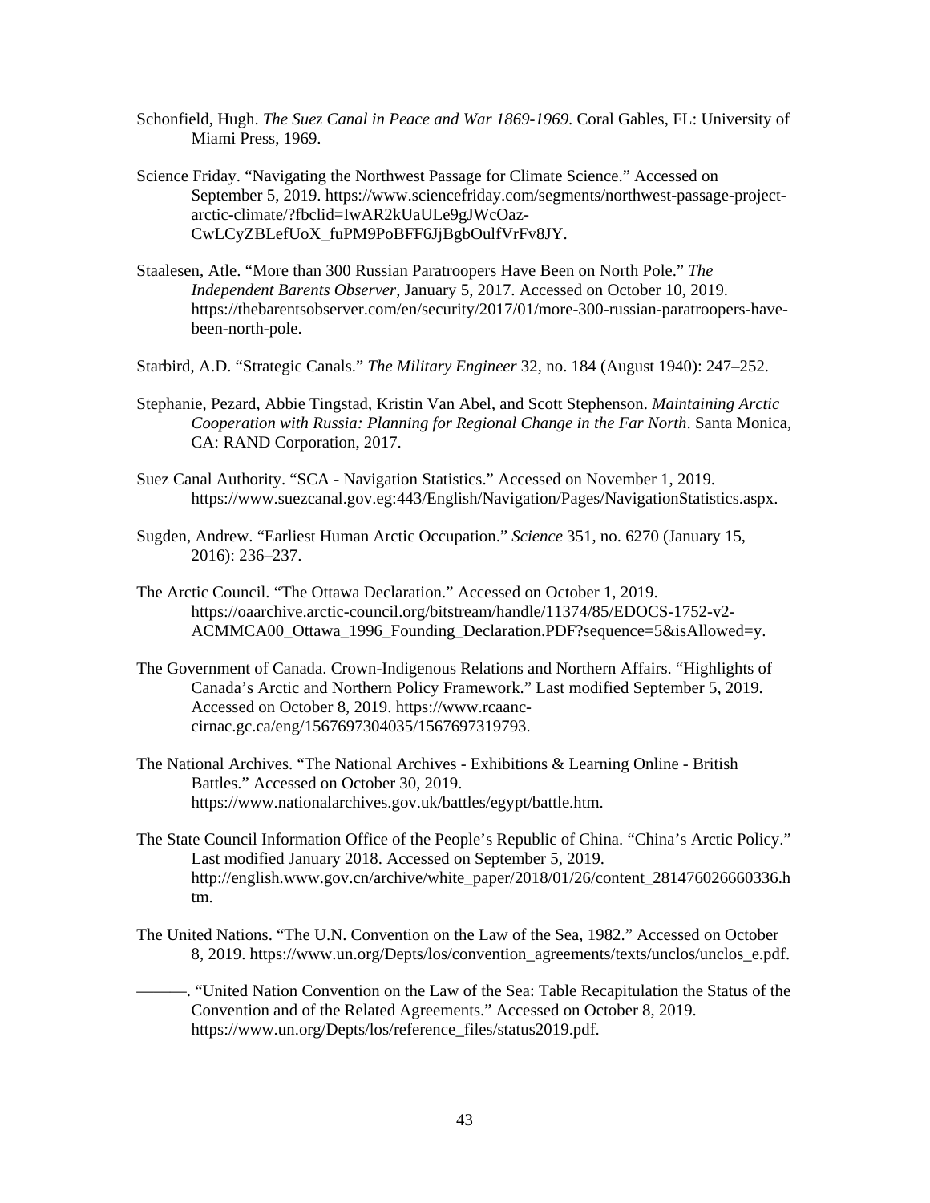Schonfield, Hugh. *The Suez Canal in Peace and War 1869-1969*. Coral Gables, FL: University of Miami Press, 1969.

Science Friday. "Navigating the Northwest Passage for Climate Science." Accessed on September 5, 2019. https://www.sciencefriday.com/segments/northwest-passage-project-arctic-climate/?fbclid=IwAR2kUaULe9gJWcOaz-CwLCyZBLefUoX_fuPM9PoBFF6JjBgbOulfVrFv8JY.

Staalesen, Atle. "More than 300 Russian Paratroopers Have Been on North Pole." *The Independent Barents Observer*, January 5, 2017. Accessed on October 10, 2019. https://thebarentsobserver.com/en/security/2017/01/more-300-russian-paratroopers-have-been-north-pole.

Starbird, A.D. "Strategic Canals." *The Military Engineer* 32, no. 184 (August 1940): 247–252.

Stephanie, Pezard, Abbie Tingstad, Kristin Van Abel, and Scott Stephenson. *Maintaining Arctic Cooperation with Russia: Planning for Regional Change in the Far North*. Santa Monica, CA: RAND Corporation, 2017.

Suez Canal Authority. "SCA - Navigation Statistics." Accessed on November 1, 2019. https://www.suezcanal.gov.eg:443/English/Navigation/Pages/NavigationStatistics.aspx.

Sugden, Andrew. "Earliest Human Arctic Occupation." *Science* 351, no. 6270 (January 15, 2016): 236–237.

The Arctic Council. "The Ottawa Declaration." Accessed on October 1, 2019. https://oaarchive.arctic-council.org/bitstream/handle/11374/85/EDOCS-1752-v2-ACMMCA00_Ottawa_1996_Founding_Declaration.PDF?sequence=5&isAllowed=y.

The Government of Canada. Crown-Indigenous Relations and Northern Affairs. "Highlights of Canada's Arctic and Northern Policy Framework." Last modified September 5, 2019. Accessed on October 8, 2019. https://www.rcaanc-cirnac.gc.ca/eng/1567697304035/1567697319793.

The National Archives. "The National Archives - Exhibitions & Learning Online - British Battles." Accessed on October 30, 2019. https://www.nationalarchives.gov.uk/battles/egypt/battle.htm.

The State Council Information Office of the People's Republic of China. "China's Arctic Policy." Last modified January 2018. Accessed on September 5, 2019. http://english.www.gov.cn/archive/white_paper/2018/01/26/content_281476026660336.htm.

The United Nations. "The U.N. Convention on the Law of the Sea, 1982." Accessed on October 8, 2019. https://www.un.org/Depts/los/convention_agreements/texts/unclos/unclos_e.pdf.

———. "United Nation Convention on the Law of the Sea: Table Recapitulation the Status of the Convention and of the Related Agreements." Accessed on October 8, 2019. https://www.un.org/Depts/los/reference_files/status2019.pdf.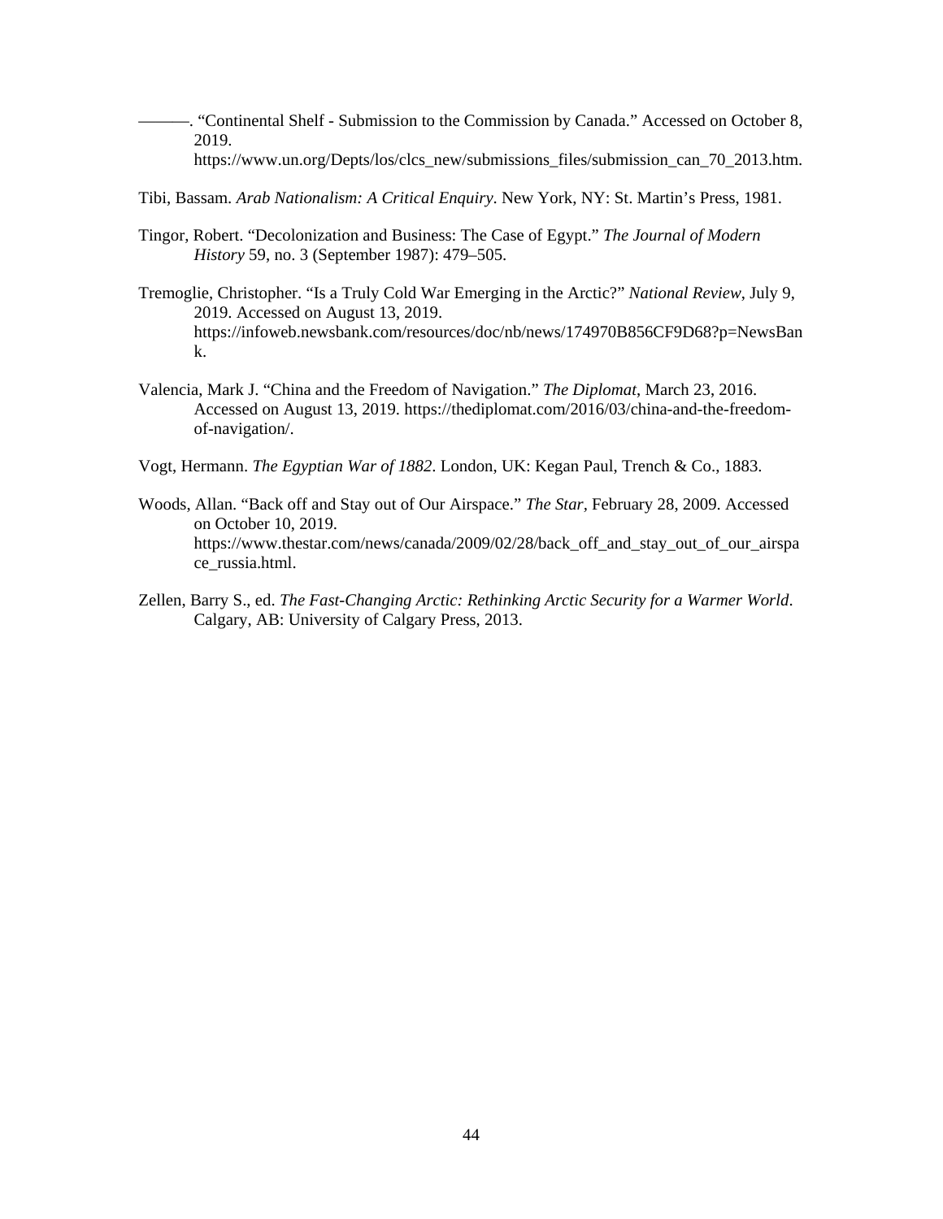———. “Continental Shelf - Submission to the Commission by Canada.” Accessed on October 8, 2019. https://www.un.org/Depts/los/clcs_new/submissions_files/submission_can_70_2013.htm.

Tibi, Bassam. *Arab Nationalism: A Critical Enquiry*. New York, NY: St. Martin’s Press, 1981.

Tingor, Robert. “Decolonization and Business: The Case of Egypt.” *The Journal of Modern History* 59, no. 3 (September 1987): 479–505.

Tremoglie, Christopher. “Is a Truly Cold War Emerging in the Arctic?” *National Review*, July 9, 2019. Accessed on August 13, 2019. https://infoweb.newsbank.com/resources/doc/nb/news/174970B856CF9D68?p=NewsBank.

Valencia, Mark J. “China and the Freedom of Navigation.” *The Diplomat*, March 23, 2016. Accessed on August 13, 2019. https://thediplomat.com/2016/03/china-and-the-freedom-of-navigation/.

Vogt, Hermann. *The Egyptian War of 1882*. London, UK: Kegan Paul, Trench & Co., 1883.

Woods, Allan. “Back off and Stay out of Our Airspace.” *The Star*, February 28, 2009. Accessed on October 10, 2019. https://www.thestar.com/news/canada/2009/02/28/back_off_and_stay_out_of_our_airspace_russia.html.

Zellen, Barry S., ed. *The Fast-Changing Arctic: Rethinking Arctic Security for a Warmer World*. Calgary, AB: University of Calgary Press, 2013.